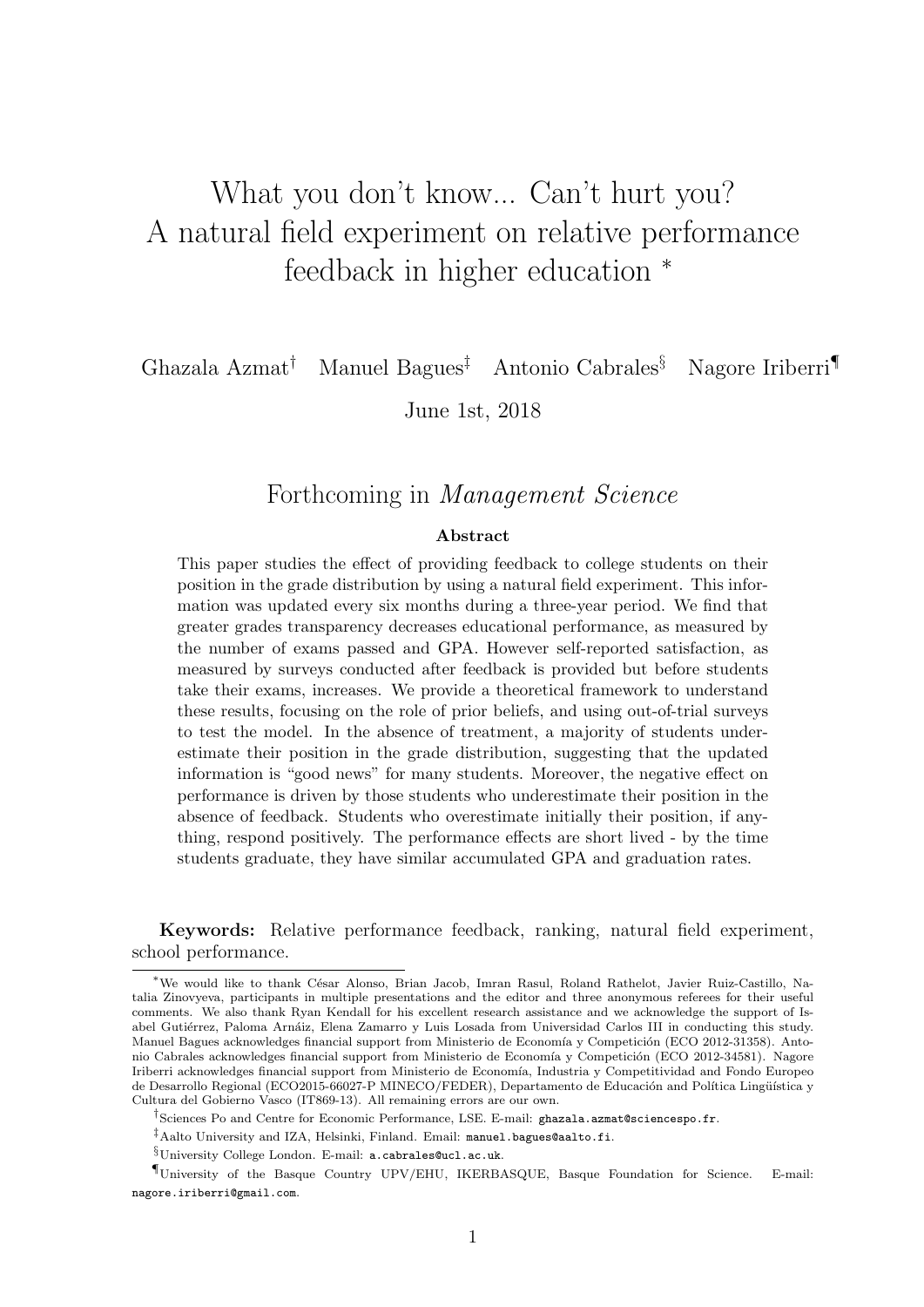# What you don't know... Can't hurt you? A natural field experiment on relative performance feedback in higher education *

Ghazala Azmat[†] Manuel Bagues[‡] Antonio Cabrales[§] Nagore Iriberri[¶]

June 1st, 2018

Forthcoming in *Management Science*

**Abstract**

This paper studies the effect of providing feedback to college students on their position in the grade distribution by using a natural field experiment. This information was updated every six months during a three-year period. We find that greater grades transparency decreases educational performance, as measured by the number of exams passed and GPA. However self-reported satisfaction, as measured by surveys conducted after feedback is provided but before students take their exams, increases. We provide a theoretical framework to understand these results, focusing on the role of prior beliefs, and using out-of-trial surveys to test the model. In the absence of treatment, a majority of students underestimate their position in the grade distribution, suggesting that the updated information is "good news" for many students. Moreover, the negative effect on performance is driven by those students who underestimate their position in the absence of feedback. Students who overestimate initially their position, if anything, respond positively. The performance effects are short lived - by the time students graduate, they have similar accumulated GPA and graduation rates.

**Keywords:** Relative performance feedback, ranking, natural field experiment, school performance.

---

*We would like to thank César Alonso, Brian Jacob, Imran Rasul, Roland Rathelot, Javier Ruiz-Castillo, Natalia Zinovyeva, participants in multiple presentations and the editor and three anonymous referees for their useful comments. We also thank Ryan Kendall for his excellent research assistance and we acknowledge the support of Isabel Gutiérrez, Paloma Arnáiz, Elena Zamarro y Luis Losada from Universidad Carlos III in conducting this study. Manuel Bagues acknowledges financial support from Ministerio de Economía y Competición (ECO 2012-31358). Antonio Cabrales acknowledges financial support from Ministerio de Economía y Competición (ECO 2012-34581). Nagore Iriberri acknowledges financial support from Ministerio de Economía, Industria y Competitividad and Fondo Europeo de Desarrollo Regional (ECO2015-66027-P MINECO/FEDER), Departamento de Educación and Política Lingüística y Cultura del Gobierno Vasco (IT869-13). All remaining errors are our own.

[†]Sciences Po and Centre for Economic Performance, LSE. E-mail: ghazala.azmat@sciencespo.fr.

[‡]Aalto University and IZA, Helsinki, Finland. Email: manuel.bagues@aalto.fi.

[§]University College London. E-mail: a.cabrales@ucl.ac.uk.

[¶]University of the Basque Country UPV/EHU, IKERBASQUE, Basque Foundation for Science. E-mail: nagore.iriberri@gmail.com.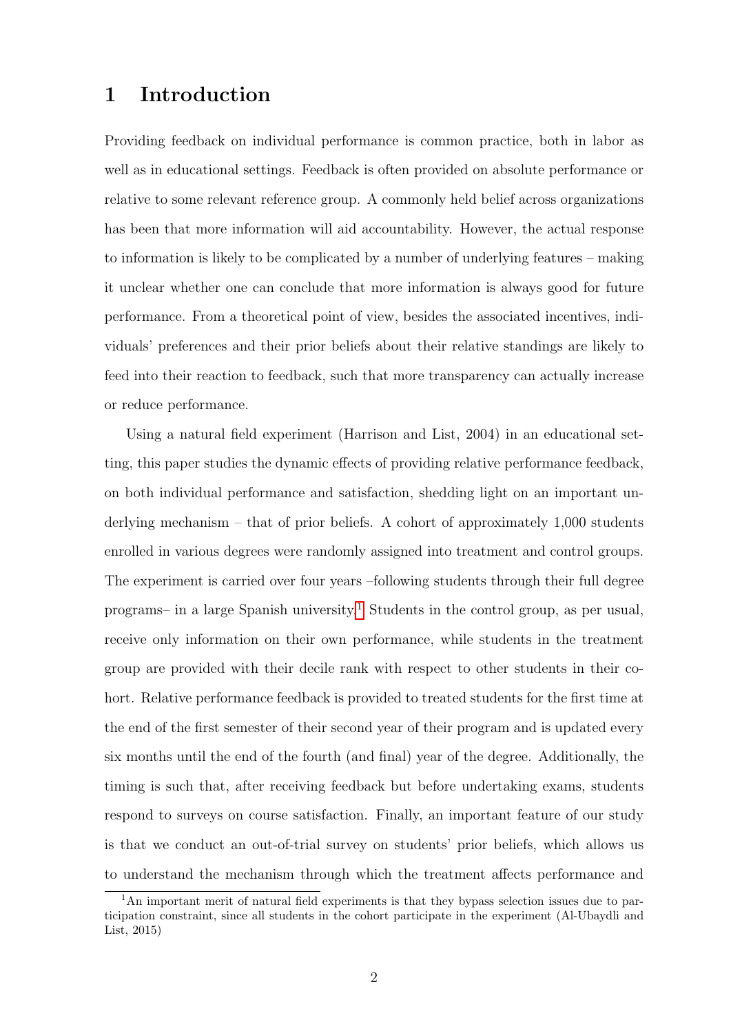# 1 Introduction

Providing feedback on individual performance is common practice, both in labor as well as in educational settings. Feedback is often provided on absolute performance or relative to some relevant reference group. A commonly held belief across organizations has been that more information will aid accountability. However, the actual response to information is likely to be complicated by a number of underlying features – making it unclear whether one can conclude that more information is always good for future performance. From a theoretical point of view, besides the associated incentives, individuals' preferences and their prior beliefs about their relative standings are likely to feed into their reaction to feedback, such that more transparency can actually increase or reduce performance.

Using a natural field experiment (Harrison and List, 2004) in an educational setting, this paper studies the dynamic effects of providing relative performance feedback, on both individual performance and satisfaction, shedding light on an important underlying mechanism – that of prior beliefs. A cohort of approximately 1,000 students enrolled in various degrees were randomly assigned into treatment and control groups. The experiment is carried over four years –following students through their full degree programs– in a large Spanish university.[1] Students in the control group, as per usual, receive only information on their own performance, while students in the treatment group are provided with their decile rank with respect to other students in their cohort. Relative performance feedback is provided to treated students for the first time at the end of the first semester of their second year of their program and is updated every six months until the end of the fourth (and final) year of the degree. Additionally, the timing is such that, after receiving feedback but before undertaking exams, students respond to surveys on course satisfaction. Finally, an important feature of our study is that we conduct an out-of-trial survey on students' prior beliefs, which allows us to understand the mechanism through which the treatment affects performance and

[1] An important merit of natural field experiments is that they bypass selection issues due to participation constraint, since all students in the cohort participate in the experiment (Al-Ubaydli and List, 2015)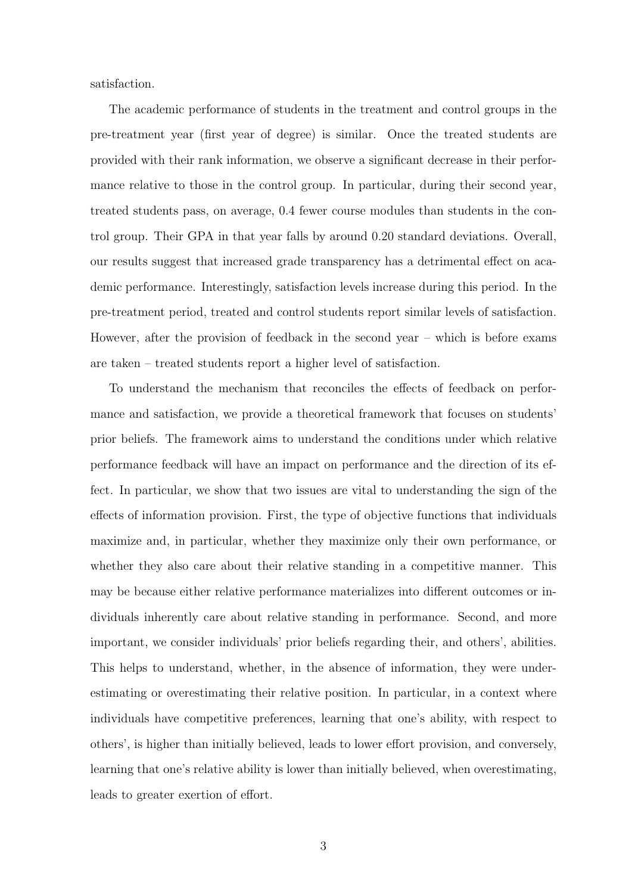satisfaction.

The academic performance of students in the treatment and control groups in the pre-treatment year (first year of degree) is similar. Once the treated students are provided with their rank information, we observe a significant decrease in their performance relative to those in the control group. In particular, during their second year, treated students pass, on average, 0.4 fewer course modules than students in the control group. Their GPA in that year falls by around 0.20 standard deviations. Overall, our results suggest that increased grade transparency has a detrimental effect on academic performance. Interestingly, satisfaction levels increase during this period. In the pre-treatment period, treated and control students report similar levels of satisfaction. However, after the provision of feedback in the second year – which is before exams are taken – treated students report a higher level of satisfaction.

To understand the mechanism that reconciles the effects of feedback on performance and satisfaction, we provide a theoretical framework that focuses on students' prior beliefs. The framework aims to understand the conditions under which relative performance feedback will have an impact on performance and the direction of its effect. In particular, we show that two issues are vital to understanding the sign of the effects of information provision. First, the type of objective functions that individuals maximize and, in particular, whether they maximize only their own performance, or whether they also care about their relative standing in a competitive manner. This may be because either relative performance materializes into different outcomes or individuals inherently care about relative standing in performance. Second, and more important, we consider individuals' prior beliefs regarding their, and others', abilities. This helps to understand, whether, in the absence of information, they were underestimating or overestimating their relative position. In particular, in a context where individuals have competitive preferences, learning that one's ability, with respect to others', is higher than initially believed, leads to lower effort provision, and conversely, learning that one's relative ability is lower than initially believed, when overestimating, leads to greater exertion of effort.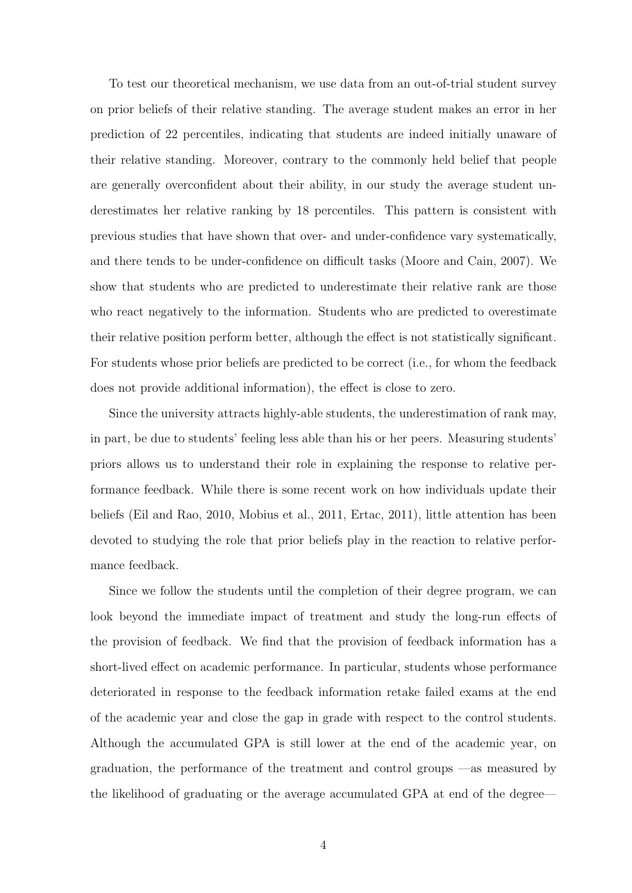To test our theoretical mechanism, we use data from an out-of-trial student survey on prior beliefs of their relative standing. The average student makes an error in her prediction of 22 percentiles, indicating that students are indeed initially unaware of their relative standing. Moreover, contrary to the commonly held belief that people are generally overconfident about their ability, in our study the average student underestimates her relative ranking by 18 percentiles. This pattern is consistent with previous studies that have shown that over- and under-confidence vary systematically, and there tends to be under-confidence on difficult tasks (Moore and Cain, 2007). We show that students who are predicted to underestimate their relative rank are those who react negatively to the information. Students who are predicted to overestimate their relative position perform better, although the effect is not statistically significant. For students whose prior beliefs are predicted to be correct (i.e., for whom the feedback does not provide additional information), the effect is close to zero.

Since the university attracts highly-able students, the underestimation of rank may, in part, be due to students' feeling less able than his or her peers. Measuring students' priors allows us to understand their role in explaining the response to relative performance feedback. While there is some recent work on how individuals update their beliefs (Eil and Rao, 2010, Mobius et al., 2011, Ertac, 2011), little attention has been devoted to studying the role that prior beliefs play in the reaction to relative performance feedback.

Since we follow the students until the completion of their degree program, we can look beyond the immediate impact of treatment and study the long-run effects of the provision of feedback. We find that the provision of feedback information has a short-lived effect on academic performance. In particular, students whose performance deteriorated in response to the feedback information retake failed exams at the end of the academic year and close the gap in grade with respect to the control students. Although the accumulated GPA is still lower at the end of the academic year, on graduation, the performance of the treatment and control groups —as measured by the likelihood of graduating or the average accumulated GPA at end of the degree—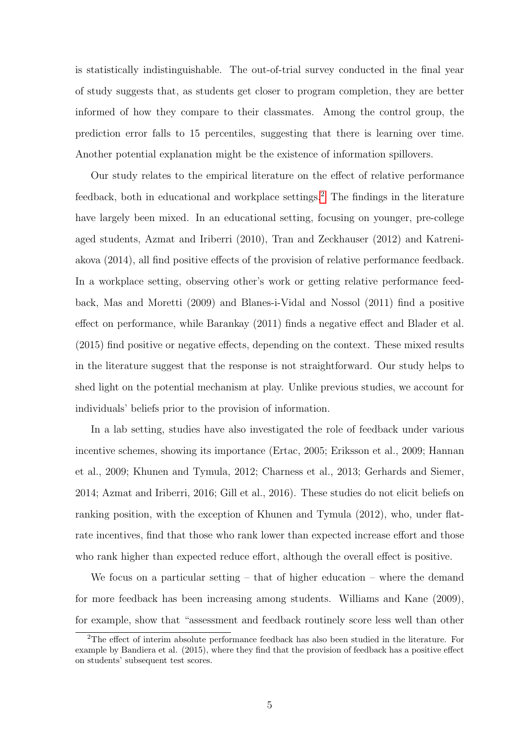is statistically indistinguishable. The out-of-trial survey conducted in the final year of study suggests that, as students get closer to program completion, they are better informed of how they compare to their classmates. Among the control group, the prediction error falls to 15 percentiles, suggesting that there is learning over time. Another potential explanation might be the existence of information spillovers.

Our study relates to the empirical literature on the effect of relative performance feedback, both in educational and workplace settings.[2] The findings in the literature have largely been mixed. In an educational setting, focusing on younger, pre-college aged students, Azmat and Iriberri (2010), Tran and Zeckhauser (2012) and Katreniakova (2014), all find positive effects of the provision of relative performance feedback. In a workplace setting, observing other's work or getting relative performance feedback, Mas and Moretti (2009) and Blanes-i-Vidal and Nossol (2011) find a positive effect on performance, while Barankay (2011) finds a negative effect and Blader et al. (2015) find positive or negative effects, depending on the context. These mixed results in the literature suggest that the response is not straightforward. Our study helps to shed light on the potential mechanism at play. Unlike previous studies, we account for individuals' beliefs prior to the provision of information.

In a lab setting, studies have also investigated the role of feedback under various incentive schemes, showing its importance (Ertac, 2005; Eriksson et al., 2009; Hannan et al., 2009; Khunen and Tymula, 2012; Charness et al., 2013; Gerhards and Siemer, 2014; Azmat and Iriberri, 2016; Gill et al., 2016). These studies do not elicit beliefs on ranking position, with the exception of Khunen and Tymula (2012), who, under flat-rate incentives, find that those who rank lower than expected increase effort and those who rank higher than expected reduce effort, although the overall effect is positive.

We focus on a particular setting – that of higher education – where the demand for more feedback has been increasing among students. Williams and Kane (2009), for example, show that "assessment and feedback routinely score less well than other

[2] The effect of interim absolute performance feedback has also been studied in the literature. For example by Bandiera et al. (2015), where they find that the provision of feedback has a positive effect on students' subsequent test scores.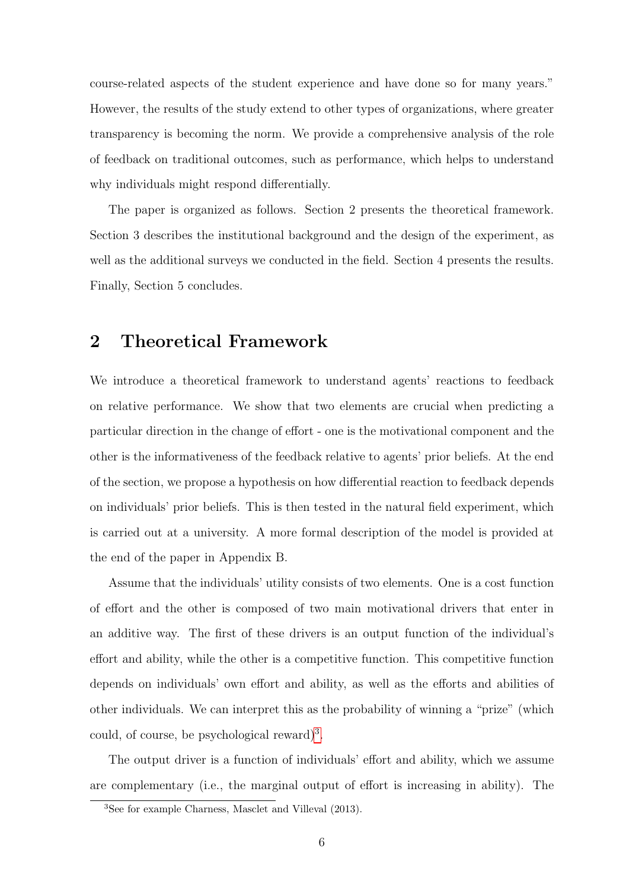course-related aspects of the student experience and have done so for many years." However, the results of the study extend to other types of organizations, where greater transparency is becoming the norm. We provide a comprehensive analysis of the role of feedback on traditional outcomes, such as performance, which helps to understand why individuals might respond differentially.

The paper is organized as follows. Section 2 presents the theoretical framework. Section 3 describes the institutional background and the design of the experiment, as well as the additional surveys we conducted in the field. Section 4 presents the results. Finally, Section 5 concludes.

## 2 Theoretical Framework

We introduce a theoretical framework to understand agents' reactions to feedback on relative performance. We show that two elements are crucial when predicting a particular direction in the change of effort - one is the motivational component and the other is the informativeness of the feedback relative to agents' prior beliefs. At the end of the section, we propose a hypothesis on how differential reaction to feedback depends on individuals' prior beliefs. This is then tested in the natural field experiment, which is carried out at a university. A more formal description of the model is provided at the end of the paper in Appendix B.

Assume that the individuals' utility consists of two elements. One is a cost function of effort and the other is composed of two main motivational drivers that enter in an additive way. The first of these drivers is an output function of the individual's effort and ability, while the other is a competitive function. This competitive function depends on individuals' own effort and ability, as well as the efforts and abilities of other individuals. We can interpret this as the probability of winning a "prize" (which could, of course, be psychological reward)[3].

The output driver is a function of individuals' effort and ability, which we assume are complementary (i.e., the marginal output of effort is increasing in ability). The

[3] See for example Charness, Masclet and Villeval (2013).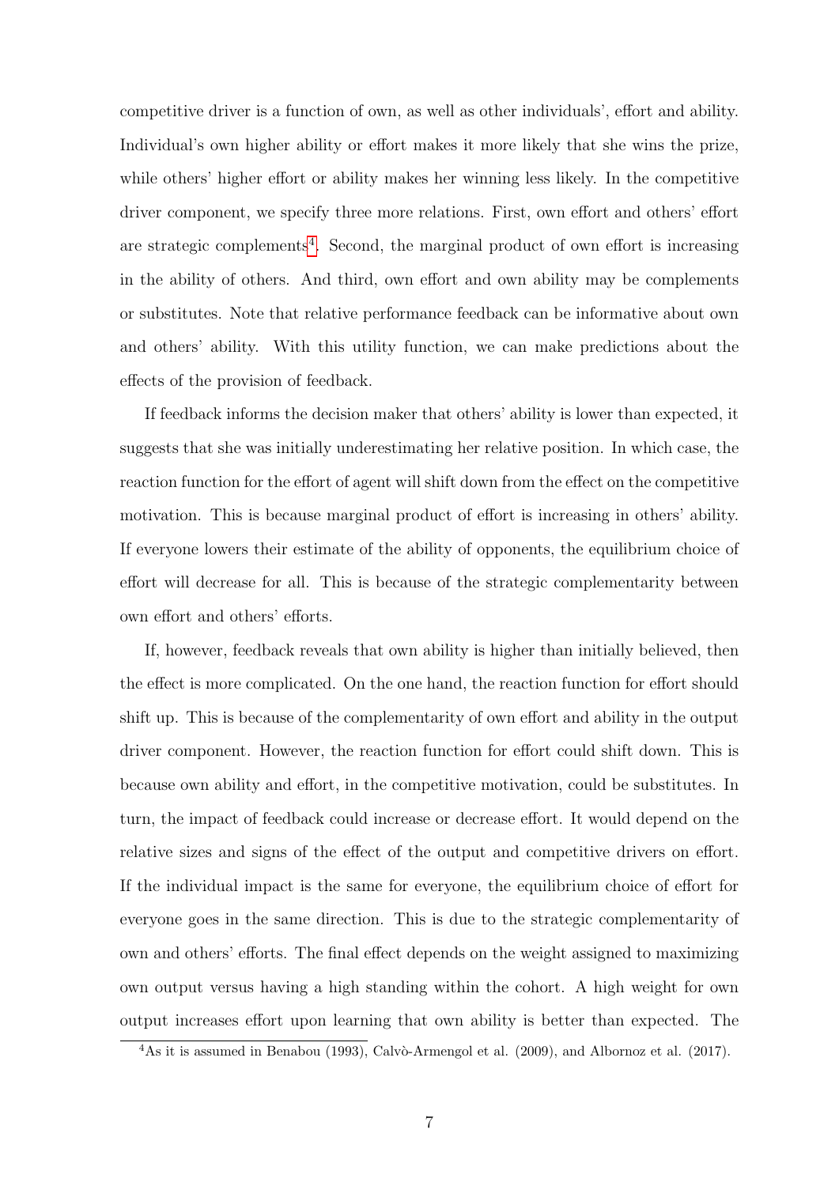competitive driver is a function of own, as well as other individuals', effort and ability. Individual's own higher ability or effort makes it more likely that she wins the prize, while others' higher effort or ability makes her winning less likely. In the competitive driver component, we specify three more relations. First, own effort and others' effort are strategic complements[4]. Second, the marginal product of own effort is increasing in the ability of others. And third, own effort and own ability may be complements or substitutes. Note that relative performance feedback can be informative about own and others' ability. With this utility function, we can make predictions about the effects of the provision of feedback.

If feedback informs the decision maker that others' ability is lower than expected, it suggests that she was initially underestimating her relative position. In which case, the reaction function for the effort of agent will shift down from the effect on the competitive motivation. This is because marginal product of effort is increasing in others' ability. If everyone lowers their estimate of the ability of opponents, the equilibrium choice of effort will decrease for all. This is because of the strategic complementarity between own effort and others' efforts.

If, however, feedback reveals that own ability is higher than initially believed, then the effect is more complicated. On the one hand, the reaction function for effort should shift up. This is because of the complementarity of own effort and ability in the output driver component. However, the reaction function for effort could shift down. This is because own ability and effort, in the competitive motivation, could be substitutes. In turn, the impact of feedback could increase or decrease effort. It would depend on the relative sizes and signs of the effect of the output and competitive drivers on effort. If the individual impact is the same for everyone, the equilibrium choice of effort for everyone goes in the same direction. This is due to the strategic complementarity of own and others' efforts. The final effect depends on the weight assigned to maximizing own output versus having a high standing within the cohort. A high weight for own output increases effort upon learning that own ability is better than expected. The

[4] As it is assumed in Benabou (1993), Calvò-Armengol et al. (2009), and Albornoz et al. (2017).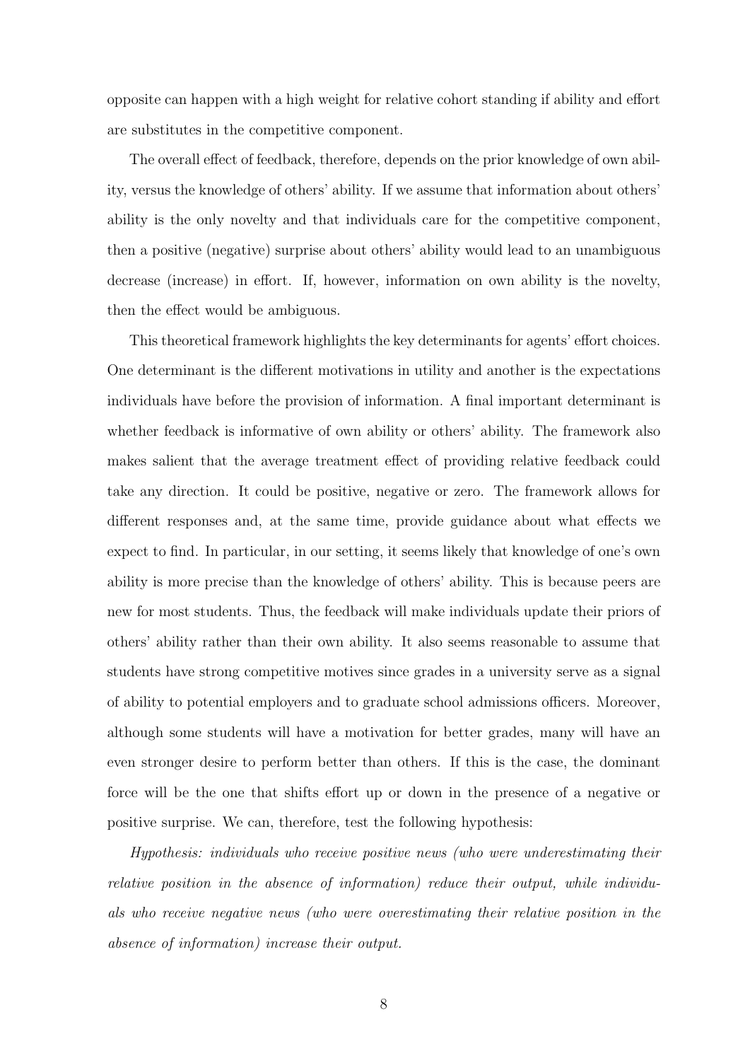opposite can happen with a high weight for relative cohort standing if ability and effort are substitutes in the competitive component.

The overall effect of feedback, therefore, depends on the prior knowledge of own ability, versus the knowledge of others' ability. If we assume that information about others' ability is the only novelty and that individuals care for the competitive component, then a positive (negative) surprise about others' ability would lead to an unambiguous decrease (increase) in effort. If, however, information on own ability is the novelty, then the effect would be ambiguous.

This theoretical framework highlights the key determinants for agents' effort choices. One determinant is the different motivations in utility and another is the expectations individuals have before the provision of information. A final important determinant is whether feedback is informative of own ability or others' ability. The framework also makes salient that the average treatment effect of providing relative feedback could take any direction. It could be positive, negative or zero. The framework allows for different responses and, at the same time, provide guidance about what effects we expect to find. In particular, in our setting, it seems likely that knowledge of one's own ability is more precise than the knowledge of others' ability. This is because peers are new for most students. Thus, the feedback will make individuals update their priors of others' ability rather than their own ability. It also seems reasonable to assume that students have strong competitive motives since grades in a university serve as a signal of ability to potential employers and to graduate school admissions officers. Moreover, although some students will have a motivation for better grades, many will have an even stronger desire to perform better than others. If this is the case, the dominant force will be the one that shifts effort up or down in the presence of a negative or positive surprise. We can, therefore, test the following hypothesis:

*Hypothesis: individuals who receive positive news (who were underestimating their relative position in the absence of information) reduce their output, while individuals who receive negative news (who were overestimating their relative position in the absence of information) increase their output.*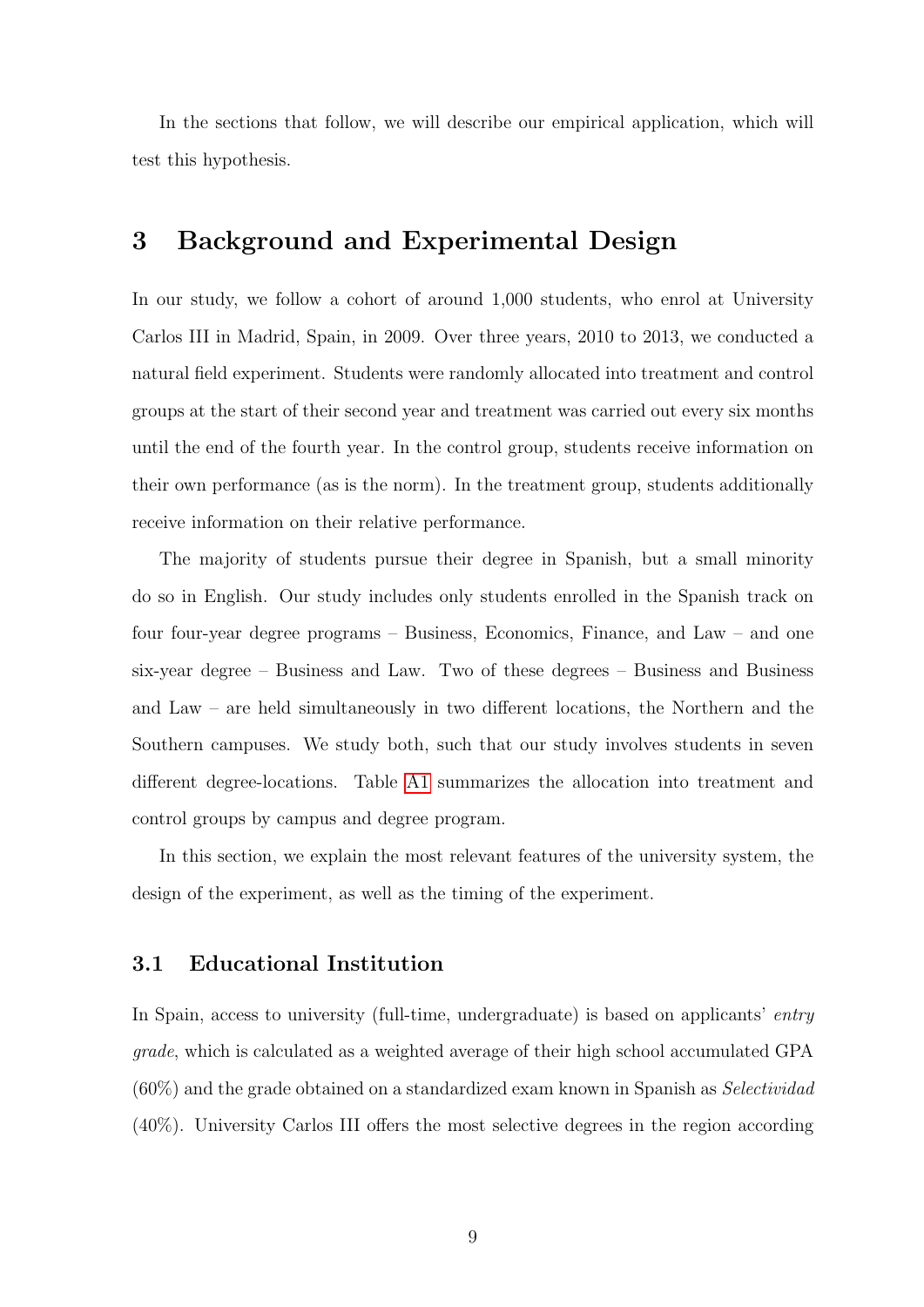In the sections that follow, we will describe our empirical application, which will test this hypothesis.

# 3 Background and Experimental Design

In our study, we follow a cohort of around 1,000 students, who enrol at University Carlos III in Madrid, Spain, in 2009. Over three years, 2010 to 2013, we conducted a natural field experiment. Students were randomly allocated into treatment and control groups at the start of their second year and treatment was carried out every six months until the end of the fourth year. In the control group, students receive information on their own performance (as is the norm). In the treatment group, students additionally receive information on their relative performance.

The majority of students pursue their degree in Spanish, but a small minority do so in English. Our study includes only students enrolled in the Spanish track on four four-year degree programs – Business, Economics, Finance, and Law – and one six-year degree – Business and Law. Two of these degrees – Business and Business and Law – are held simultaneously in two different locations, the Northern and the Southern campuses. We study both, such that our study involves students in seven different degree-locations. Table A1 summarizes the allocation into treatment and control groups by campus and degree program.

In this section, we explain the most relevant features of the university system, the design of the experiment, as well as the timing of the experiment.

## 3.1 Educational Institution

In Spain, access to university (full-time, undergraduate) is based on applicants' *entry grade*, which is calculated as a weighted average of their high school accumulated GPA (60%) and the grade obtained on a standardized exam known in Spanish as *Selectividad* (40%). University Carlos III offers the most selective degrees in the region according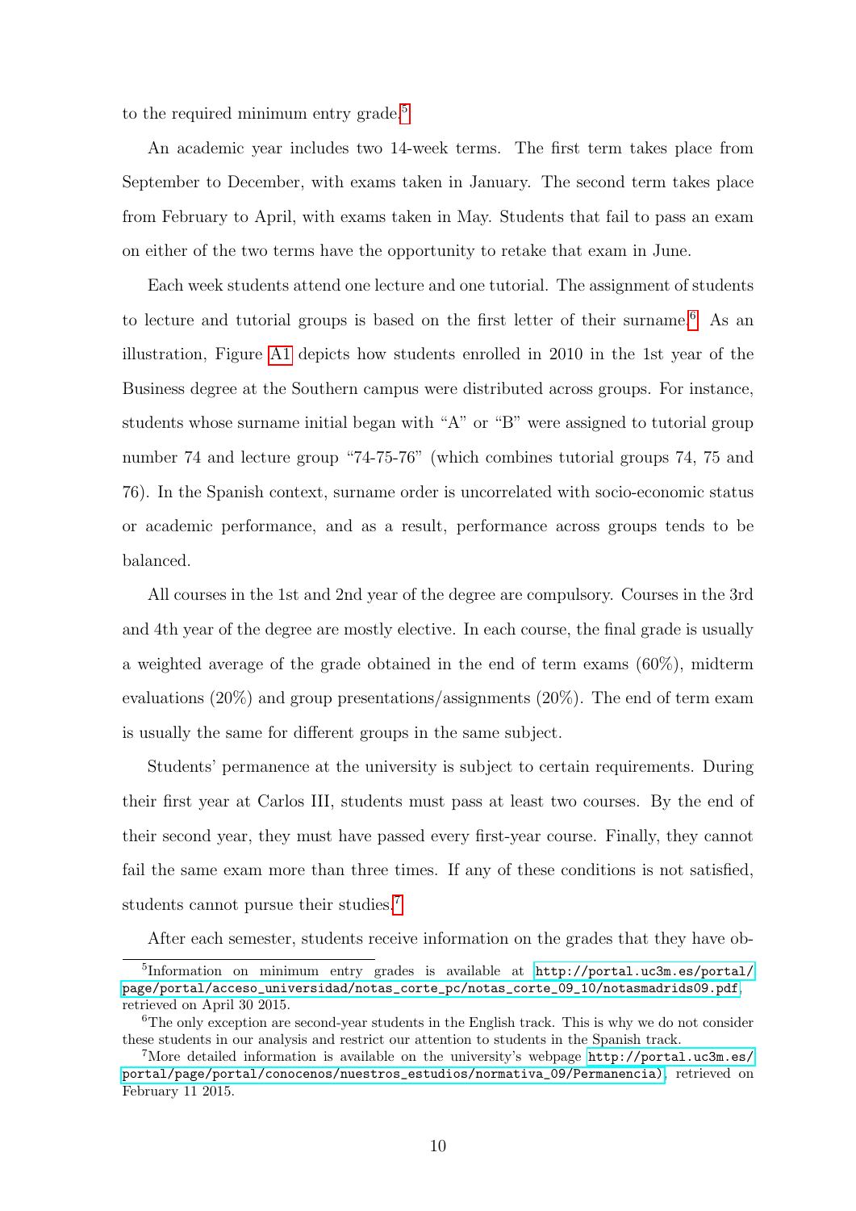to the required minimum entry grade.[5]

An academic year includes two 14-week terms. The first term takes place from September to December, with exams taken in January. The second term takes place from February to April, with exams taken in May. Students that fail to pass an exam on either of the two terms have the opportunity to retake that exam in June.

Each week students attend one lecture and one tutorial. The assignment of students to lecture and tutorial groups is based on the first letter of their surname.[6] As an illustration, Figure A1 depicts how students enrolled in 2010 in the 1st year of the Business degree at the Southern campus were distributed across groups. For instance, students whose surname initial began with "A" or "B" were assigned to tutorial group number 74 and lecture group "74-75-76" (which combines tutorial groups 74, 75 and 76). In the Spanish context, surname order is uncorrelated with socio-economic status or academic performance, and as a result, performance across groups tends to be balanced.

All courses in the 1st and 2nd year of the degree are compulsory. Courses in the 3rd and 4th year of the degree are mostly elective. In each course, the final grade is usually a weighted average of the grade obtained in the end of term exams (60%), midterm evaluations (20%) and group presentations/assignments (20%). The end of term exam is usually the same for different groups in the same subject.

Students' permanence at the university is subject to certain requirements. During their first year at Carlos III, students must pass at least two courses. By the end of their second year, they must have passed every first-year course. Finally, they cannot fail the same exam more than three times. If any of these conditions is not satisfied, students cannot pursue their studies.[7]

After each semester, students receive information on the grades that they have ob-

---

[5] Information on minimum entry grades is available at http://portal.uc3m.es/portal/page/portal/acceso_universidad/notas_corte_pc/notas_corte_09_10/notasmadrids09.pdf, retrieved on April 30 2015.

[6] The only exception are second-year students in the English track. This is why we do not consider these students in our analysis and restrict our attention to students in the Spanish track.

[7] More detailed information is available on the university's webpage http://portal.uc3m.es/portal/page/portal/conocenos/nuestros_estudios/normativa_09/Permanencia), retrieved on February 11 2015.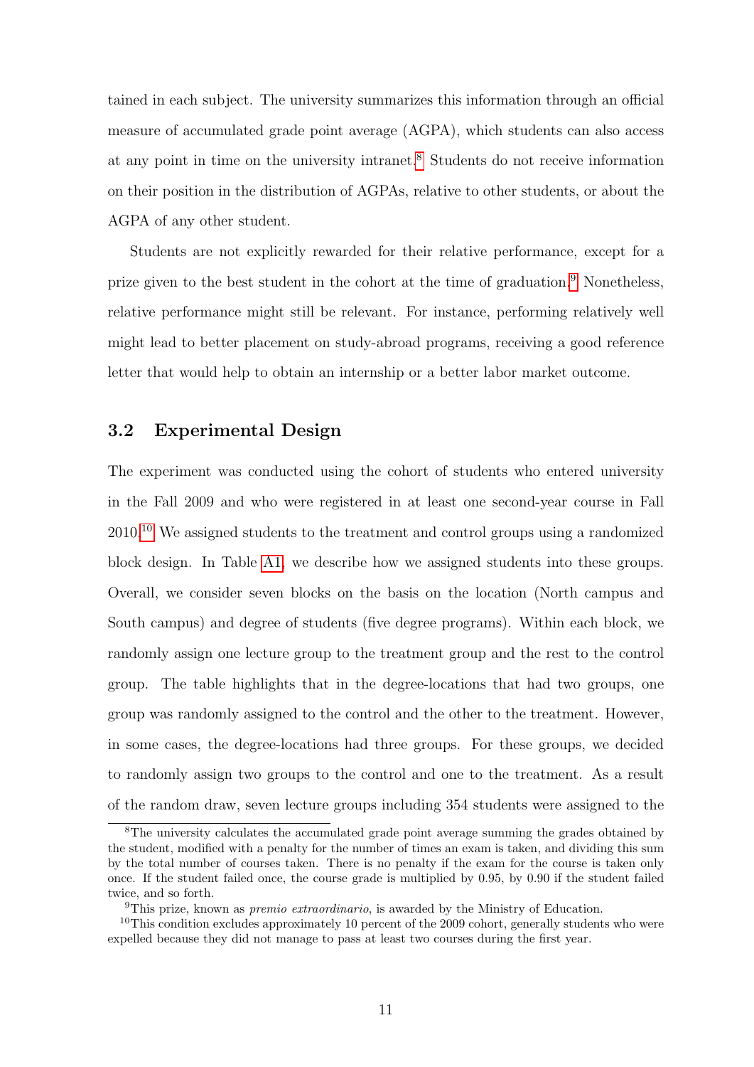tained in each subject. The university summarizes this information through an official measure of accumulated grade point average (AGPA), which students can also access at any point in time on the university intranet.[8] Students do not receive information on their position in the distribution of AGPAs, relative to other students, or about the AGPA of any other student.

Students are not explicitly rewarded for their relative performance, except for a prize given to the best student in the cohort at the time of graduation.[9] Nonetheless, relative performance might still be relevant. For instance, performing relatively well might lead to better placement on study-abroad programs, receiving a good reference letter that would help to obtain an internship or a better labor market outcome.

### 3.2 Experimental Design

The experiment was conducted using the cohort of students who entered university in the Fall 2009 and who were registered in at least one second-year course in Fall 2010.[10] We assigned students to the treatment and control groups using a randomized block design. In Table A1, we describe how we assigned students into these groups. Overall, we consider seven blocks on the basis on the location (North campus and South campus) and degree of students (five degree programs). Within each block, we randomly assign one lecture group to the treatment group and the rest to the control group. The table highlights that in the degree-locations that had two groups, one group was randomly assigned to the control and the other to the treatment. However, in some cases, the degree-locations had three groups. For these groups, we decided to randomly assign two groups to the control and one to the treatment. As a result of the random draw, seven lecture groups including 354 students were assigned to the

[8] The university calculates the accumulated grade point average summing the grades obtained by the student, modified with a penalty for the number of times an exam is taken, and dividing this sum by the total number of courses taken. There is no penalty if the exam for the course is taken only once. If the student failed once, the course grade is multiplied by 0.95, by 0.90 if the student failed twice, and so forth.

[9] This prize, known as *premio extraordinario*, is awarded by the Ministry of Education.

[10] This condition excludes approximately 10 percent of the 2009 cohort, generally students who were expelled because they did not manage to pass at least two courses during the first year.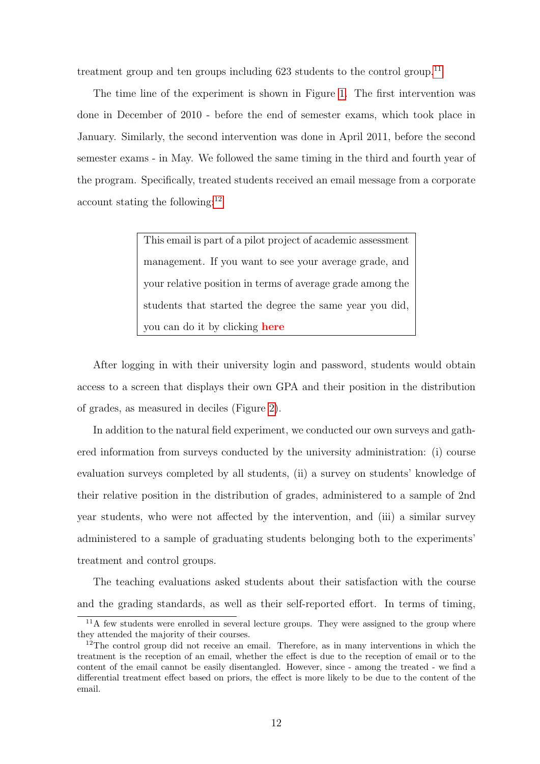treatment group and ten groups including 623 students to the control group.[11]

The time line of the experiment is shown in Figure 1. The first intervention was done in December of 2010 - before the end of semester exams, which took place in January. Similarly, the second intervention was done in April 2011, before the second semester exams - in May. We followed the same timing in the third and fourth year of the program. Specifically, treated students received an email message from a corporate account stating the following:[12]

> This email is part of a pilot project of academic assessment management. If you want to see your average grade, and your relative position in terms of average grade among the students that started the degree the same year you did, you can do it by clicking **here**

After logging in with their university login and password, students would obtain access to a screen that displays their own GPA and their position in the distribution of grades, as measured in deciles (Figure 2).

In addition to the natural field experiment, we conducted our own surveys and gathered information from surveys conducted by the university administration: (i) course evaluation surveys completed by all students, (ii) a survey on students' knowledge of their relative position in the distribution of grades, administered to a sample of 2nd year students, who were not affected by the intervention, and (iii) a similar survey administered to a sample of graduating students belonging both to the experiments' treatment and control groups.

The teaching evaluations asked students about their satisfaction with the course and the grading standards, as well as their self-reported effort. In terms of timing,

---

[11] A few students were enrolled in several lecture groups. They were assigned to the group where they attended the majority of their courses.

[12] The control group did not receive an email. Therefore, as in many interventions in which the treatment is the reception of an email, whether the effect is due to the reception of email or to the content of the email cannot be easily disentangled. However, since - among the treated - we find a differential treatment effect based on priors, the effect is more likely to be due to the content of the email.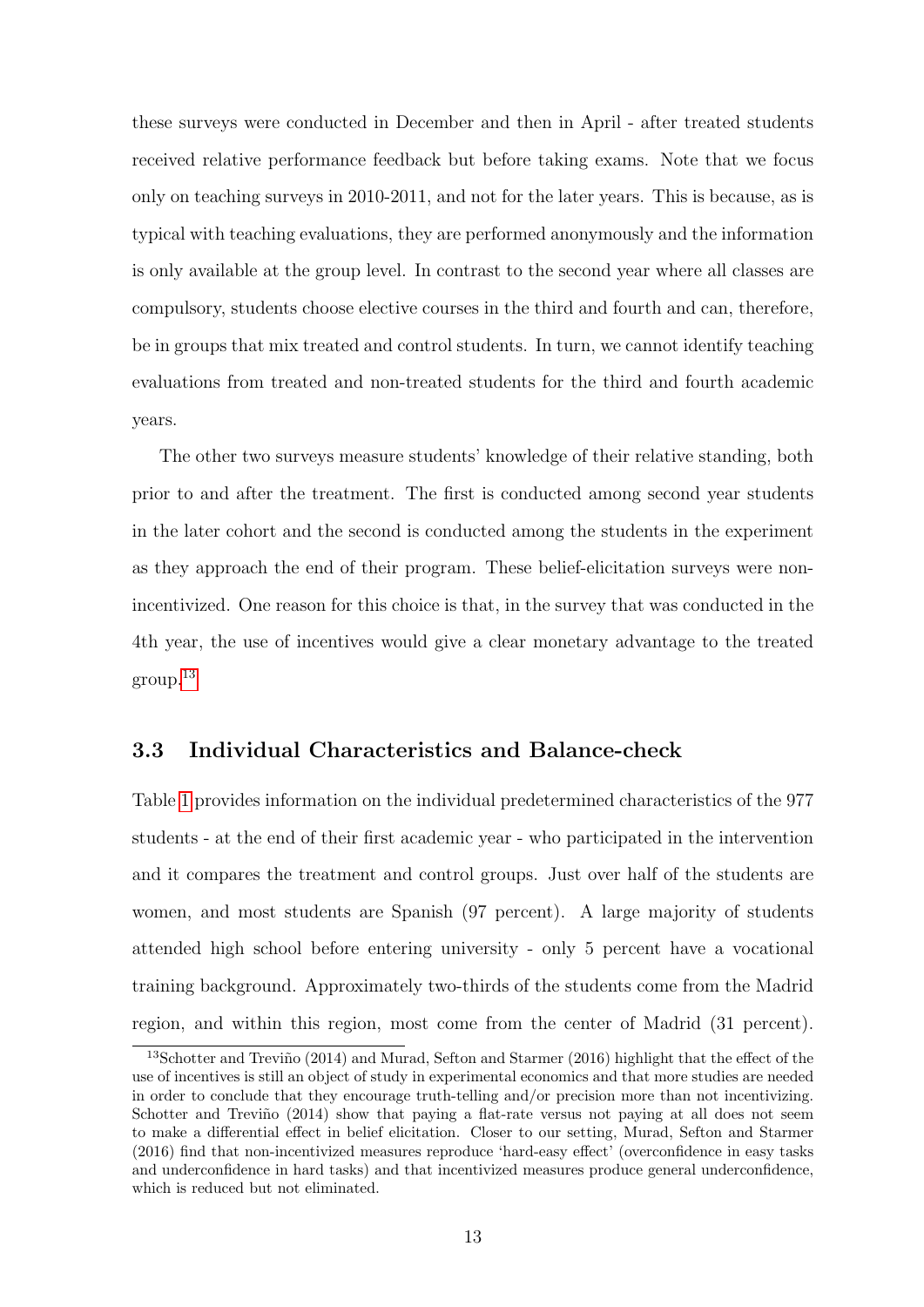these surveys were conducted in December and then in April - after treated students received relative performance feedback but before taking exams. Note that we focus only on teaching surveys in 2010-2011, and not for the later years. This is because, as is typical with teaching evaluations, they are performed anonymously and the information is only available at the group level. In contrast to the second year where all classes are compulsory, students choose elective courses in the third and fourth and can, therefore, be in groups that mix treated and control students. In turn, we cannot identify teaching evaluations from treated and non-treated students for the third and fourth academic years.

The other two surveys measure students' knowledge of their relative standing, both prior to and after the treatment. The first is conducted among second year students in the later cohort and the second is conducted among the students in the experiment as they approach the end of their program. These belief-elicitation surveys were non-incentivized. One reason for this choice is that, in the survey that was conducted in the 4th year, the use of incentives would give a clear monetary advantage to the treated group.[13]

## 3.3 Individual Characteristics and Balance-check

Table 1 provides information on the individual predetermined characteristics of the 977 students - at the end of their first academic year - who participated in the intervention and it compares the treatment and control groups. Just over half of the students are women, and most students are Spanish (97 percent). A large majority of students attended high school before entering university - only 5 percent have a vocational training background. Approximately two-thirds of the students come from the Madrid region, and within this region, most come from the center of Madrid (31 percent).

[13] Schotter and Treviño (2014) and Murad, Sefton and Starmer (2016) highlight that the effect of the use of incentives is still an object of study in experimental economics and that more studies are needed in order to conclude that they encourage truth-telling and/or precision more than not incentivizing. Schotter and Treviño (2014) show that paying a flat-rate versus not paying at all does not seem to make a differential effect in belief elicitation. Closer to our setting, Murad, Sefton and Starmer (2016) find that non-incentivized measures reproduce 'hard-easy effect' (overconfidence in easy tasks and underconfidence in hard tasks) and that incentivized measures produce general underconfidence, which is reduced but not eliminated.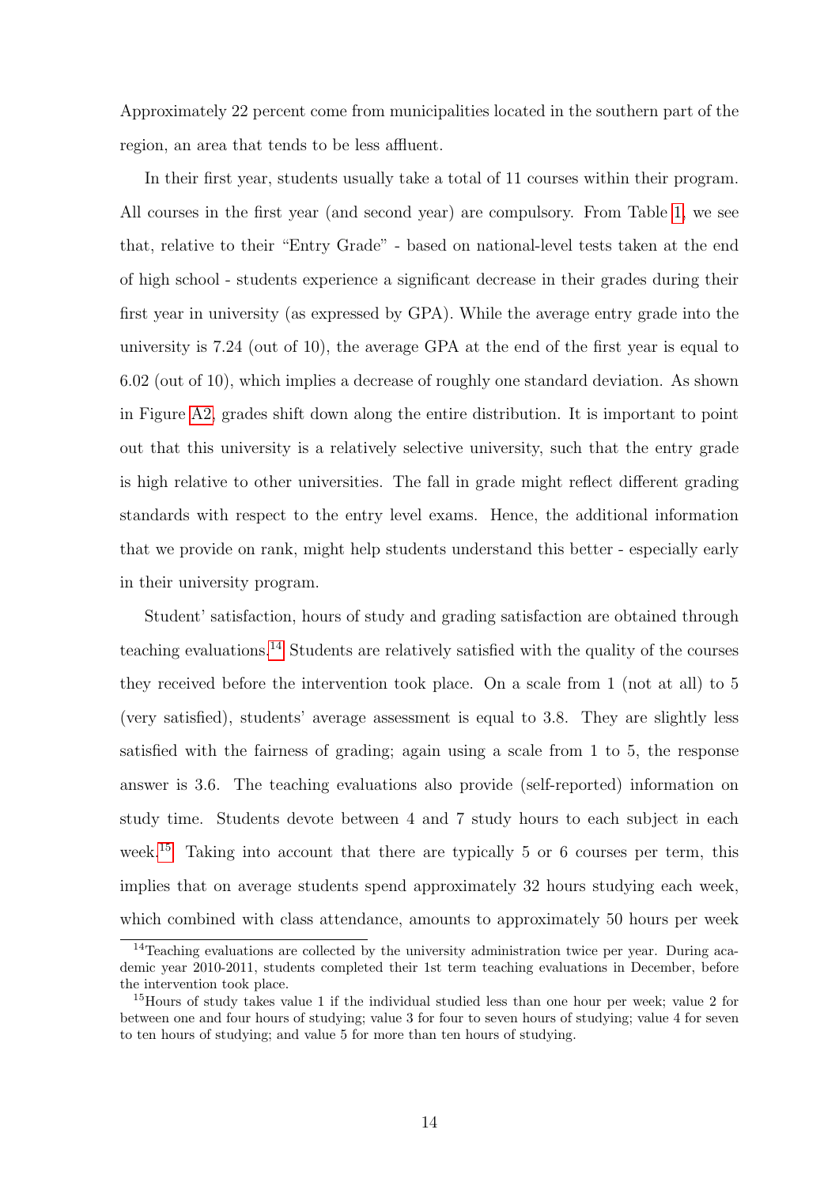Approximately 22 percent come from municipalities located in the southern part of the region, an area that tends to be less affluent.

In their first year, students usually take a total of 11 courses within their program. All courses in the first year (and second year) are compulsory. From Table 1, we see that, relative to their "Entry Grade" - based on national-level tests taken at the end of high school - students experience a significant decrease in their grades during their first year in university (as expressed by GPA). While the average entry grade into the university is 7.24 (out of 10), the average GPA at the end of the first year is equal to 6.02 (out of 10), which implies a decrease of roughly one standard deviation. As shown in Figure A2, grades shift down along the entire distribution. It is important to point out that this university is a relatively selective university, such that the entry grade is high relative to other universities. The fall in grade might reflect different grading standards with respect to the entry level exams. Hence, the additional information that we provide on rank, might help students understand this better - especially early in their university program.

Student' satisfaction, hours of study and grading satisfaction are obtained through teaching evaluations.[14] Students are relatively satisfied with the quality of the courses they received before the intervention took place. On a scale from 1 (not at all) to 5 (very satisfied), students' average assessment is equal to 3.8. They are slightly less satisfied with the fairness of grading; again using a scale from 1 to 5, the response answer is 3.6. The teaching evaluations also provide (self-reported) information on study time. Students devote between 4 and 7 study hours to each subject in each week.[15] Taking into account that there are typically 5 or 6 courses per term, this implies that on average students spend approximately 32 hours studying each week, which combined with class attendance, amounts to approximately 50 hours per week

[14] Teaching evaluations are collected by the university administration twice per year. During academic year 2010-2011, students completed their 1st term teaching evaluations in December, before the intervention took place.

[15] Hours of study takes value 1 if the individual studied less than one hour per week; value 2 for between one and four hours of studying; value 3 for four to seven hours of studying; value 4 for seven to ten hours of studying; and value 5 for more than ten hours of studying.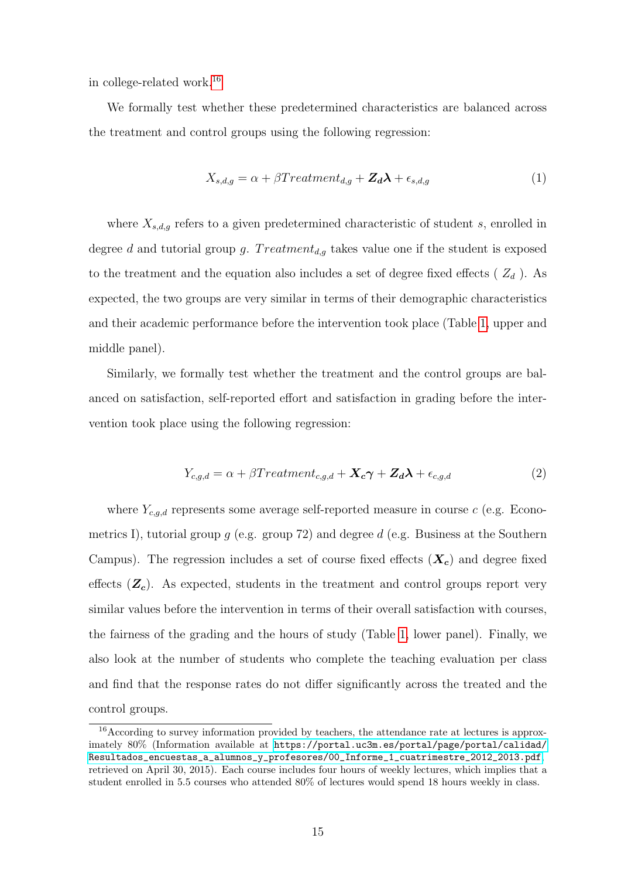in college-related work.[16]

We formally test whether these predetermined characteristics are balanced across the treatment and control groups using the following regression:

$$X_{s,d,g} = \alpha + \beta Treatment_{d,g} + \boldsymbol{Z_d} \boldsymbol{\lambda} + \epsilon_{s,d,g} \tag{1}$$

where $X_{s,d,g}$ refers to a given predetermined characteristic of student $s$, enrolled in degree $d$ and tutorial group $g$. $Treatment_{d,g}$ takes value one if the student is exposed to the treatment and the equation also includes a set of degree fixed effects ( $Z_d$ ). As expected, the two groups are very similar in terms of their demographic characteristics and their academic performance before the intervention took place (Table 1, upper and middle panel).

Similarly, we formally test whether the treatment and the control groups are balanced on satisfaction, self-reported effort and satisfaction in grading before the intervention took place using the following regression:

$$Y_{c,g,d} = \alpha + \beta Treatment_{c,g,d} + \boldsymbol{X_c} \boldsymbol{\gamma} + \boldsymbol{Z_d} \boldsymbol{\lambda} + \epsilon_{c,g,d} \tag{2}$$

where $Y_{c,g,d}$ represents some average self-reported measure in course $c$ (e.g. Econometrics I), tutorial group $g$ (e.g. group 72) and degree $d$ (e.g. Business at the Southern Campus). The regression includes a set of course fixed effects ($\boldsymbol{X_c}$) and degree fixed effects ($\boldsymbol{Z_c}$). As expected, students in the treatment and control groups report very similar values before the intervention in terms of their overall satisfaction with courses, the fairness of the grading and the hours of study (Table 1, lower panel). Finally, we also look at the number of students who complete the teaching evaluation per class and find that the response rates do not differ significantly across the treated and the control groups.

[16] According to survey information provided by teachers, the attendance rate at lectures is approximately 80% (Information available at https://portal.uc3m.es/portal/page/portal/calidad/Resultados_encuestas_a_alumnos_y_profesores/00_Informe_1_cuatrimestre_2012_2013.pdf, retrieved on April 30, 2015). Each course includes four hours of weekly lectures, which implies that a student enrolled in 5.5 courses who attended 80% of lectures would spend 18 hours weekly in class.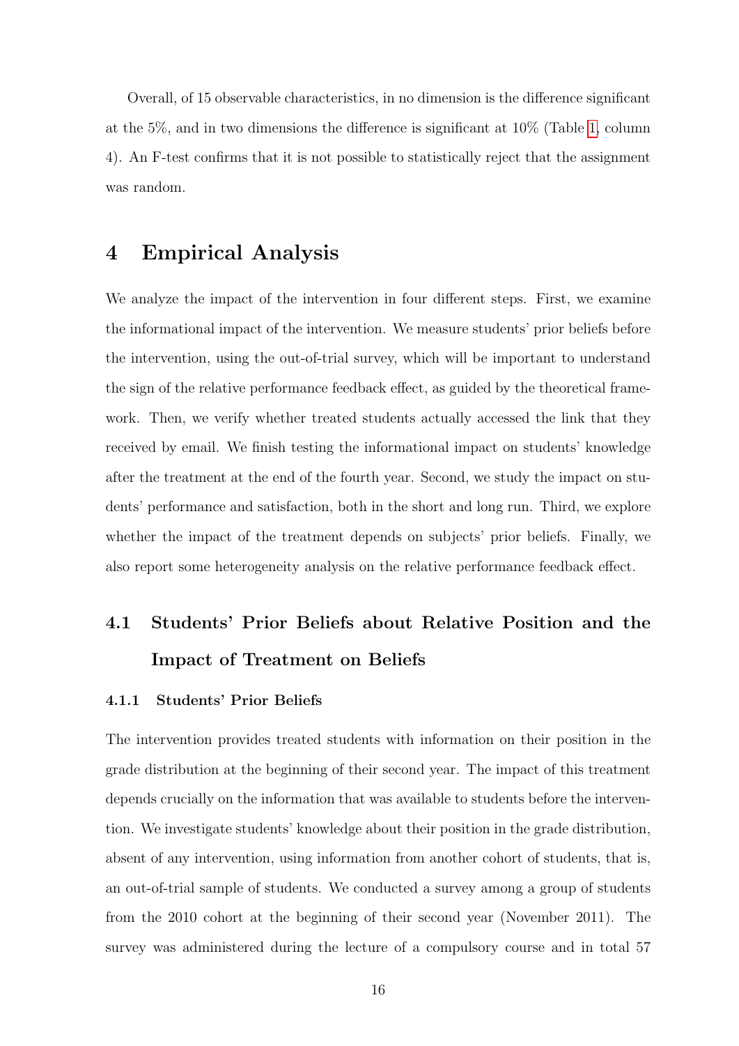Overall, of 15 observable characteristics, in no dimension is the difference significant at the 5%, and in two dimensions the difference is significant at 10% (Table 1, column 4). An F-test confirms that it is not possible to statistically reject that the assignment was random.

# 4 Empirical Analysis

We analyze the impact of the intervention in four different steps. First, we examine the informational impact of the intervention. We measure students' prior beliefs before the intervention, using the out-of-trial survey, which will be important to understand the sign of the relative performance feedback effect, as guided by the theoretical framework. Then, we verify whether treated students actually accessed the link that they received by email. We finish testing the informational impact on students' knowledge after the treatment at the end of the fourth year. Second, we study the impact on students' performance and satisfaction, both in the short and long run. Third, we explore whether the impact of the treatment depends on subjects' prior beliefs. Finally, we also report some heterogeneity analysis on the relative performance feedback effect.

## 4.1 Students' Prior Beliefs about Relative Position and the Impact of Treatment on Beliefs

### 4.1.1 Students' Prior Beliefs

The intervention provides treated students with information on their position in the grade distribution at the beginning of their second year. The impact of this treatment depends crucially on the information that was available to students before the intervention. We investigate students' knowledge about their position in the grade distribution, absent of any intervention, using information from another cohort of students, that is, an out-of-trial sample of students. We conducted a survey among a group of students from the 2010 cohort at the beginning of their second year (November 2011). The survey was administered during the lecture of a compulsory course and in total 57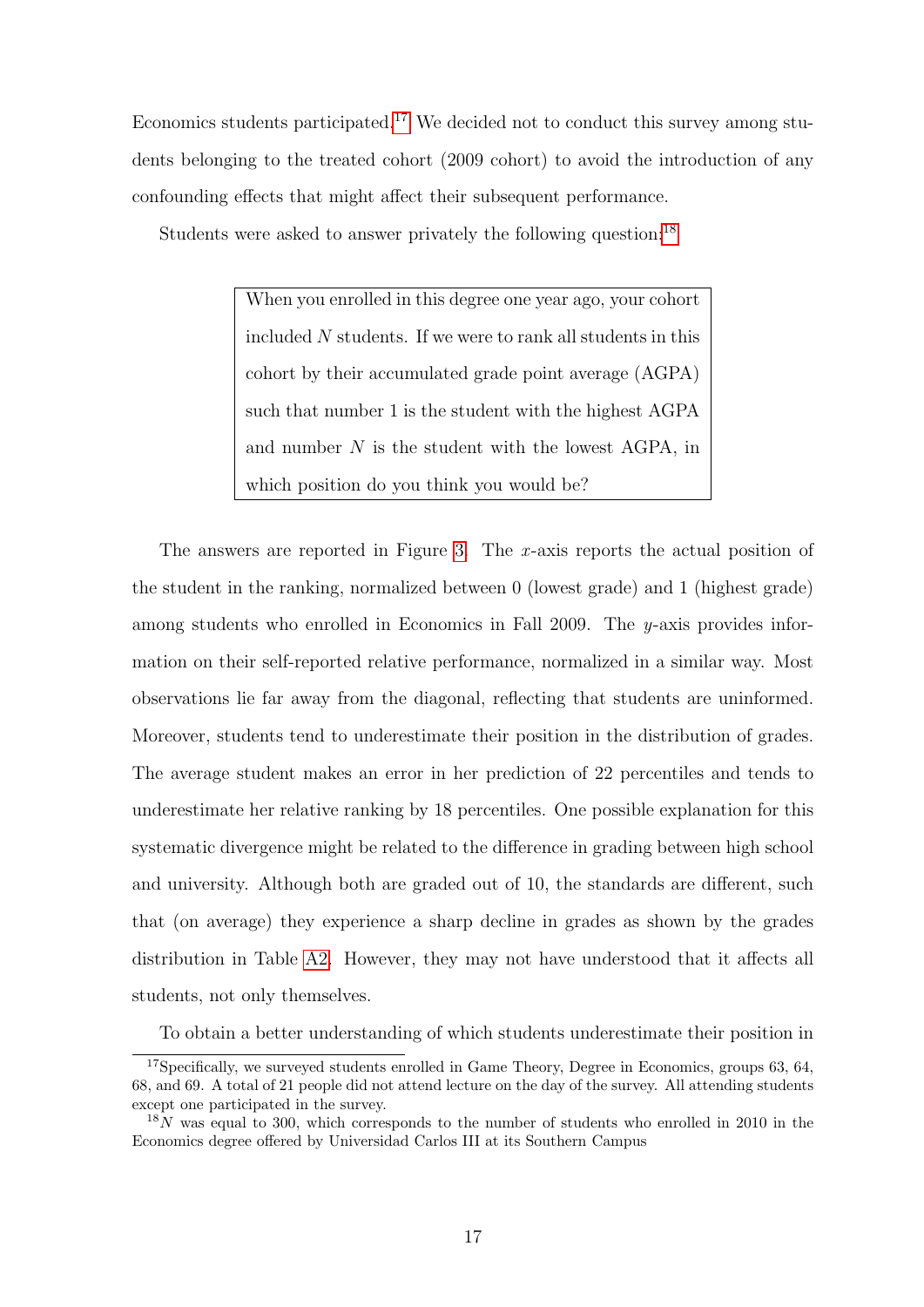Economics students participated.[17] We decided not to conduct this survey among students belonging to the treated cohort (2009 cohort) to avoid the introduction of any confounding effects that might affect their subsequent performance.

Students were asked to answer privately the following question:[18]

> When you enrolled in this degree one year ago, your cohort included $N$ students. If we were to rank all students in this cohort by their accumulated grade point average (AGPA) such that number 1 is the student with the highest AGPA and number $N$ is the student with the lowest AGPA, in which position do you think you would be?

The answers are reported in Figure 3. The $x$-axis reports the actual position of the student in the ranking, normalized between 0 (lowest grade) and 1 (highest grade) among students who enrolled in Economics in Fall 2009. The $y$-axis provides information on their self-reported relative performance, normalized in a similar way. Most observations lie far away from the diagonal, reflecting that students are uninformed. Moreover, students tend to underestimate their position in the distribution of grades. The average student makes an error in her prediction of 22 percentiles and tends to underestimate her relative ranking by 18 percentiles. One possible explanation for this systematic divergence might be related to the difference in grading between high school and university. Although both are graded out of 10, the standards are different, such that (on average) they experience a sharp decline in grades as shown by the grades distribution in Table A2. However, they may not have understood that it affects all students, not only themselves.

To obtain a better understanding of which students underestimate their position in

[17] Specifically, we surveyed students enrolled in Game Theory, Degree in Economics, groups 63, 64, 68, and 69. A total of 21 people did not attend lecture on the day of the survey. All attending students except one participated in the survey.

[18] $N$ was equal to 300, which corresponds to the number of students who enrolled in 2010 in the Economics degree offered by Universidad Carlos III at its Southern Campus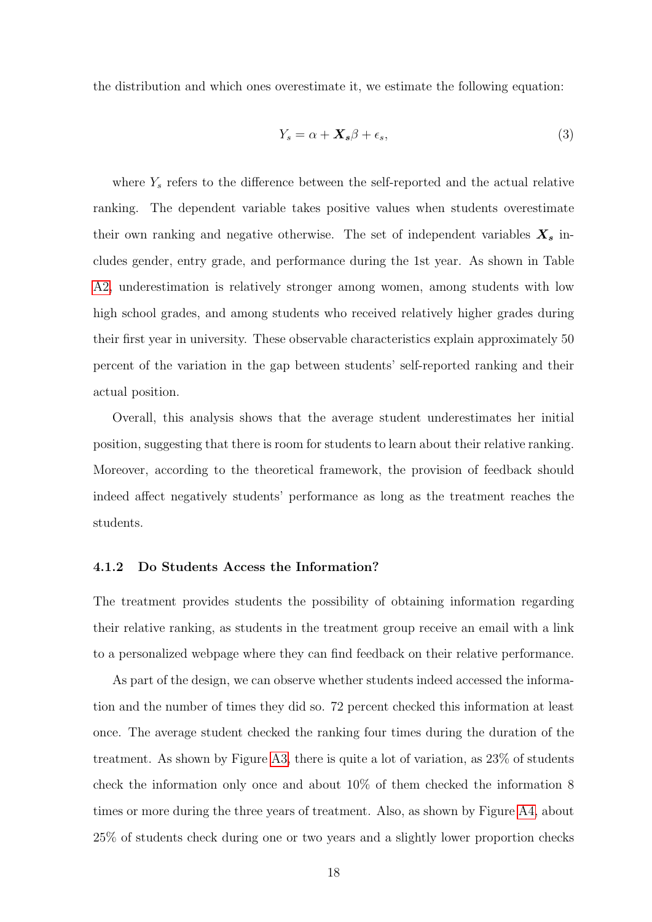the distribution and which ones overestimate it, we estimate the following equation:

$$Y_s = \alpha + \boldsymbol{X_s}\beta + \epsilon_s, \tag{3}$$

where $Y_s$ refers to the difference between the self-reported and the actual relative ranking. The dependent variable takes positive values when students overestimate their own ranking and negative otherwise. The set of independent variables $\boldsymbol{X_s}$ includes gender, entry grade, and performance during the 1st year. As shown in Table A2, underestimation is relatively stronger among women, among students with low high school grades, and among students who received relatively higher grades during their first year in university. These observable characteristics explain approximately 50 percent of the variation in the gap between students' self-reported ranking and their actual position.

Overall, this analysis shows that the average student underestimates her initial position, suggesting that there is room for students to learn about their relative ranking. Moreover, according to the theoretical framework, the provision of feedback should indeed affect negatively students' performance as long as the treatment reaches the students.

#### 4.1.2 Do Students Access the Information?

The treatment provides students the possibility of obtaining information regarding their relative ranking, as students in the treatment group receive an email with a link to a personalized webpage where they can find feedback on their relative performance.

As part of the design, we can observe whether students indeed accessed the information and the number of times they did so. 72 percent checked this information at least once. The average student checked the ranking four times during the duration of the treatment. As shown by Figure A3, there is quite a lot of variation, as 23% of students check the information only once and about 10% of them checked the information 8 times or more during the three years of treatment. Also, as shown by Figure A4, about 25% of students check during one or two years and a slightly lower proportion checks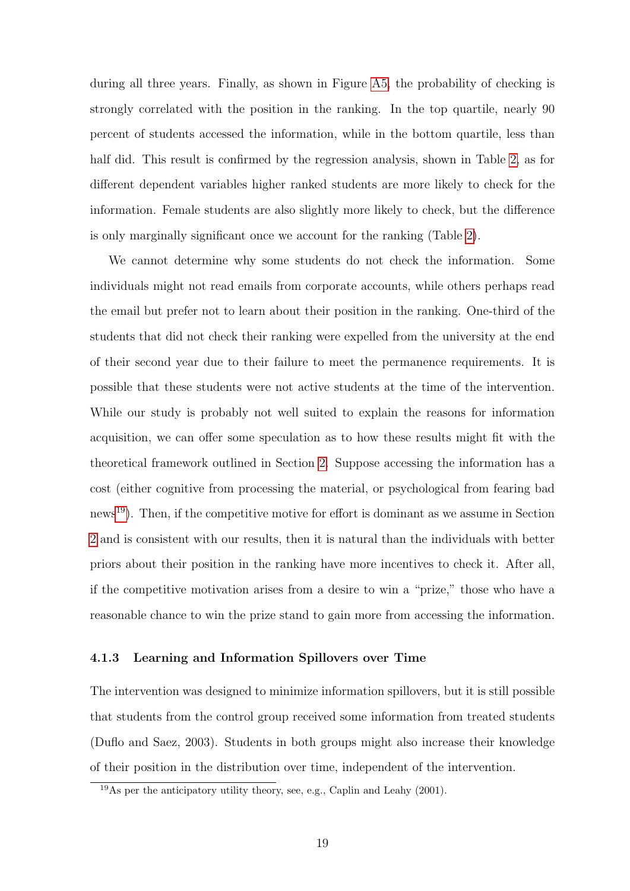during all three years. Finally, as shown in Figure A5, the probability of checking is strongly correlated with the position in the ranking. In the top quartile, nearly 90 percent of students accessed the information, while in the bottom quartile, less than half did. This result is confirmed by the regression analysis, shown in Table 2, as for different dependent variables higher ranked students are more likely to check for the information. Female students are also slightly more likely to check, but the difference is only marginally significant once we account for the ranking (Table 2).

We cannot determine why some students do not check the information. Some individuals might not read emails from corporate accounts, while others perhaps read the email but prefer not to learn about their position in the ranking. One-third of the students that did not check their ranking were expelled from the university at the end of their second year due to their failure to meet the permanence requirements. It is possible that these students were not active students at the time of the intervention. While our study is probably not well suited to explain the reasons for information acquisition, we can offer some speculation as to how these results might fit with the theoretical framework outlined in Section 2. Suppose accessing the information has a cost (either cognitive from processing the material, or psychological from fearing bad news[19]). Then, if the competitive motive for effort is dominant as we assume in Section 2 and is consistent with our results, then it is natural than the individuals with better priors about their position in the ranking have more incentives to check it. After all, if the competitive motivation arises from a desire to win a "prize," those who have a reasonable chance to win the prize stand to gain more from accessing the information.

### 4.1.3 Learning and Information Spillovers over Time

The intervention was designed to minimize information spillovers, but it is still possible that students from the control group received some information from treated students (Duflo and Saez, 2003). Students in both groups might also increase their knowledge of their position in the distribution over time, independent of the intervention.

[19] As per the anticipatory utility theory, see, e.g., Caplin and Leahy (2001).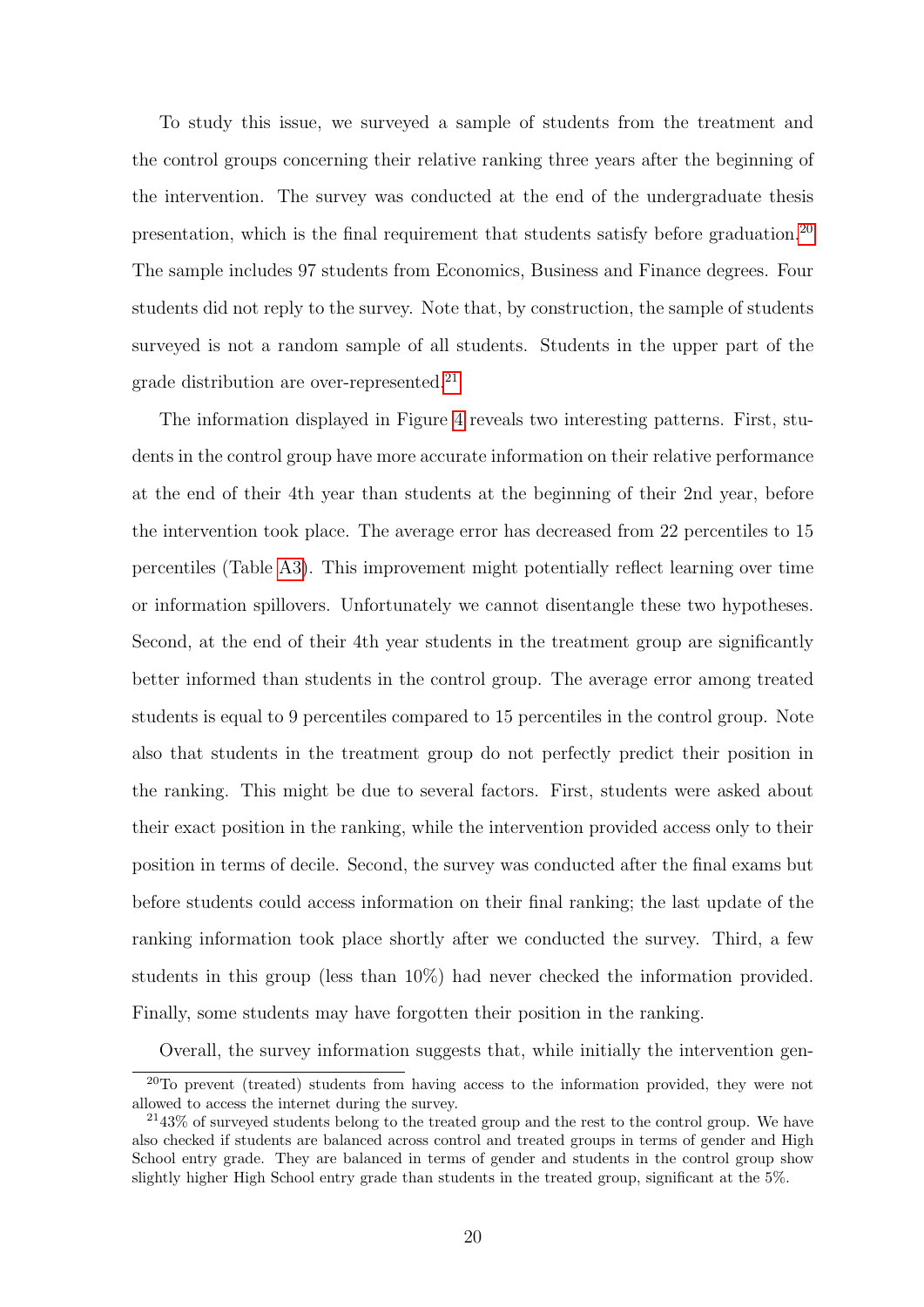To study this issue, we surveyed a sample of students from the treatment and the control groups concerning their relative ranking three years after the beginning of the intervention. The survey was conducted at the end of the undergraduate thesis presentation, which is the final requirement that students satisfy before graduation.[20] The sample includes 97 students from Economics, Business and Finance degrees. Four students did not reply to the survey. Note that, by construction, the sample of students surveyed is not a random sample of all students. Students in the upper part of the grade distribution are over-represented.[21]

The information displayed in Figure 4 reveals two interesting patterns. First, students in the control group have more accurate information on their relative performance at the end of their 4th year than students at the beginning of their 2nd year, before the intervention took place. The average error has decreased from 22 percentiles to 15 percentiles (Table A3). This improvement might potentially reflect learning over time or information spillovers. Unfortunately we cannot disentangle these two hypotheses. Second, at the end of their 4th year students in the treatment group are significantly better informed than students in the control group. The average error among treated students is equal to 9 percentiles compared to 15 percentiles in the control group. Note also that students in the treatment group do not perfectly predict their position in the ranking. This might be due to several factors. First, students were asked about their exact position in the ranking, while the intervention provided access only to their position in terms of decile. Second, the survey was conducted after the final exams but before students could access information on their final ranking; the last update of the ranking information took place shortly after we conducted the survey. Third, a few students in this group (less than 10%) had never checked the information provided. Finally, some students may have forgotten their position in the ranking.

Overall, the survey information suggests that, while initially the intervention gen-

[20] To prevent (treated) students from having access to the information provided, they were not allowed to access the internet during the survey.

[21] 43% of surveyed students belong to the treated group and the rest to the control group. We have also checked if students are balanced across control and treated groups in terms of gender and High School entry grade. They are balanced in terms of gender and students in the control group show slightly higher High School entry grade than students in the treated group, significant at the 5%.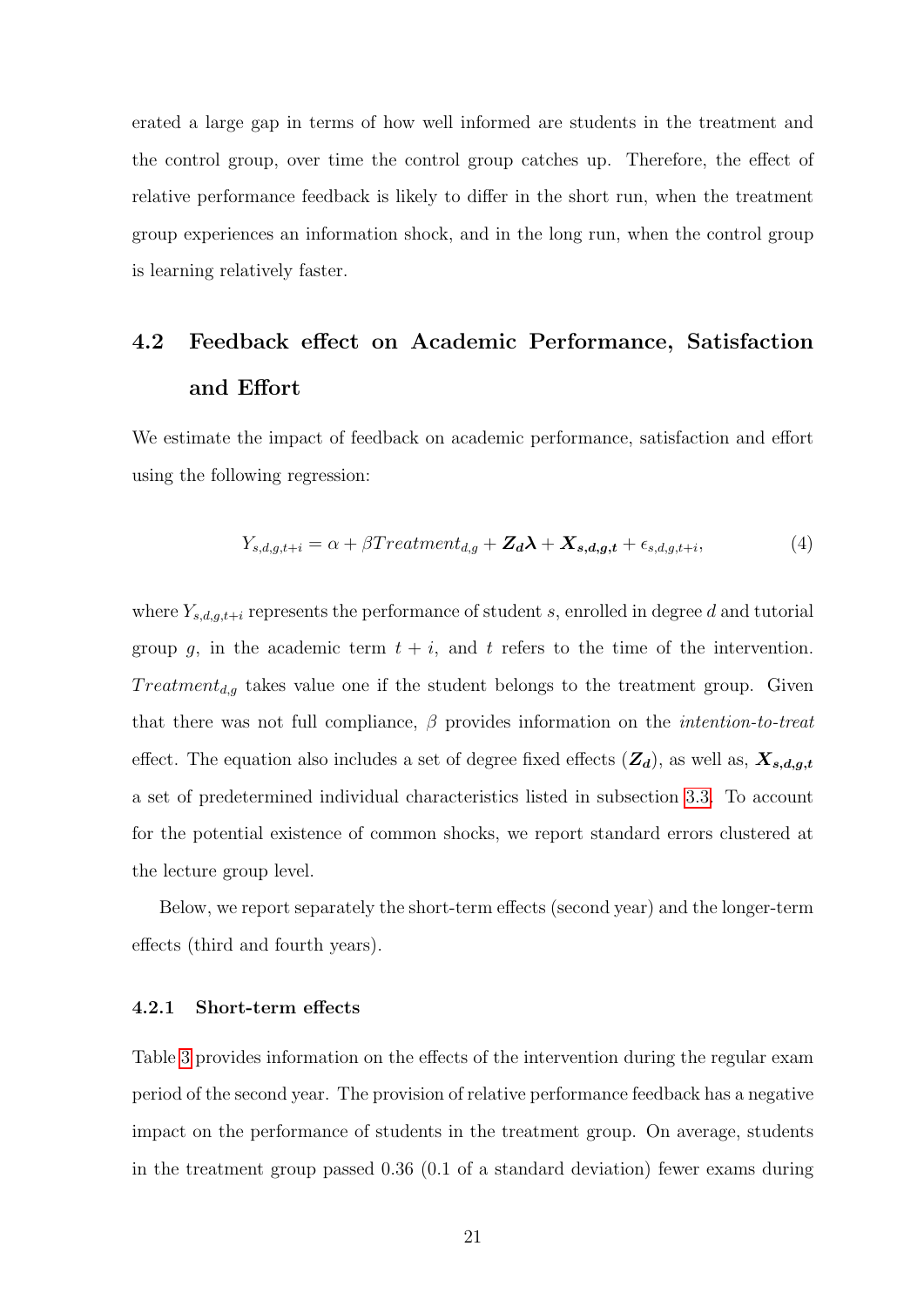erated a large gap in terms of how well informed are students in the treatment and the control group, over time the control group catches up. Therefore, the effect of relative performance feedback is likely to differ in the short run, when the treatment group experiences an information shock, and in the long run, when the control group is learning relatively faster.

## 4.2 Feedback effect on Academic Performance, Satisfaction and Effort

We estimate the impact of feedback on academic performance, satisfaction and effort using the following regression:

$$Y_{s,d,g,t+i} = \alpha + \beta Treatment_{d,g} + \boldsymbol{Z_d}\boldsymbol{\lambda} + \boldsymbol{X_{s,d,g,t}} + \epsilon_{s,d,g,t+i}, \tag{4}$$

where $Y_{s,d,g,t+i}$ represents the performance of student $s$, enrolled in degree $d$ and tutorial group $g$, in the academic term $t+i$, and $t$ refers to the time of the intervention. $Treatment_{d,g}$ takes value one if the student belongs to the treatment group. Given that there was not full compliance, $\beta$ provides information on the *intention-to-treat* effect. The equation also includes a set of degree fixed effects ($\boldsymbol{Z_d}$), as well as, $\boldsymbol{X_{s,d,g,t}}$ a set of predetermined individual characteristics listed in subsection 3.3. To account for the potential existence of common shocks, we report standard errors clustered at the lecture group level.

Below, we report separately the short-term effects (second year) and the longer-term effects (third and fourth years).

### 4.2.1 Short-term effects

Table 3 provides information on the effects of the intervention during the regular exam period of the second year. The provision of relative performance feedback has a negative impact on the performance of students in the treatment group. On average, students in the treatment group passed 0.36 (0.1 of a standard deviation) fewer exams during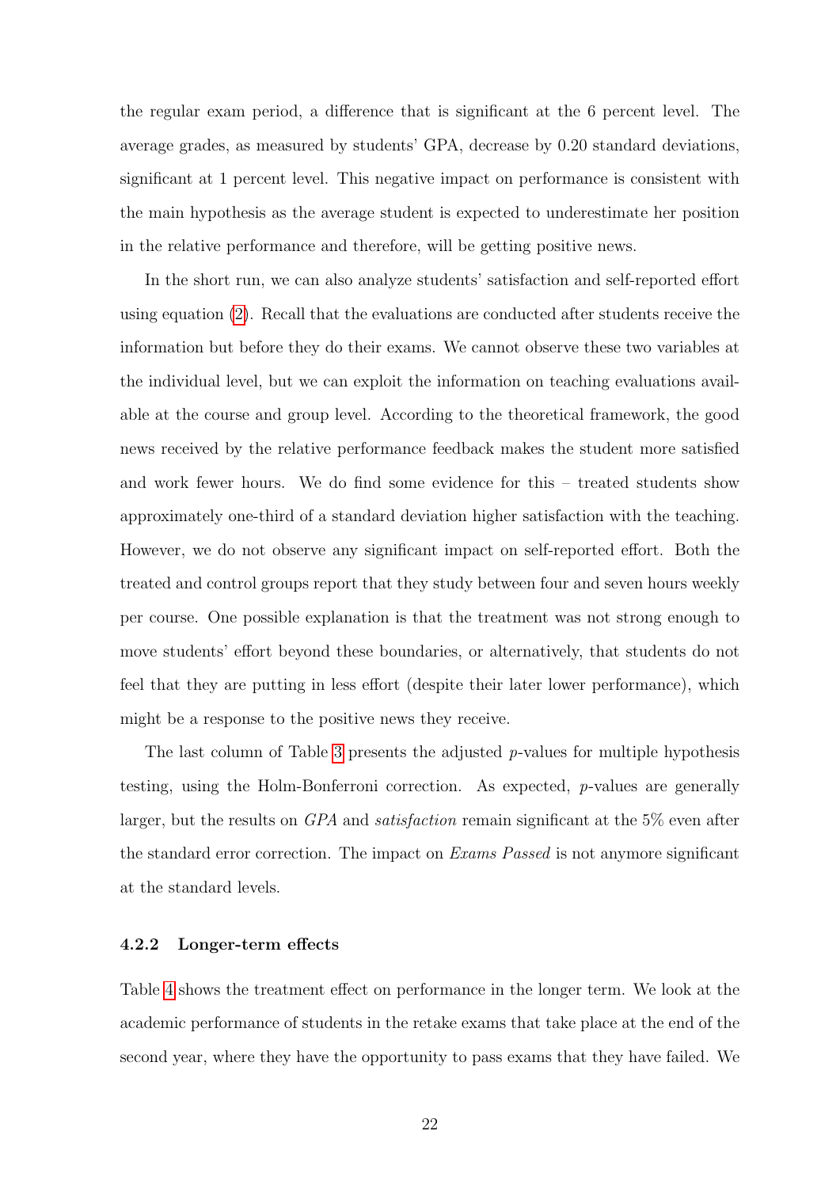the regular exam period, a difference that is significant at the 6 percent level. The average grades, as measured by students' GPA, decrease by 0.20 standard deviations, significant at 1 percent level. This negative impact on performance is consistent with the main hypothesis as the average student is expected to underestimate her position in the relative performance and therefore, will be getting positive news.

In the short run, we can also analyze students' satisfaction and self-reported effort using equation (2). Recall that the evaluations are conducted after students receive the information but before they do their exams. We cannot observe these two variables at the individual level, but we can exploit the information on teaching evaluations available at the course and group level. According to the theoretical framework, the good news received by the relative performance feedback makes the student more satisfied and work fewer hours. We do find some evidence for this – treated students show approximately one-third of a standard deviation higher satisfaction with the teaching. However, we do not observe any significant impact on self-reported effort. Both the treated and control groups report that they study between four and seven hours weekly per course. One possible explanation is that the treatment was not strong enough to move students' effort beyond these boundaries, or alternatively, that students do not feel that they are putting in less effort (despite their later lower performance), which might be a response to the positive news they receive.

The last column of Table 3 presents the adjusted $p$-values for multiple hypothesis testing, using the Holm-Bonferroni correction. As expected, $p$-values are generally larger, but the results on *GPA* and *satisfaction* remain significant at the 5% even after the standard error correction. The impact on *Exams Passed* is not anymore significant at the standard levels.

#### 4.2.2 Longer-term effects

Table 4 shows the treatment effect on performance in the longer term. We look at the academic performance of students in the retake exams that take place at the end of the second year, where they have the opportunity to pass exams that they have failed. We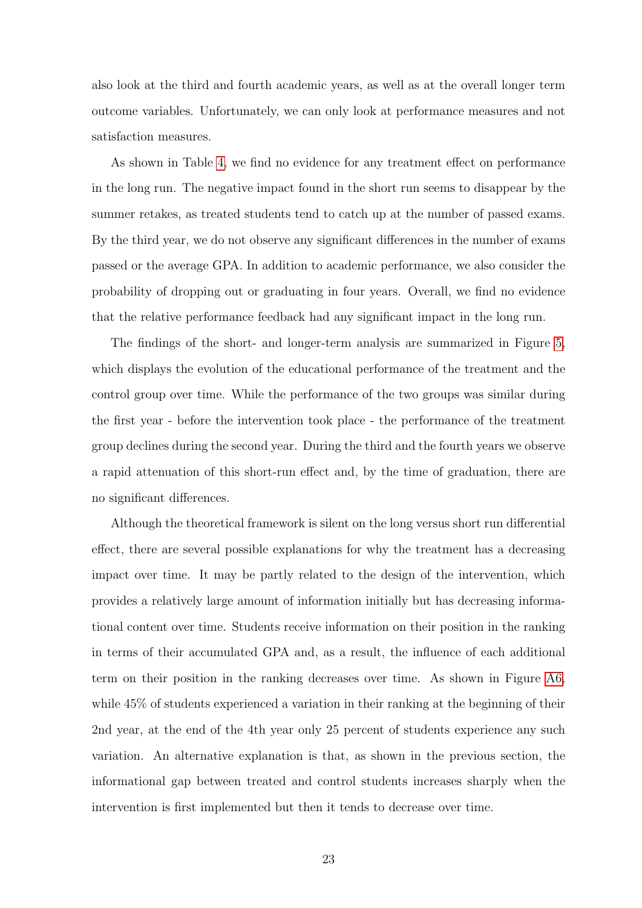also look at the third and fourth academic years, as well as at the overall longer term outcome variables. Unfortunately, we can only look at performance measures and not satisfaction measures.

As shown in Table 4, we find no evidence for any treatment effect on performance in the long run. The negative impact found in the short run seems to disappear by the summer retakes, as treated students tend to catch up at the number of passed exams. By the third year, we do not observe any significant differences in the number of exams passed or the average GPA. In addition to academic performance, we also consider the probability of dropping out or graduating in four years. Overall, we find no evidence that the relative performance feedback had any significant impact in the long run.

The findings of the short- and longer-term analysis are summarized in Figure 5, which displays the evolution of the educational performance of the treatment and the control group over time. While the performance of the two groups was similar during the first year - before the intervention took place - the performance of the treatment group declines during the second year. During the third and the fourth years we observe a rapid attenuation of this short-run effect and, by the time of graduation, there are no significant differences.

Although the theoretical framework is silent on the long versus short run differential effect, there are several possible explanations for why the treatment has a decreasing impact over time. It may be partly related to the design of the intervention, which provides a relatively large amount of information initially but has decreasing informational content over time. Students receive information on their position in the ranking in terms of their accumulated GPA and, as a result, the influence of each additional term on their position in the ranking decreases over time. As shown in Figure A6, while 45% of students experienced a variation in their ranking at the beginning of their 2nd year, at the end of the 4th year only 25 percent of students experience any such variation. An alternative explanation is that, as shown in the previous section, the informational gap between treated and control students increases sharply when the intervention is first implemented but then it tends to decrease over time.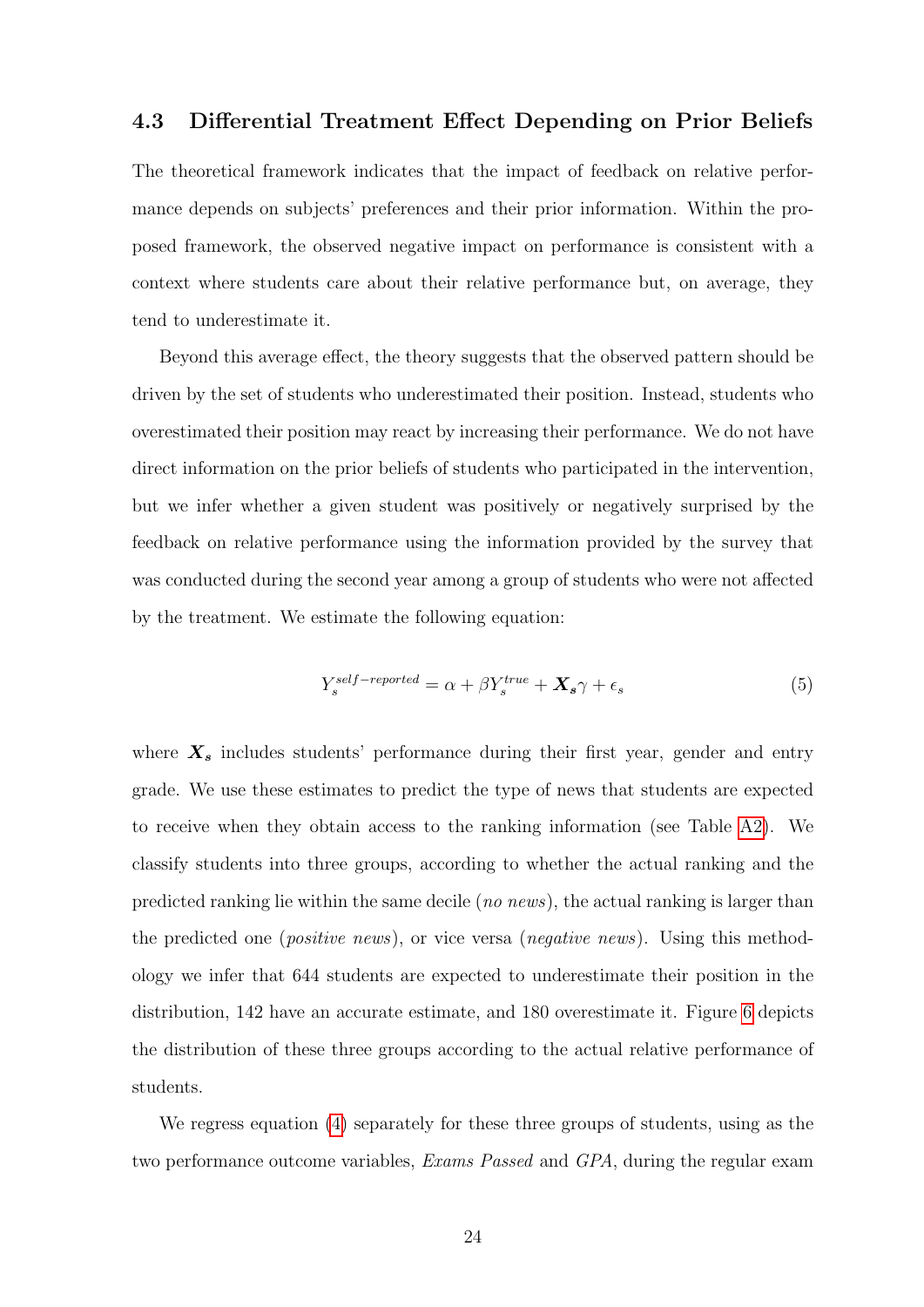### 4.3 Differential Treatment Effect Depending on Prior Beliefs

The theoretical framework indicates that the impact of feedback on relative performance depends on subjects' preferences and their prior information. Within the proposed framework, the observed negative impact on performance is consistent with a context where students care about their relative performance but, on average, they tend to underestimate it.

Beyond this average effect, the theory suggests that the observed pattern should be driven by the set of students who underestimated their position. Instead, students who overestimated their position may react by increasing their performance. We do not have direct information on the prior beliefs of students who participated in the intervention, but we infer whether a given student was positively or negatively surprised by the feedback on relative performance using the information provided by the survey that was conducted during the second year among a group of students who were not affected by the treatment. We estimate the following equation:

$$Y_s^{self-reported} = \alpha + \beta Y_s^{true} + \boldsymbol{X_s}\gamma + \epsilon_s \tag{5}$$

where $\boldsymbol{X_s}$ includes students' performance during their first year, gender and entry grade. We use these estimates to predict the type of news that students are expected to receive when they obtain access to the ranking information (see Table A2). We classify students into three groups, according to whether the actual ranking and the predicted ranking lie within the same decile (*no news*), the actual ranking is larger than the predicted one (*positive news*), or vice versa (*negative news*). Using this methodology we infer that 644 students are expected to underestimate their position in the distribution, 142 have an accurate estimate, and 180 overestimate it. Figure 6 depicts the distribution of these three groups according to the actual relative performance of students.

We regress equation (4) separately for these three groups of students, using as the two performance outcome variables, *Exams Passed* and *GPA*, during the regular exam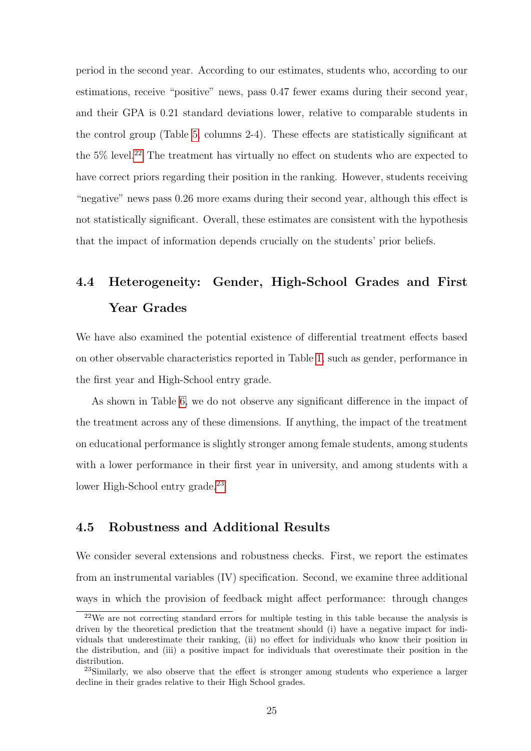period in the second year. According to our estimates, students who, according to our estimations, receive "positive" news, pass 0.47 fewer exams during their second year, and their GPA is 0.21 standard deviations lower, relative to comparable students in the control group (Table 5, columns 2-4). These effects are statistically significant at the 5% level.[22] The treatment has virtually no effect on students who are expected to have correct priors regarding their position in the ranking. However, students receiving "negative" news pass 0.26 more exams during their second year, although this effect is not statistically significant. Overall, these estimates are consistent with the hypothesis that the impact of information depends crucially on the students' prior beliefs.

## 4.4 Heterogeneity: Gender, High-School Grades and First Year Grades

We have also examined the potential existence of differential treatment effects based on other observable characteristics reported in Table 1, such as gender, performance in the first year and High-School entry grade.

As shown in Table 6, we do not observe any significant difference in the impact of the treatment across any of these dimensions. If anything, the impact of the treatment on educational performance is slightly stronger among female students, among students with a lower performance in their first year in university, and among students with a lower High-School entry grade.[23]

## 4.5 Robustness and Additional Results

We consider several extensions and robustness checks. First, we report the estimates from an instrumental variables (IV) specification. Second, we examine three additional ways in which the provision of feedback might affect performance: through changes

[22] We are not correcting standard errors for multiple testing in this table because the analysis is driven by the theoretical prediction that the treatment should (i) have a negative impact for individuals that underestimate their ranking, (ii) no effect for individuals who know their position in the distribution, and (iii) a positive impact for individuals that overestimate their position in the distribution.

[23] Similarly, we also observe that the effect is stronger among students who experience a larger decline in their grades relative to their High School grades.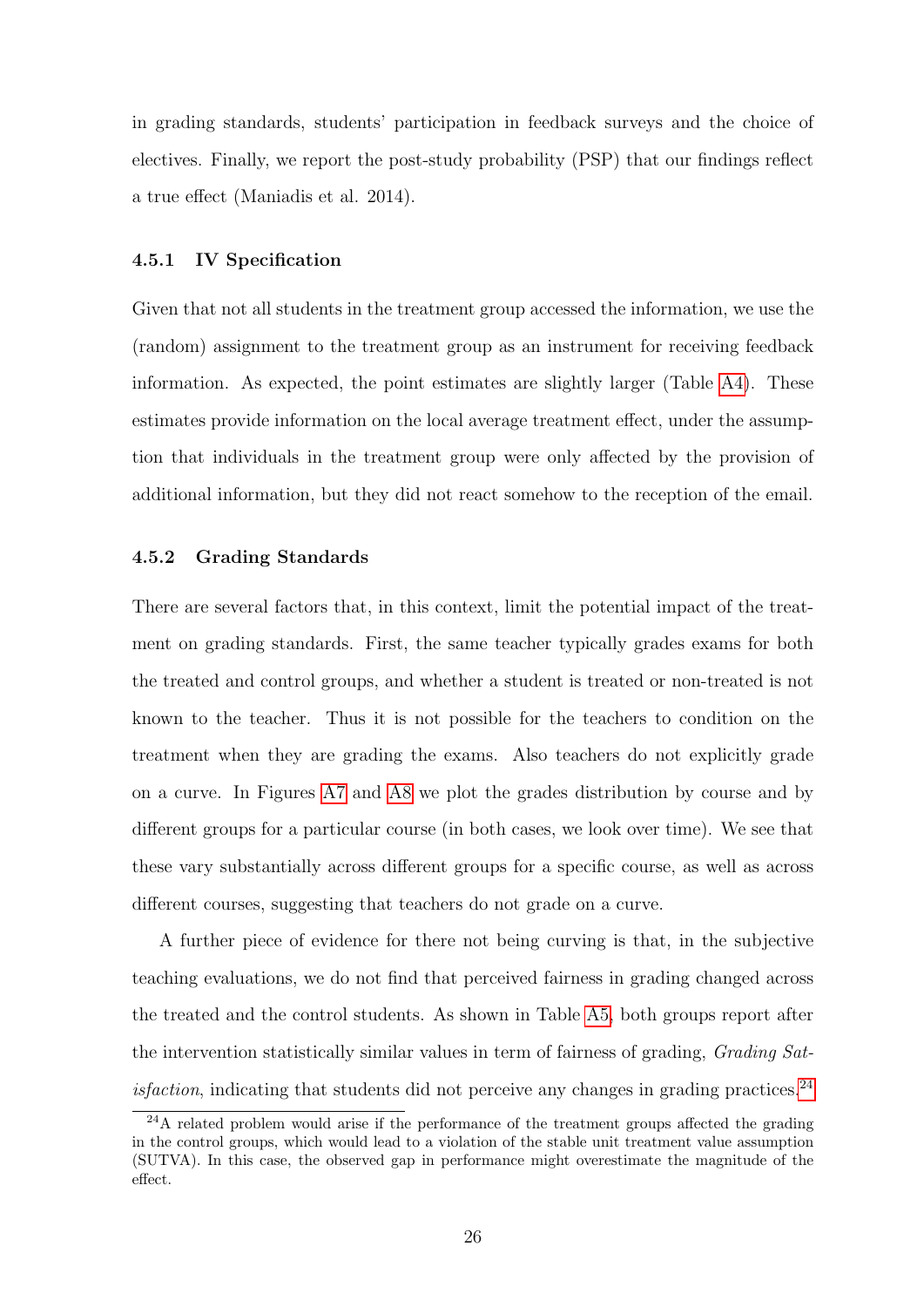in grading standards, students' participation in feedback surveys and the choice of electives. Finally, we report the post-study probability (PSP) that our findings reflect a true effect (Maniadis et al. 2014).

### 4.5.1 IV Specification

Given that not all students in the treatment group accessed the information, we use the (random) assignment to the treatment group as an instrument for receiving feedback information. As expected, the point estimates are slightly larger (Table A4). These estimates provide information on the local average treatment effect, under the assumption that individuals in the treatment group were only affected by the provision of additional information, but they did not react somehow to the reception of the email.

### 4.5.2 Grading Standards

There are several factors that, in this context, limit the potential impact of the treatment on grading standards. First, the same teacher typically grades exams for both the treated and control groups, and whether a student is treated or non-treated is not known to the teacher. Thus it is not possible for the teachers to condition on the treatment when they are grading the exams. Also teachers do not explicitly grade on a curve. In Figures A7 and A8 we plot the grades distribution by course and by different groups for a particular course (in both cases, we look over time). We see that these vary substantially across different groups for a specific course, as well as across different courses, suggesting that teachers do not grade on a curve.

A further piece of evidence for there not being curving is that, in the subjective teaching evaluations, we do not find that perceived fairness in grading changed across the treated and the control students. As shown in Table A5, both groups report after the intervention statistically similar values in term of fairness of grading, *Grading Satisfaction*, indicating that students did not perceive any changes in grading practices.[24]

[24] A related problem would arise if the performance of the treatment groups affected the grading in the control groups, which would lead to a violation of the stable unit treatment value assumption (SUTVA). In this case, the observed gap in performance might overestimate the magnitude of the effect.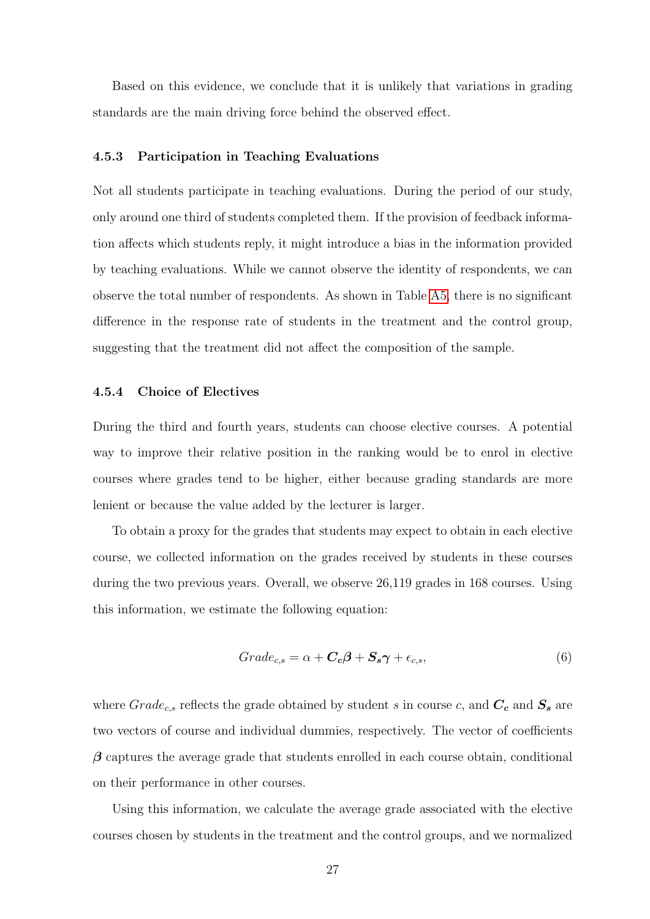Based on this evidence, we conclude that it is unlikely that variations in grading standards are the main driving force behind the observed effect.

#### 4.5.3 Participation in Teaching Evaluations

Not all students participate in teaching evaluations. During the period of our study, only around one third of students completed them. If the provision of feedback information affects which students reply, it might introduce a bias in the information provided by teaching evaluations. While we cannot observe the identity of respondents, we can observe the total number of respondents. As shown in Table A5, there is no significant difference in the response rate of students in the treatment and the control group, suggesting that the treatment did not affect the composition of the sample.

#### 4.5.4 Choice of Electives

During the third and fourth years, students can choose elective courses. A potential way to improve their relative position in the ranking would be to enrol in elective courses where grades tend to be higher, either because grading standards are more lenient or because the value added by the lecturer is larger.

To obtain a proxy for the grades that students may expect to obtain in each elective course, we collected information on the grades received by students in these courses during the two previous years. Overall, we observe 26,119 grades in 168 courses. Using this information, we estimate the following equation:

$$Grade_{c,s} = \alpha + \boldsymbol{C_c}\boldsymbol{\beta} + \boldsymbol{S_s}\boldsymbol{\gamma} + \epsilon_{c,s}, \tag{6}$$

where $Grade_{c,s}$ reflects the grade obtained by student $s$ in course $c$, and $\boldsymbol{C_c}$ and $\boldsymbol{S_s}$ are two vectors of course and individual dummies, respectively. The vector of coefficients $\boldsymbol{\beta}$ captures the average grade that students enrolled in each course obtain, conditional on their performance in other courses.

Using this information, we calculate the average grade associated with the elective courses chosen by students in the treatment and the control groups, and we normalized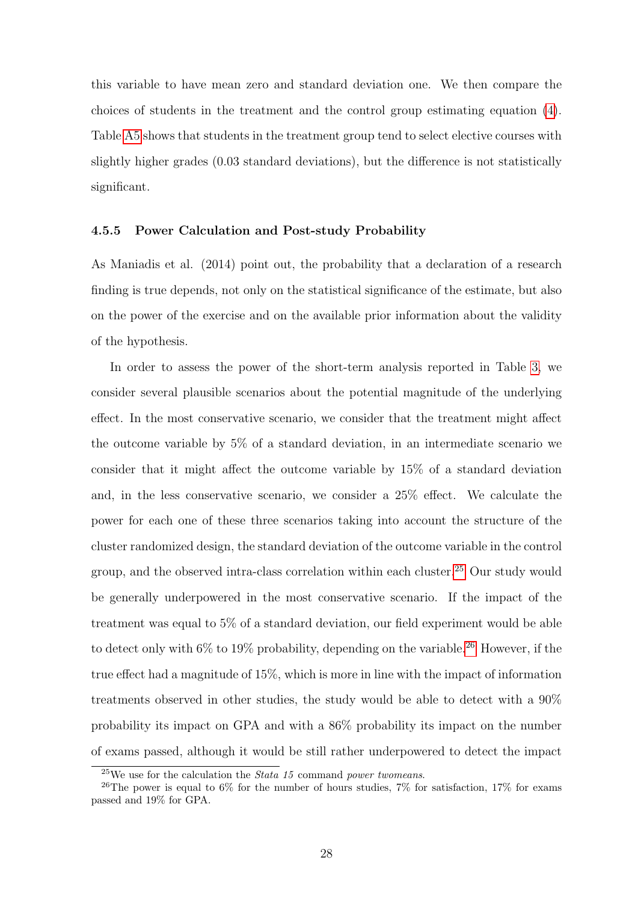this variable to have mean zero and standard deviation one. We then compare the choices of students in the treatment and the control group estimating equation (4). Table A5 shows that students in the treatment group tend to select elective courses with slightly higher grades (0.03 standard deviations), but the difference is not statistically significant.

### 4.5.5 Power Calculation and Post-study Probability

As Maniadis et al. (2014) point out, the probability that a declaration of a research finding is true depends, not only on the statistical significance of the estimate, but also on the power of the exercise and on the available prior information about the validity of the hypothesis.

In order to assess the power of the short-term analysis reported in Table 3, we consider several plausible scenarios about the potential magnitude of the underlying effect. In the most conservative scenario, we consider that the treatment might affect the outcome variable by 5% of a standard deviation, in an intermediate scenario we consider that it might affect the outcome variable by 15% of a standard deviation and, in the less conservative scenario, we consider a 25% effect. We calculate the power for each one of these three scenarios taking into account the structure of the cluster randomized design, the standard deviation of the outcome variable in the control group, and the observed intra-class correlation within each cluster.[25] Our study would be generally underpowered in the most conservative scenario. If the impact of the treatment was equal to 5% of a standard deviation, our field experiment would be able to detect only with 6% to 19% probability, depending on the variable.[26] However, if the true effect had a magnitude of 15%, which is more in line with the impact of information treatments observed in other studies, the study would be able to detect with a 90% probability its impact on GPA and with a 86% probability its impact on the number of exams passed, although it would be still rather underpowered to detect the impact

---

[25] We use for the calculation the *Stata 15* command *power twomeans*.

[26] The power is equal to 6% for the number of hours studies, 7% for satisfaction, 17% for exams passed and 19% for GPA.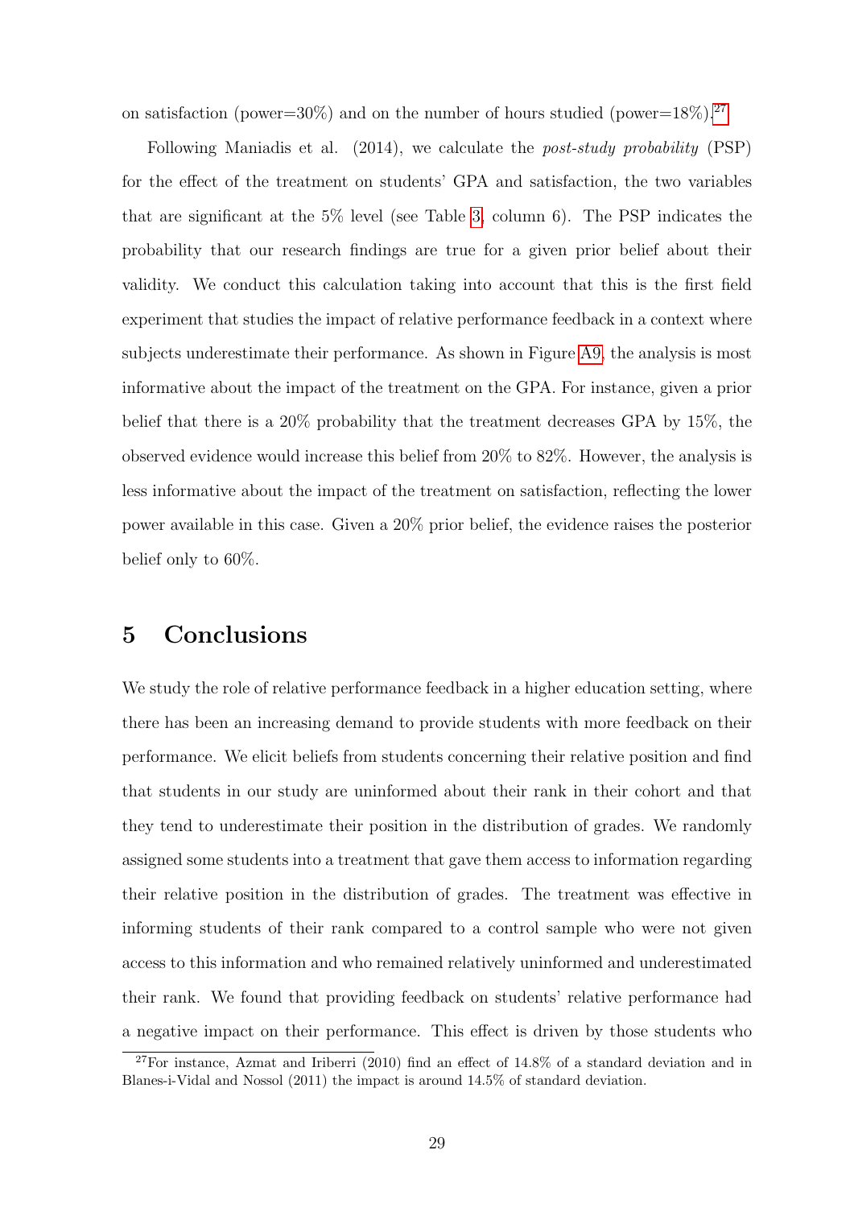on satisfaction (power=30%) and on the number of hours studied (power=18%).[27]

Following Maniadis et al. (2014), we calculate the *post-study probability* (PSP) for the effect of the treatment on students' GPA and satisfaction, the two variables that are significant at the 5% level (see Table 3, column 6). The PSP indicates the probability that our research findings are true for a given prior belief about their validity. We conduct this calculation taking into account that this is the first field experiment that studies the impact of relative performance feedback in a context where subjects underestimate their performance. As shown in Figure A9, the analysis is most informative about the impact of the treatment on the GPA. For instance, given a prior belief that there is a 20% probability that the treatment decreases GPA by 15%, the observed evidence would increase this belief from 20% to 82%. However, the analysis is less informative about the impact of the treatment on satisfaction, reflecting the lower power available in this case. Given a 20% prior belief, the evidence raises the posterior belief only to 60%.

# 5 Conclusions

We study the role of relative performance feedback in a higher education setting, where there has been an increasing demand to provide students with more feedback on their performance. We elicit beliefs from students concerning their relative position and find that students in our study are uninformed about their rank in their cohort and that they tend to underestimate their position in the distribution of grades. We randomly assigned some students into a treatment that gave them access to information regarding their relative position in the distribution of grades. The treatment was effective in informing students of their rank compared to a control sample who were not given access to this information and who remained relatively uninformed and underestimated their rank. We found that providing feedback on students' relative performance had a negative impact on their performance. This effect is driven by those students who

[27] For instance, Azmat and Iriberri (2010) find an effect of 14.8% of a standard deviation and in Blanes-i-Vidal and Nossol (2011) the impact is around 14.5% of standard deviation.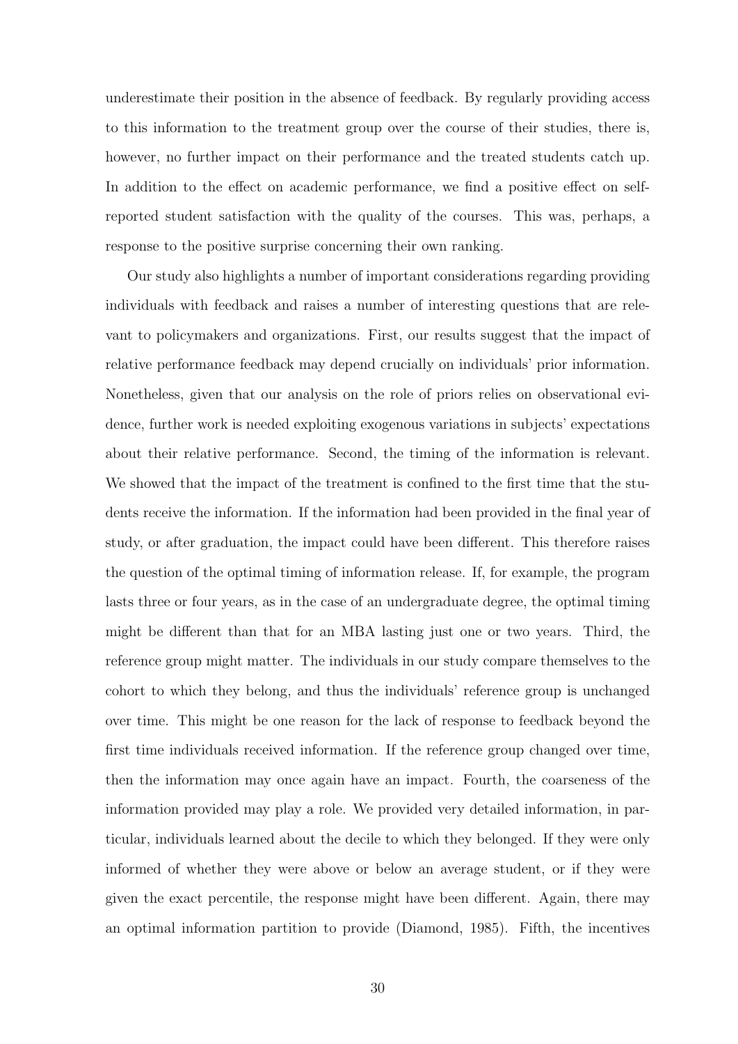underestimate their position in the absence of feedback. By regularly providing access to this information to the treatment group over the course of their studies, there is, however, no further impact on their performance and the treated students catch up. In addition to the effect on academic performance, we find a positive effect on self-reported student satisfaction with the quality of the courses. This was, perhaps, a response to the positive surprise concerning their own ranking.

Our study also highlights a number of important considerations regarding providing individuals with feedback and raises a number of interesting questions that are relevant to policymakers and organizations. First, our results suggest that the impact of relative performance feedback may depend crucially on individuals' prior information. Nonetheless, given that our analysis on the role of priors relies on observational evidence, further work is needed exploiting exogenous variations in subjects' expectations about their relative performance. Second, the timing of the information is relevant. We showed that the impact of the treatment is confined to the first time that the students receive the information. If the information had been provided in the final year of study, or after graduation, the impact could have been different. This therefore raises the question of the optimal timing of information release. If, for example, the program lasts three or four years, as in the case of an undergraduate degree, the optimal timing might be different than that for an MBA lasting just one or two years. Third, the reference group might matter. The individuals in our study compare themselves to the cohort to which they belong, and thus the individuals' reference group is unchanged over time. This might be one reason for the lack of response to feedback beyond the first time individuals received information. If the reference group changed over time, then the information may once again have an impact. Fourth, the coarseness of the information provided may play a role. We provided very detailed information, in particular, individuals learned about the decile to which they belonged. If they were only informed of whether they were above or below an average student, or if they were given the exact percentile, the response might have been different. Again, there may an optimal information partition to provide (Diamond, 1985). Fifth, the incentives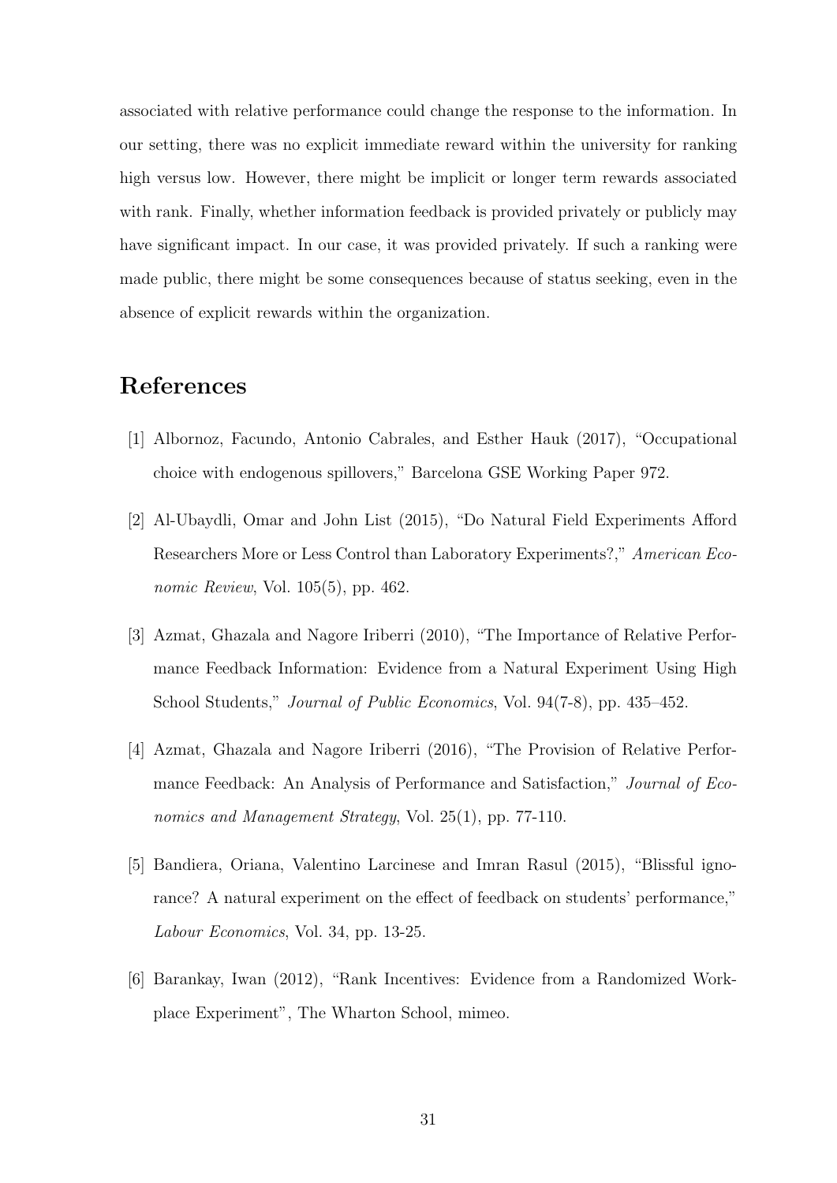associated with relative performance could change the response to the information. In our setting, there was no explicit immediate reward within the university for ranking high versus low. However, there might be implicit or longer term rewards associated with rank. Finally, whether information feedback is provided privately or publicly may have significant impact. In our case, it was provided privately. If such a ranking were made public, there might be some consequences because of status seeking, even in the absence of explicit rewards within the organization.

# References

[1] Albornoz, Facundo, Antonio Cabrales, and Esther Hauk (2017), "Occupational choice with endogenous spillovers," Barcelona GSE Working Paper 972.

[2] Al-Ubaydli, Omar and John List (2015), "Do Natural Field Experiments Afford Researchers More or Less Control than Laboratory Experiments?," *American Economic Review*, Vol. 105(5), pp. 462.

[3] Azmat, Ghazala and Nagore Iriberri (2010), "The Importance of Relative Performance Feedback Information: Evidence from a Natural Experiment Using High School Students," *Journal of Public Economics*, Vol. 94(7-8), pp. 435–452.

[4] Azmat, Ghazala and Nagore Iriberri (2016), "The Provision of Relative Performance Feedback: An Analysis of Performance and Satisfaction," *Journal of Economics and Management Strategy*, Vol. 25(1), pp. 77-110.

[5] Bandiera, Oriana, Valentino Larcinese and Imran Rasul (2015), "Blissful ignorance? A natural experiment on the effect of feedback on students' performance," *Labour Economics*, Vol. 34, pp. 13-25.

[6] Barankay, Iwan (2012), "Rank Incentives: Evidence from a Randomized Workplace Experiment", The Wharton School, mimeo.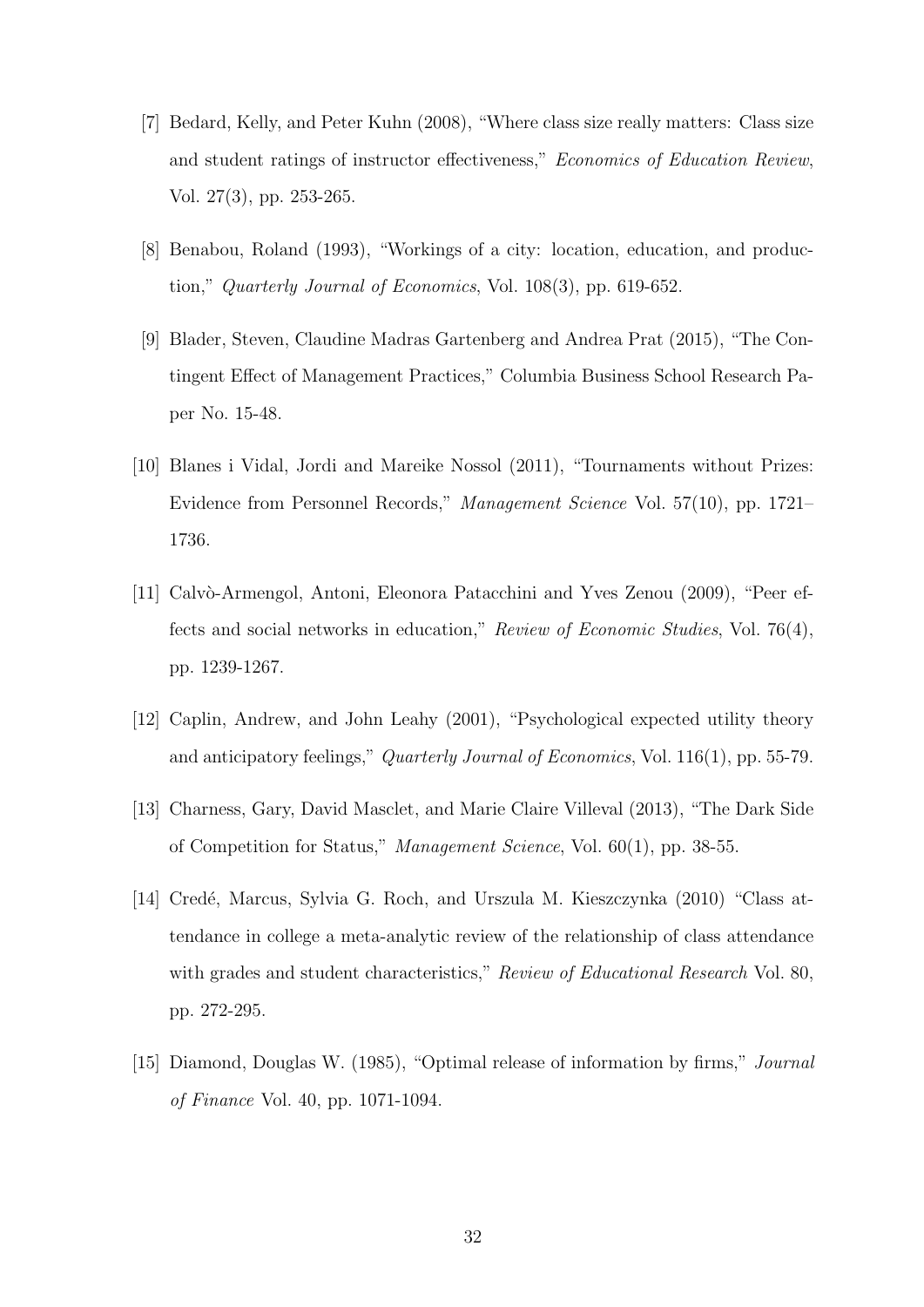[7] Bedard, Kelly, and Peter Kuhn (2008), "Where class size really matters: Class size and student ratings of instructor effectiveness," *Economics of Education Review*, Vol. 27(3), pp. 253-265.

[8] Benabou, Roland (1993), "Workings of a city: location, education, and production," *Quarterly Journal of Economics*, Vol. 108(3), pp. 619-652.

[9] Blader, Steven, Claudine Madras Gartenberg and Andrea Prat (2015), "The Contingent Effect of Management Practices," Columbia Business School Research Paper No. 15-48.

[10] Blanes i Vidal, Jordi and Mareike Nossol (2011), "Tournaments without Prizes: Evidence from Personnel Records," *Management Science* Vol. 57(10), pp. 1721–1736.

[11] Calvò-Armengol, Antoni, Eleonora Patacchini and Yves Zenou (2009), "Peer effects and social networks in education," *Review of Economic Studies*, Vol. 76(4), pp. 1239-1267.

[12] Caplin, Andrew, and John Leahy (2001), "Psychological expected utility theory and anticipatory feelings," *Quarterly Journal of Economics*, Vol. 116(1), pp. 55-79.

[13] Charness, Gary, David Masclet, and Marie Claire Villeval (2013), "The Dark Side of Competition for Status," *Management Science*, Vol. 60(1), pp. 38-55.

[14] Credé, Marcus, Sylvia G. Roch, and Urszula M. Kieszczynka (2010) "Class attendance in college a meta-analytic review of the relationship of class attendance with grades and student characteristics," *Review of Educational Research* Vol. 80, pp. 272-295.

[15] Diamond, Douglas W. (1985), "Optimal release of information by firms," *Journal of Finance* Vol. 40, pp. 1071-1094.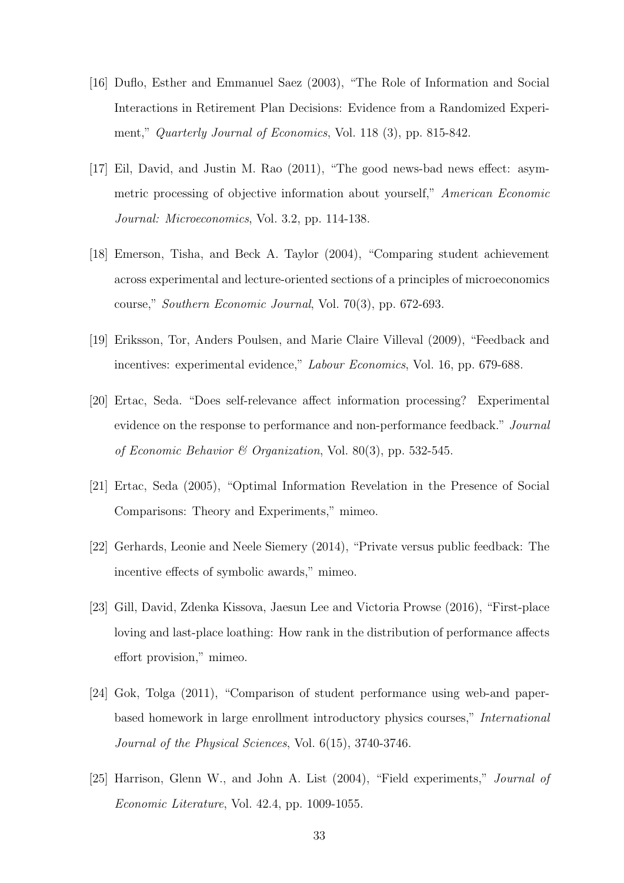[16] Duflo, Esther and Emmanuel Saez (2003), "The Role of Information and Social Interactions in Retirement Plan Decisions: Evidence from a Randomized Experiment," *Quarterly Journal of Economics*, Vol. 118 (3), pp. 815-842.

[17] Eil, David, and Justin M. Rao (2011), "The good news-bad news effect: asymmetric processing of objective information about yourself," *American Economic Journal: Microeconomics*, Vol. 3.2, pp. 114-138.

[18] Emerson, Tisha, and Beck A. Taylor (2004), "Comparing student achievement across experimental and lecture-oriented sections of a principles of microeconomics course," *Southern Economic Journal*, Vol. 70(3), pp. 672-693.

[19] Eriksson, Tor, Anders Poulsen, and Marie Claire Villeval (2009), "Feedback and incentives: experimental evidence," *Labour Economics*, Vol. 16, pp. 679-688.

[20] Ertac, Seda. "Does self-relevance affect information processing? Experimental evidence on the response to performance and non-performance feedback." *Journal of Economic Behavior & Organization*, Vol. 80(3), pp. 532-545.

[21] Ertac, Seda (2005), "Optimal Information Revelation in the Presence of Social Comparisons: Theory and Experiments," mimeo.

[22] Gerhards, Leonie and Neele Siemery (2014), "Private versus public feedback: The incentive effects of symbolic awards," mimeo.

[23] Gill, David, Zdenka Kissova, Jaesun Lee and Victoria Prowse (2016), "First-place loving and last-place loathing: How rank in the distribution of performance affects effort provision," mimeo.

[24] Gok, Tolga (2011), "Comparison of student performance using web-and paper-based homework in large enrollment introductory physics courses," *International Journal of the Physical Sciences*, Vol. 6(15), 3740-3746.

[25] Harrison, Glenn W., and John A. List (2004), "Field experiments," *Journal of Economic Literature*, Vol. 42.4, pp. 1009-1055.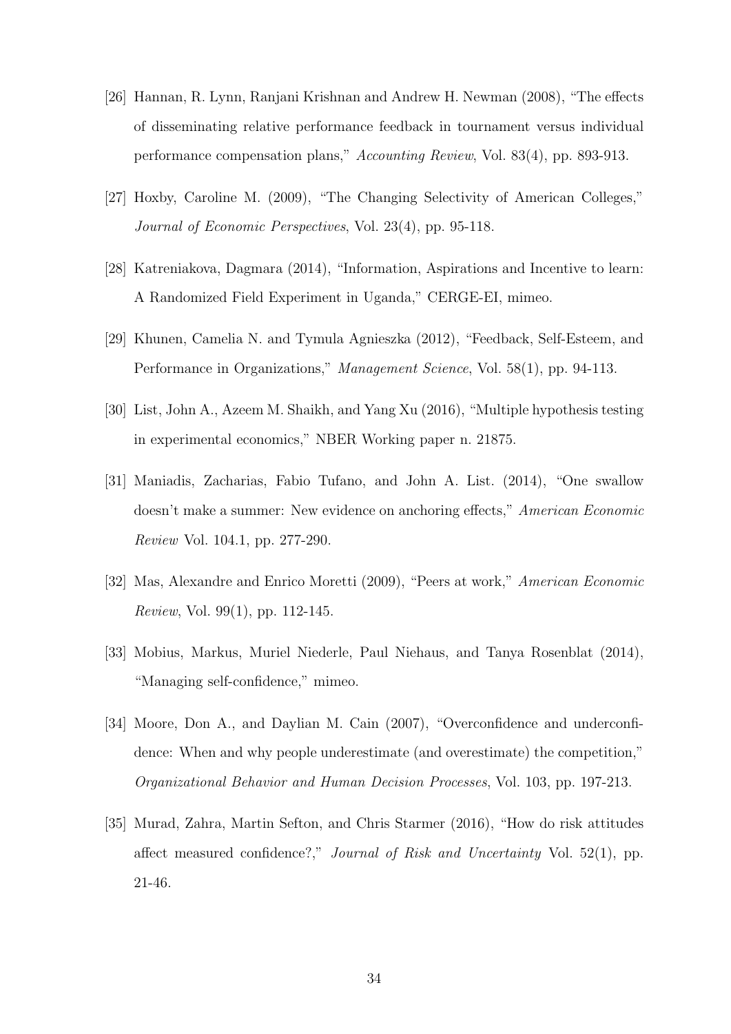[26] Hannan, R. Lynn, Ranjani Krishnan and Andrew H. Newman (2008), "The effects of disseminating relative performance feedback in tournament versus individual performance compensation plans," *Accounting Review*, Vol. 83(4), pp. 893-913.

[27] Hoxby, Caroline M. (2009), "The Changing Selectivity of American Colleges," *Journal of Economic Perspectives*, Vol. 23(4), pp. 95-118.

[28] Katreniakova, Dagmara (2014), "Information, Aspirations and Incentive to learn: A Randomized Field Experiment in Uganda," CERGE-EI, mimeo.

[29] Khunen, Camelia N. and Tymula Agnieszka (2012), "Feedback, Self-Esteem, and Performance in Organizations," *Management Science*, Vol. 58(1), pp. 94-113.

[30] List, John A., Azeem M. Shaikh, and Yang Xu (2016), "Multiple hypothesis testing in experimental economics," NBER Working paper n. 21875.

[31] Maniadis, Zacharias, Fabio Tufano, and John A. List. (2014), "One swallow doesn't make a summer: New evidence on anchoring effects," *American Economic Review* Vol. 104.1, pp. 277-290.

[32] Mas, Alexandre and Enrico Moretti (2009), "Peers at work," *American Economic Review*, Vol. 99(1), pp. 112-145.

[33] Mobius, Markus, Muriel Niederle, Paul Niehaus, and Tanya Rosenblat (2014), "Managing self-confidence," mimeo.

[34] Moore, Don A., and Daylian M. Cain (2007), "Overconfidence and underconfidence: When and why people underestimate (and overestimate) the competition," *Organizational Behavior and Human Decision Processes*, Vol. 103, pp. 197-213.

[35] Murad, Zahra, Martin Sefton, and Chris Starmer (2016), "How do risk attitudes affect measured confidence?," *Journal of Risk and Uncertainty* Vol. 52(1), pp. 21-46.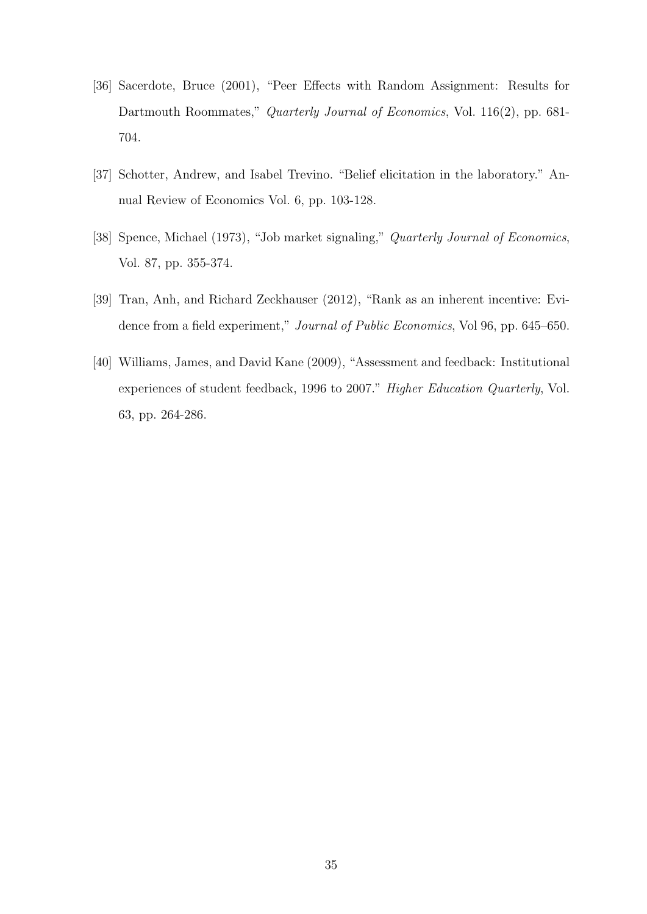[36] Sacerdote, Bruce (2001), "Peer Effects with Random Assignment: Results for Dartmouth Roommates," *Quarterly Journal of Economics*, Vol. 116(2), pp. 681-704.

[37] Schotter, Andrew, and Isabel Trevino. "Belief elicitation in the laboratory." Annual Review of Economics Vol. 6, pp. 103-128.

[38] Spence, Michael (1973), "Job market signaling," *Quarterly Journal of Economics*, Vol. 87, pp. 355-374.

[39] Tran, Anh, and Richard Zeckhauser (2012), "Rank as an inherent incentive: Evidence from a field experiment," *Journal of Public Economics*, Vol 96, pp. 645–650.

[40] Williams, James, and David Kane (2009), "Assessment and feedback: Institutional experiences of student feedback, 1996 to 2007." *Higher Education Quarterly*, Vol. 63, pp. 264-286.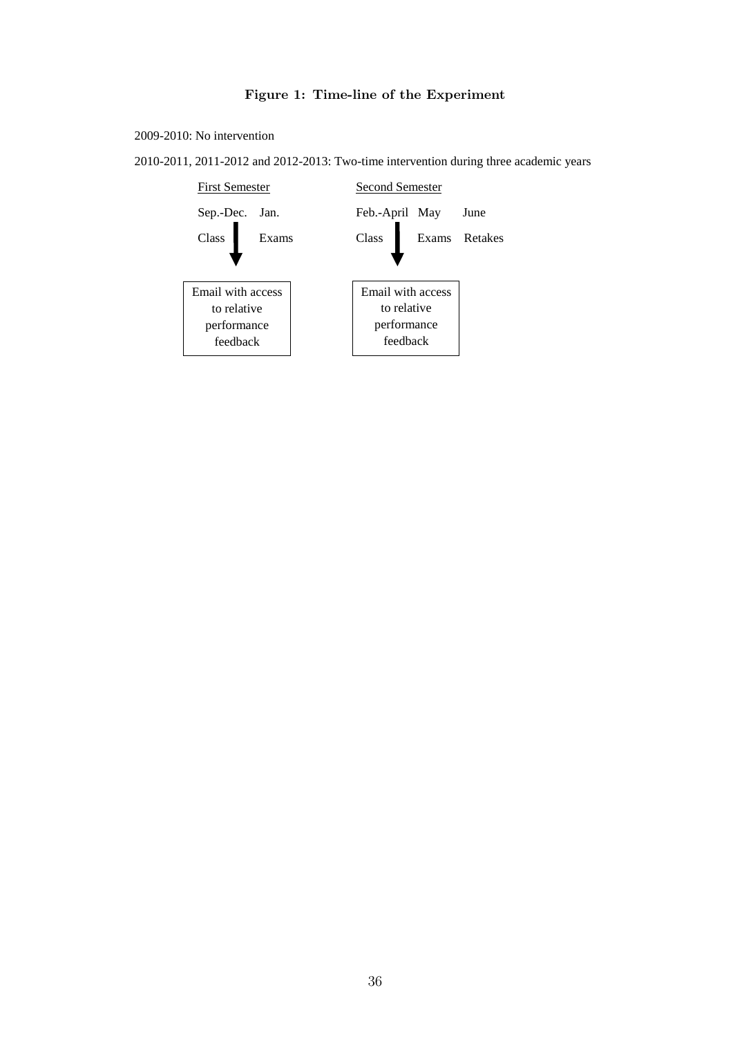**Figure 1: Time-line of the Experiment**

2009-2010: No intervention

2010-2011, 2011-2012 and 2012-2013: Two-time intervention during three academic years

| First Semester | | Second Semester | | |
|---|---|---|---|---|
| Sep.-Dec. | Jan. | Feb.-April | May | June |
| Class | Exams | Class | Exams | Retakes |
| Email with access to relative performance feedback | | Email with access to relative performance feedback | | |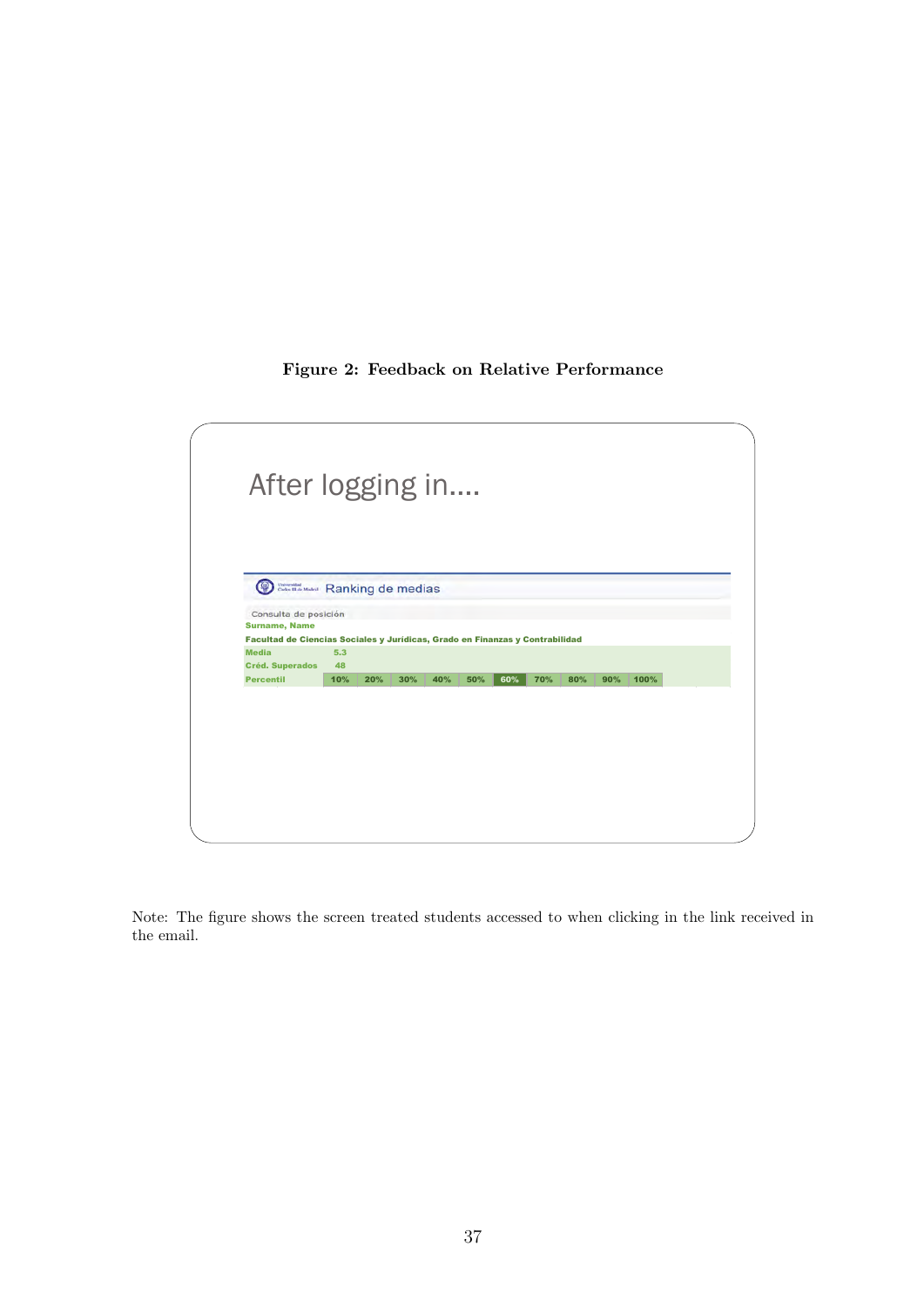**Figure 2: Feedback on Relative Performance**

After logging in....

Ranking de medias

Consulta de posición

Surname, Name

Facultad de Ciencias Sociales y Jurídicas, Grado en Finanzas y Contrabilidad

| Media | 5.3 | | | | | | | | | |
|---|---|---|---|---|---|---|---|---|---|---|
| Créd. Superados | 48 | | | | | | | | | |
| Percentil | 10% | 20% | 30% | 40% | 50% | 60% | 70% | 80% | 90% | 100% |

Note: The figure shows the screen treated students accessed to when clicking in the link received in the email.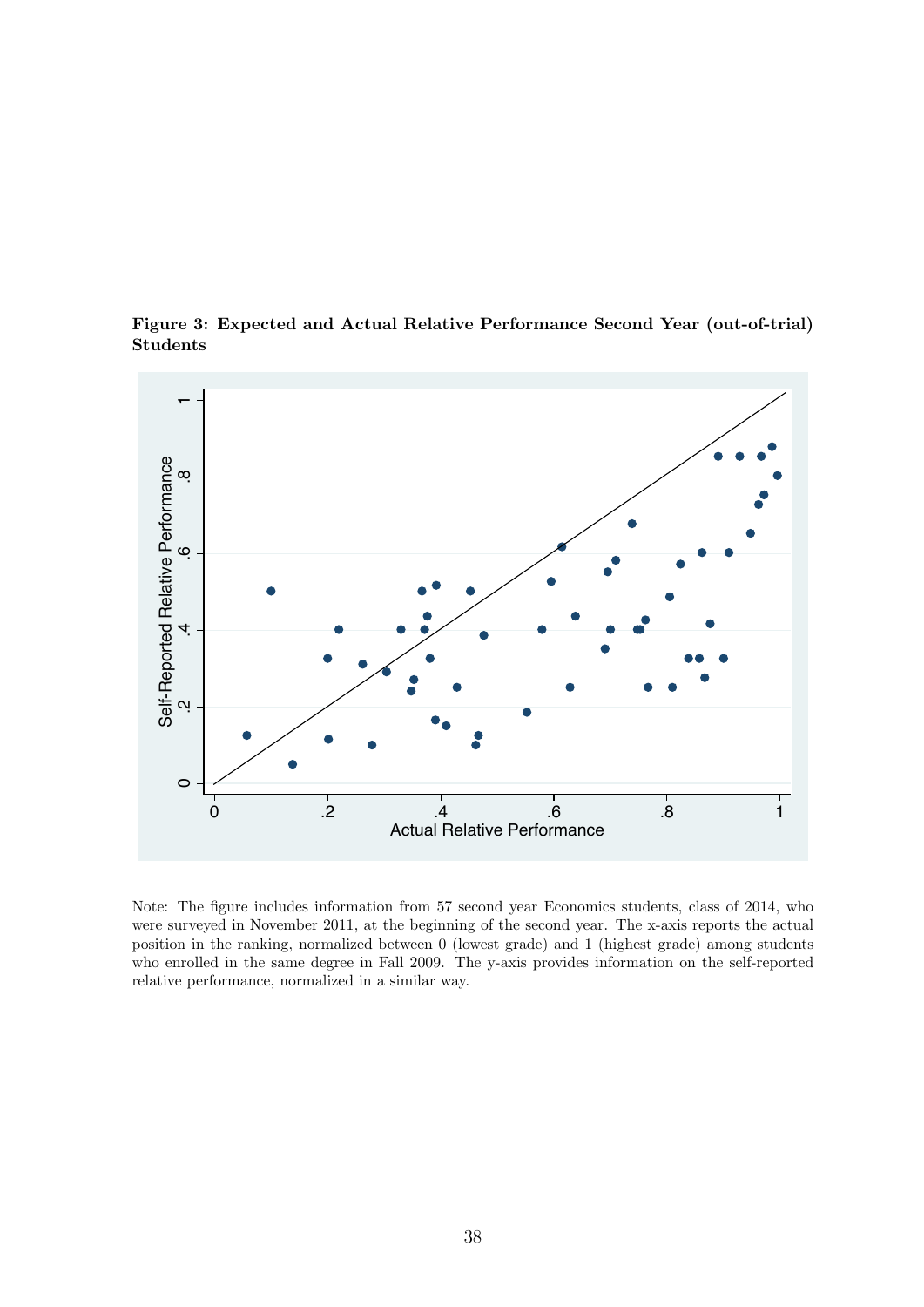**Figure 3: Expected and Actual Relative Performance Second Year (out-of-trial) Students**

Note: The figure includes information from 57 second year Economics students, class of 2014, who were surveyed in November 2011, at the beginning of the second year. The x-axis reports the actual position in the ranking, normalized between 0 (lowest grade) and 1 (highest grade) among students who enrolled in the same degree in Fall 2009. The y-axis provides information on the self-reported relative performance, normalized in a similar way.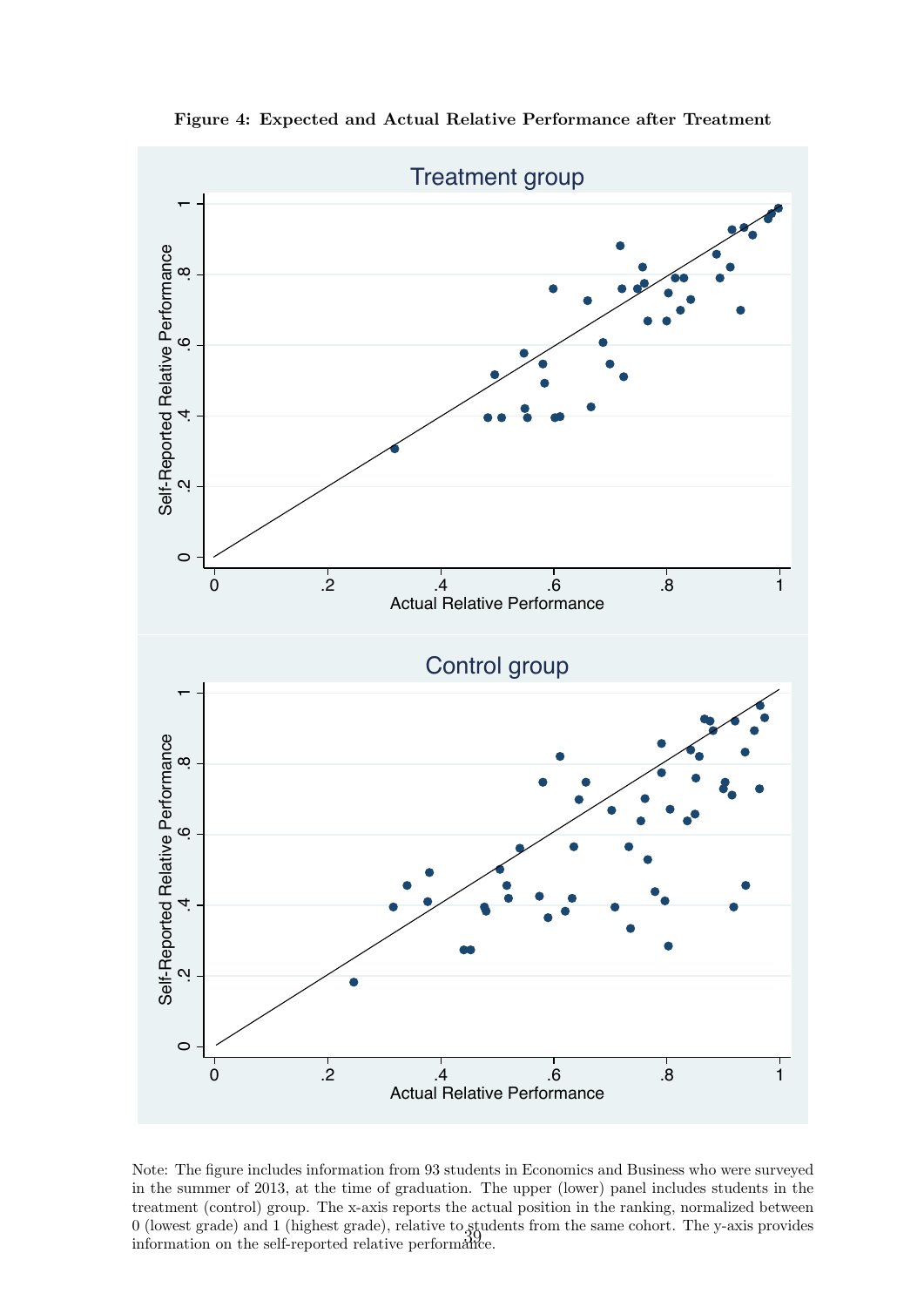**Figure 4: Expected and Actual Relative Performance after Treatment**

Note: The figure includes information from 93 students in Economics and Business who were surveyed in the summer of 2013, at the time of graduation. The upper (lower) panel includes students in the treatment (control) group. The x-axis reports the actual position in the ranking, normalized between 0 (lowest grade) and 1 (highest grade), relative to students from the same cohort. The y-axis provides information on the self-reported relative performance.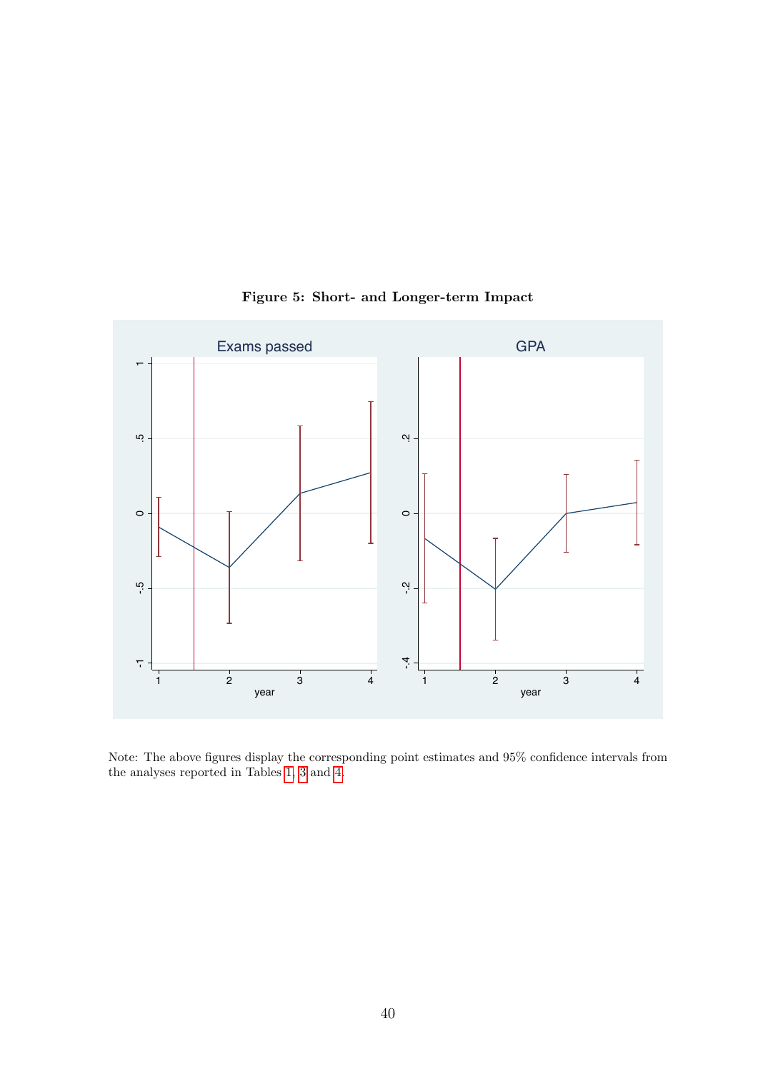**Figure 5: Short- and Longer-term Impact**

Note: The above figures display the corresponding point estimates and 95% confidence intervals from the analyses reported in Tables 1, 3 and 4.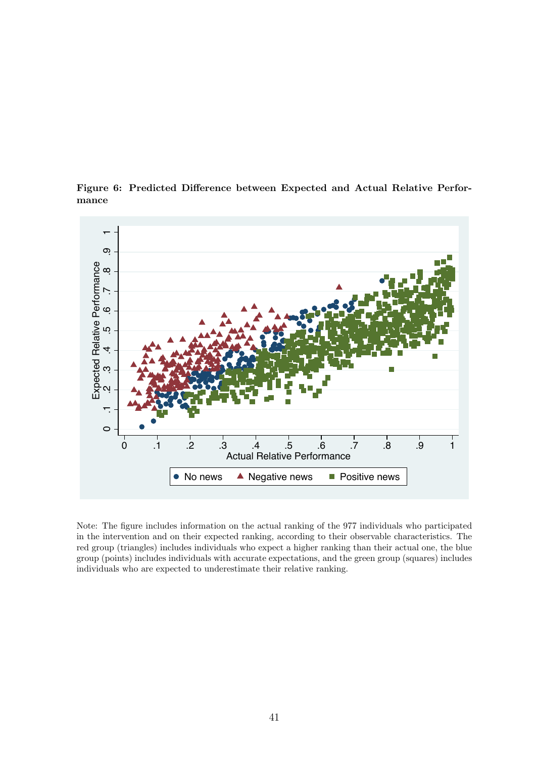**Figure 6: Predicted Difference between Expected and Actual Relative Performance**

Note: The figure includes information on the actual ranking of the 977 individuals who participated in the intervention and on their expected ranking, according to their observable characteristics. The red group (triangles) includes individuals who expect a higher ranking than their actual one, the blue group (points) includes individuals with accurate expectations, and the green group (squares) includes individuals who are expected to underestimate their relative ranking.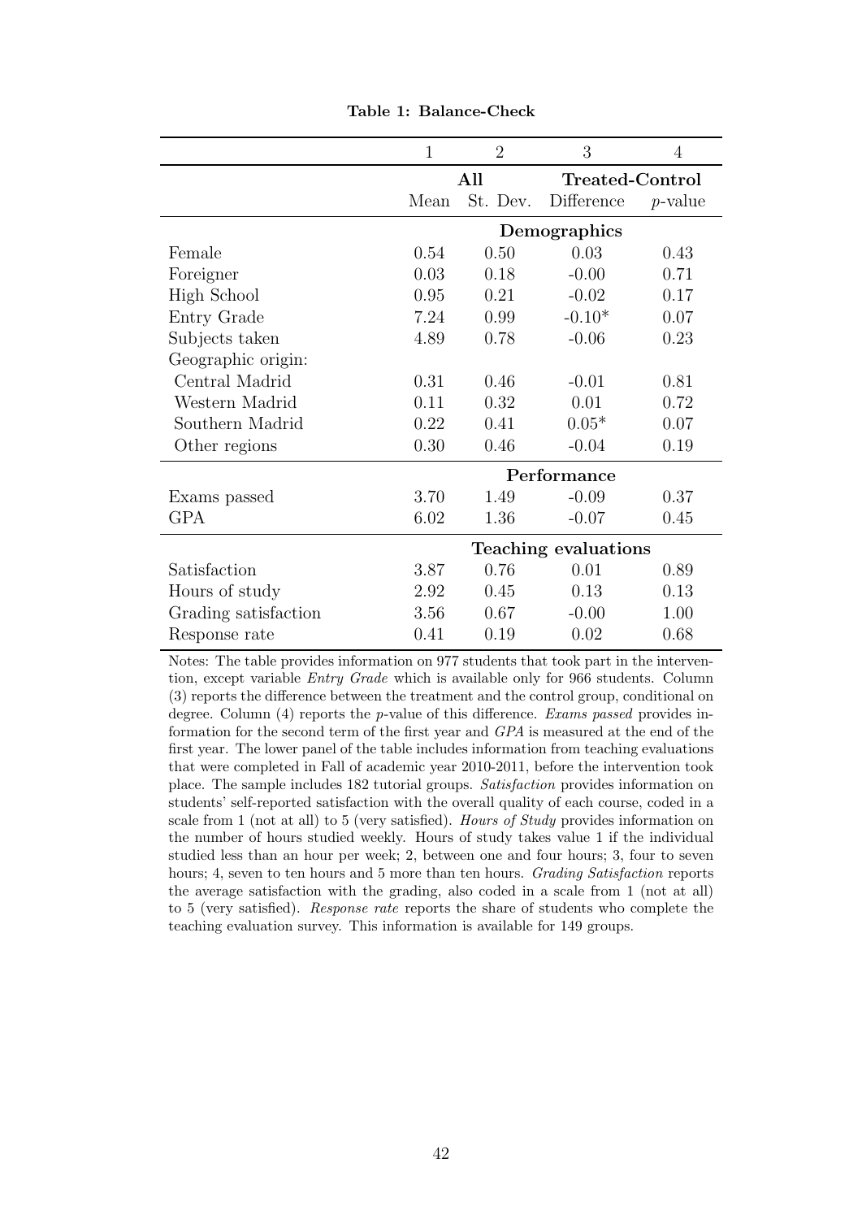**Table 1: Balance-Check**

| | 1 | 2 | 3 | 4 |
|---|---|---|---|---|
| | **All** | | **Treated-Control** | |
| | Mean | St. Dev. | Difference | *p*-value |
| | | | **Demographics** | |
| Female | 0.54 | 0.50 | 0.03 | 0.43 |
| Foreigner | 0.03 | 0.18 | -0.00 | 0.71 |
| High School | 0.95 | 0.21 | -0.02 | 0.17 |
| Entry Grade | 7.24 | 0.99 | -0.10* | 0.07 |
| Subjects taken | 4.89 | 0.78 | -0.06 | 0.23 |
| Geographic origin: | | | | |
| Central Madrid | 0.31 | 0.46 | -0.01 | 0.81 |
| Western Madrid | 0.11 | 0.32 | 0.01 | 0.72 |
| Southern Madrid | 0.22 | 0.41 | 0.05* | 0.07 |
| Other regions | 0.30 | 0.46 | -0.04 | 0.19 |
| | | | **Performance** | |
| Exams passed | 3.70 | 1.49 | -0.09 | 0.37 |
| GPA | 6.02 | 1.36 | -0.07 | 0.45 |
| | | | **Teaching evaluations** | |
| Satisfaction | 3.87 | 0.76 | 0.01 | 0.89 |
| Hours of study | 2.92 | 0.45 | 0.13 | 0.13 |
| Grading satisfaction | 3.56 | 0.67 | -0.00 | 1.00 |
| Response rate | 0.41 | 0.19 | 0.02 | 0.68 |

Notes: The table provides information on 977 students that took part in the intervention, except variable *Entry Grade* which is available only for 966 students. Column (3) reports the difference between the treatment and the control group, conditional on degree. Column (4) reports the *p*-value of this difference. *Exams passed* provides information for the second term of the first year and *GPA* is measured at the end of the first year. The lower panel of the table includes information from teaching evaluations that were completed in Fall of academic year 2010-2011, before the intervention took place. The sample includes 182 tutorial groups. *Satisfaction* provides information on students' self-reported satisfaction with the overall quality of each course, coded in a scale from 1 (not at all) to 5 (very satisfied). *Hours of Study* provides information on the number of hours studied weekly. Hours of study takes value 1 if the individual studied less than an hour per week; 2, between one and four hours; 3, four to seven hours; 4, seven to ten hours and 5 more than ten hours. *Grading Satisfaction* reports the average satisfaction with the grading, also coded in a scale from 1 (not at all) to 5 (very satisfied). *Response rate* reports the share of students who complete the teaching evaluation survey. This information is available for 149 groups.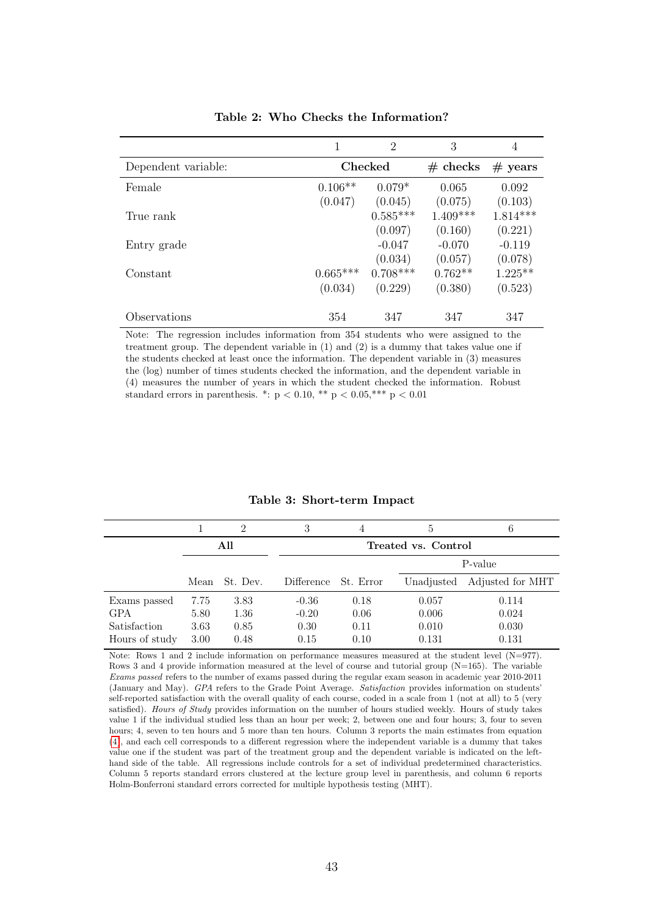**Table 2: Who Checks the Information?**

| | 1 | 2 | 3 | 4 |
|---|---|---|---|---|
| Dependent variable: | **Checked** | | **# checks** | **# years** |
| Female | 0.106** | 0.079* | 0.065 | 0.092 |
| | (0.047) | (0.045) | (0.075) | (0.103) |
| True rank | | 0.585*** | 1.409*** | 1.814*** |
| | | (0.097) | (0.160) | (0.221) |
| Entry grade | | -0.047 | -0.070 | -0.119 |
| | | (0.034) | (0.057) | (0.078) |
| Constant | 0.665*** | 0.708*** | 0.762** | 1.225** |
| | (0.034) | (0.229) | (0.380) | (0.523) |
| Observations | 354 | 347 | 347 | 347 |

Note: The regression includes information from 354 students who were assigned to the treatment group. The dependent variable in (1) and (2) is a dummy that takes value one if the students checked at least once the information. The dependent variable in (3) measures the (log) number of times students checked the information, and the dependent variable in (4) measures the number of years in which the student checked the information. Robust standard errors in parenthesis. *: $p < 0.10$, ** $p < 0.05$,*** $p < 0.01$

**Table 3: Short-term Impact**

| | 1 | 2 | 3 | 4 | 5 | 6 |
|---|---|---|---|---|---|---|
| | **All** | | **Treated vs. Control** | | | |
| | | | | | P-value | |
| | Mean | St. Dev. | Difference | St. Error | Unadjusted | Adjusted for MHT |
| Exams passed | 7.75 | 3.83 | -0.36 | 0.18 | 0.057 | 0.114 |
| GPA | 5.80 | 1.36 | -0.20 | 0.06 | 0.006 | 0.024 |
| Satisfaction | 3.63 | 0.85 | 0.30 | 0.11 | 0.010 | 0.030 |
| Hours of study | 3.00 | 0.48 | 0.15 | 0.10 | 0.131 | 0.131 |

Note: Rows 1 and 2 include information on performance measures measured at the student level (N=977). Rows 3 and 4 provide information measured at the level of course and tutorial group (N=165). The variable *Exams passed* refers to the number of exams passed during the regular exam season in academic year 2010-2011 (January and May). *GPA* refers to the Grade Point Average. *Satisfaction* provides information on students' self-reported satisfaction with the overall quality of each course, coded in a scale from 1 (not at all) to 5 (very satisfied). *Hours of Study* provides information on the number of hours studied weekly. Hours of study takes value 1 if the individual studied less than an hour per week; 2, between one and four hours; 3, four to seven hours; 4, seven to ten hours and 5 more than ten hours. Column 3 reports the main estimates from equation [4], and each cell corresponds to a different regression where the independent variable is a dummy that takes value one if the student was part of the treatment group and the dependent variable is indicated on the left-hand side of the table. All regressions include controls for a set of individual predetermined characteristics. Column 5 reports standard errors clustered at the lecture group level in parenthesis, and column 6 reports Holm-Bonferroni standard errors corrected for multiple hypothesis testing (MHT).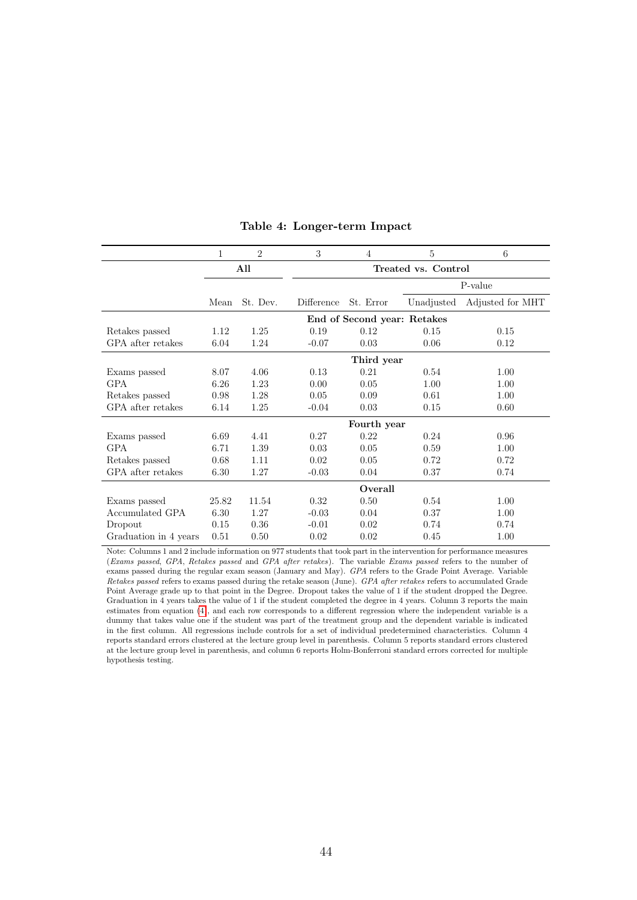**Table 4: Longer-term Impact**

| | 1 | 2 | 3 | 4 | 5 | 6 |
|---|---|---|---|---|---|---|
| | All | | Treated vs. Control | | | |
| | | | | | P-value | |
| | Mean | St. Dev. | Difference | St. Error | Unadjusted | Adjusted for MHT |
| | | | **End of Second year: Retakes** | | | |
| Retakes passed | 1.12 | 1.25 | 0.19 | 0.12 | 0.15 | 0.15 |
| GPA after retakes | 6.04 | 1.24 | -0.07 | 0.03 | 0.06 | 0.12 |
| | | | **Third year** | | | |
| Exams passed | 8.07 | 4.06 | 0.13 | 0.21 | 0.54 | 1.00 |
| GPA | 6.26 | 1.23 | 0.00 | 0.05 | 1.00 | 1.00 |
| Retakes passed | 0.98 | 1.28 | 0.05 | 0.09 | 0.61 | 1.00 |
| GPA after retakes | 6.14 | 1.25 | -0.04 | 0.03 | 0.15 | 0.60 |
| | | | **Fourth year** | | | |
| Exams passed | 6.69 | 4.41 | 0.27 | 0.22 | 0.24 | 0.96 |
| GPA | 6.71 | 1.39 | 0.03 | 0.05 | 0.59 | 1.00 |
| Retakes passed | 0.68 | 1.11 | 0.02 | 0.05 | 0.72 | 0.72 |
| GPA after retakes | 6.30 | 1.27 | -0.03 | 0.04 | 0.37 | 0.74 |
| | | | **Overall** | | | |
| Exams passed | 25.82 | 11.54 | 0.32 | 0.50 | 0.54 | 1.00 |
| Accumulated GPA | 6.30 | 1.27 | -0.03 | 0.04 | 0.37 | 1.00 |
| Dropout | 0.15 | 0.36 | -0.01 | 0.02 | 0.74 | 0.74 |
| Graduation in 4 years | 0.51 | 0.50 | 0.02 | 0.02 | 0.45 | 1.00 |

Note: Columns 1 and 2 include information on 977 students that took part in the intervention for performance measures (*Exams passed*, *GPA*, *Retakes passed* and *GPA after retakes*). The variable *Exams passed* refers to the number of exams passed during the regular exam season (January and May). *GPA* refers to the Grade Point Average. Variable *Retakes passed* refers to exams passed during the retake season (June). *GPA after retakes* refers to accumulated Grade Point Average grade up to that point in the Degree. Dropout takes the value of 1 if the student dropped the Degree. Graduation in 4 years takes the value of 1 if the student completed the degree in 4 years. Column 3 reports the main estimates from equation (4), and each row corresponds to a different regression where the independent variable is a dummy that takes value one if the student was part of the treatment group and the dependent variable is indicated in the first column. All regressions include controls for a set of individual predetermined characteristics. Column 4 reports standard errors clustered at the lecture group level in parenthesis. Column 5 reports standard errors clustered at the lecture group level in parenthesis, and column 6 reports Holm-Bonferroni standard errors corrected for multiple hypothesis testing.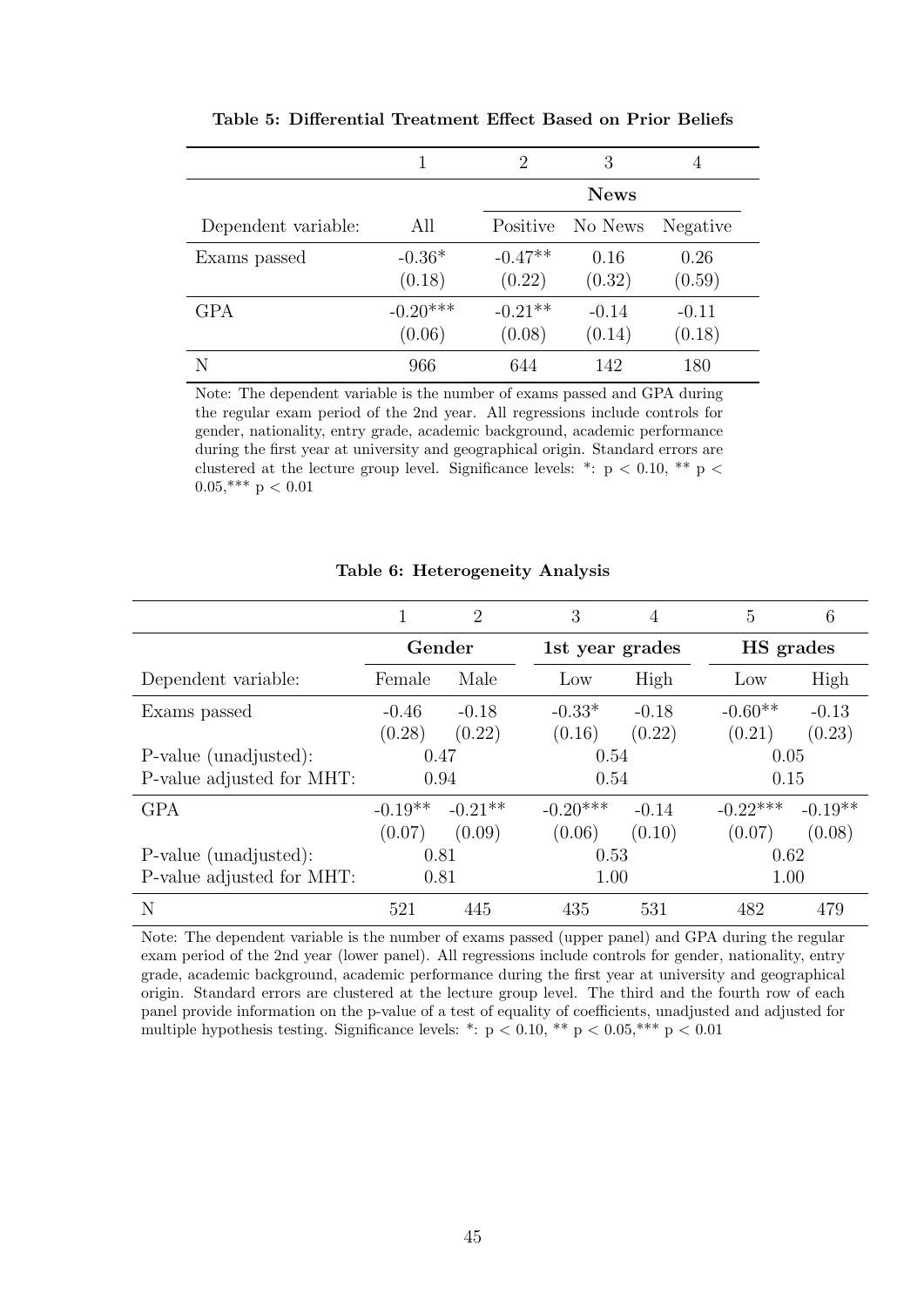**Table 5: Differential Treatment Effect Based on Prior Beliefs**

| | 1 | 2 | 3 | 4 |
|---|---|---|---|---|
| | | **News** | | |
| Dependent variable: | All | Positive | No News | Negative |
| Exams passed | -0.36* | -0.47** | 0.16 | 0.26 |
| | (0.18) | (0.22) | (0.32) | (0.59) |
| GPA | -0.20*** | -0.21** | -0.14 | -0.11 |
| | (0.06) | (0.08) | (0.14) | (0.18) |
| N | 966 | 644 | 142 | 180 |

Note: The dependent variable is the number of exams passed and GPA during the regular exam period of the 2nd year. All regressions include controls for gender, nationality, entry grade, academic background, academic performance during the first year at university and geographical origin. Standard errors are clustered at the lecture group level. Significance levels: *: p < 0.10, ** p < 0.05,*** p < 0.01

**Table 6: Heterogeneity Analysis**

| | 1 | 2 | 3 | 4 | 5 | 6 |
|---|---|---|---|---|---|---|
| | **Gender** | | **1st year grades** | | **HS grades** | |
| Dependent variable: | Female | Male | Low | High | Low | High |
| Exams passed | -0.46 | -0.18 | -0.33* | -0.18 | -0.60** | -0.13 |
| | (0.28) | (0.22) | (0.16) | (0.22) | (0.21) | (0.23) |
| P-value (unadjusted): | 0.47 | | 0.54 | | 0.05 | |
| P-value adjusted for MHT: | 0.94 | | 0.54 | | 0.15 | |
| GPA | -0.19** | -0.21** | -0.20*** | -0.14 | -0.22*** | -0.19** |
| | (0.07) | (0.09) | (0.06) | (0.10) | (0.07) | (0.08) |
| P-value (unadjusted): | 0.81 | | 0.53 | | 0.62 | |
| P-value adjusted for MHT: | 0.81 | | 1.00 | | 1.00 | |
| N | 521 | 445 | 435 | 531 | 482 | 479 |

Note: The dependent variable is the number of exams passed (upper panel) and GPA during the regular exam period of the 2nd year (lower panel). All regressions include controls for gender, nationality, entry grade, academic background, academic performance during the first year at university and geographical origin. Standard errors are clustered at the lecture group level. The third and the fourth row of each panel provide information on the p-value of a test of equality of coefficients, unadjusted and adjusted for multiple hypothesis testing. Significance levels: *: p < 0.10, ** p < 0.05,*** p < 0.01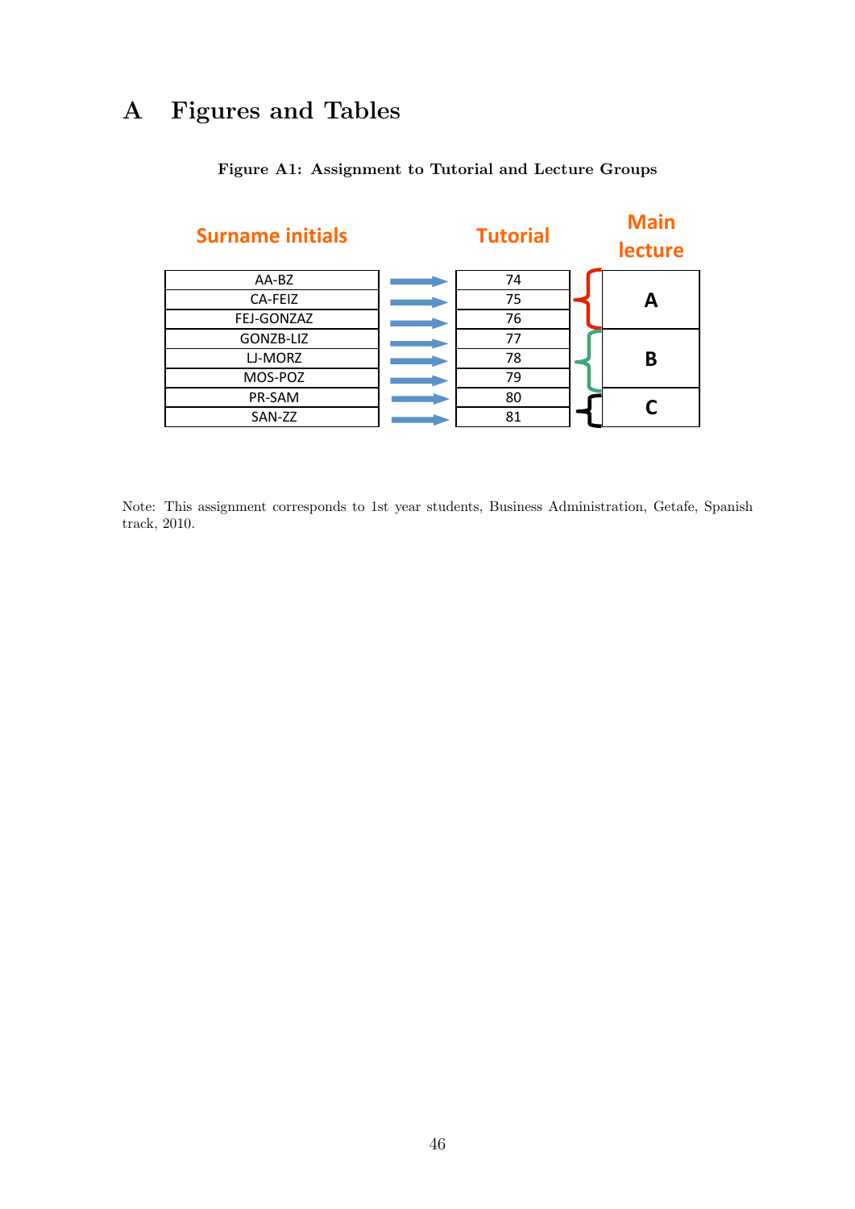# A Figures and Tables

**Figure A1: Assignment to Tutorial and Lecture Groups**

| Surname initials | Tutorial | Main lecture |
|---|---|---|
| AA-BZ | 74 | A |
| CA-FEIZ | 75 | A |
| FEJ-GONZAZ | 76 | A |
| GONZB-LIZ | 77 | B |
| LJ-MORZ | 78 | B |
| MOS-POZ | 79 | B |
| PR-SAM | 80 | C |
| SAN-ZZ | 81 | C |

Note: This assignment corresponds to 1st year students, Business Administration, Getafe, Spanish track, 2010.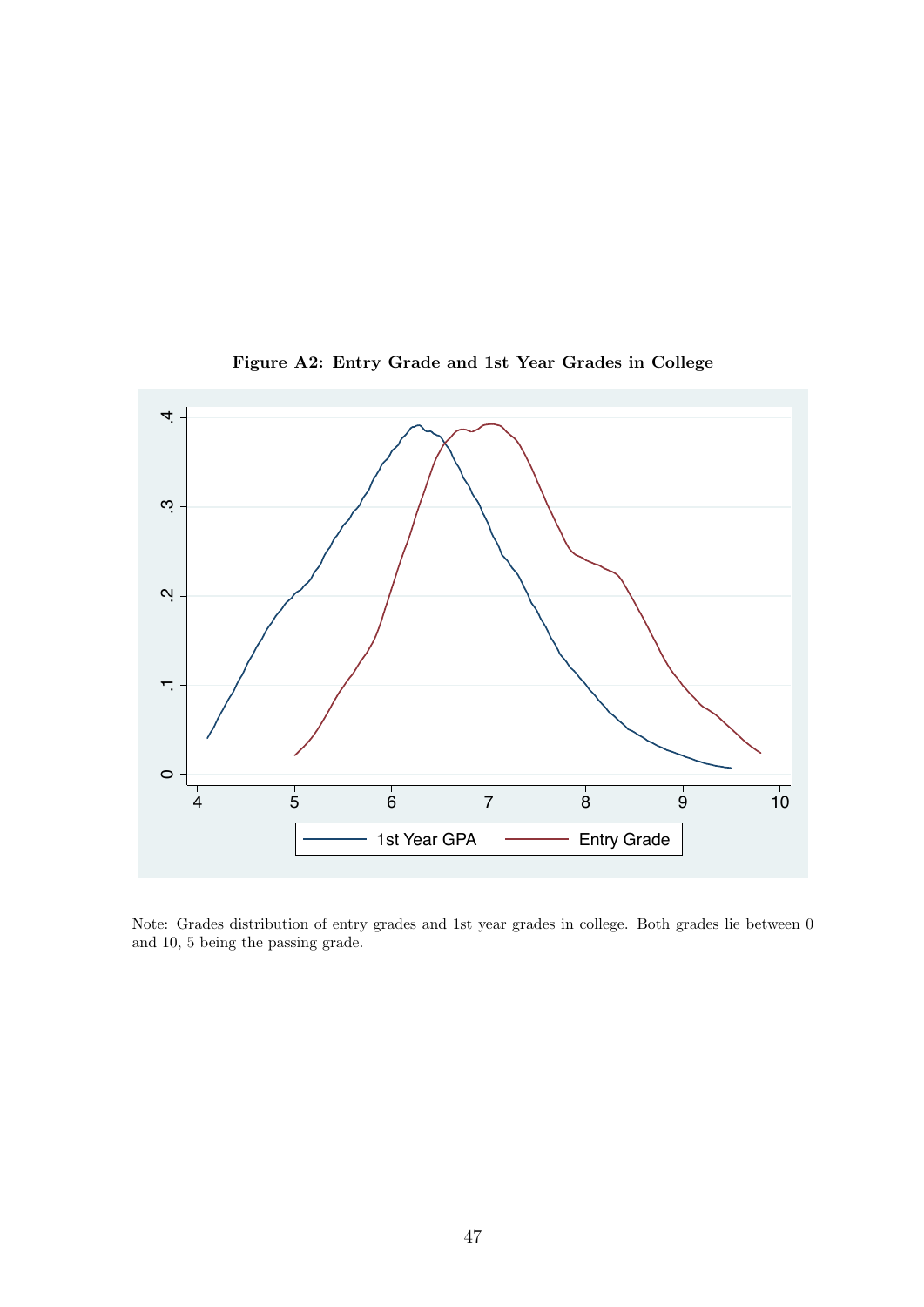**Figure A2: Entry Grade and 1st Year Grades in College**

Note: Grades distribution of entry grades and 1st year grades in college. Both grades lie between 0 and 10, 5 being the passing grade.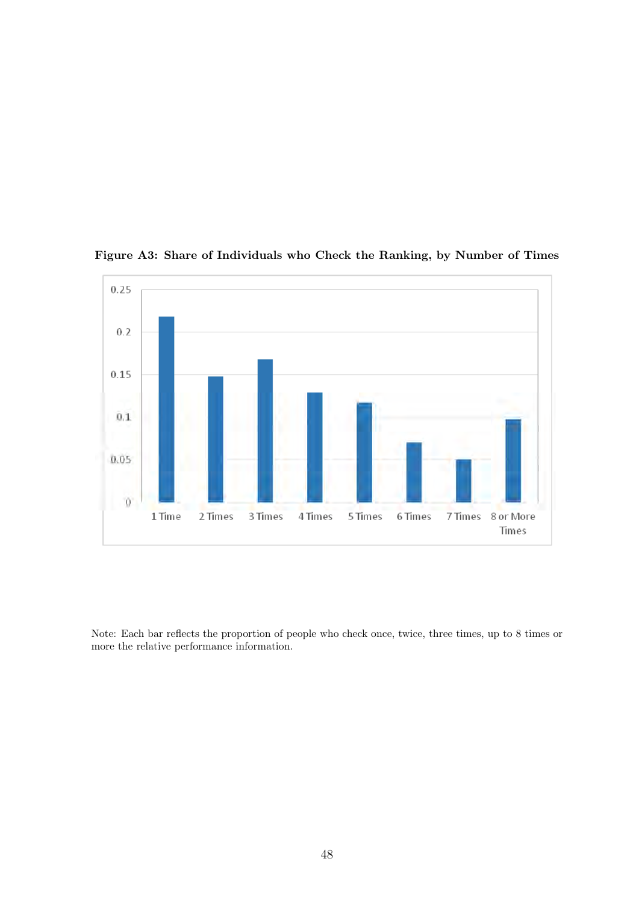**Figure A3: Share of Individuals who Check the Ranking, by Number of Times**

Note: Each bar reflects the proportion of people who check once, twice, three times, up to 8 times or more the relative performance information.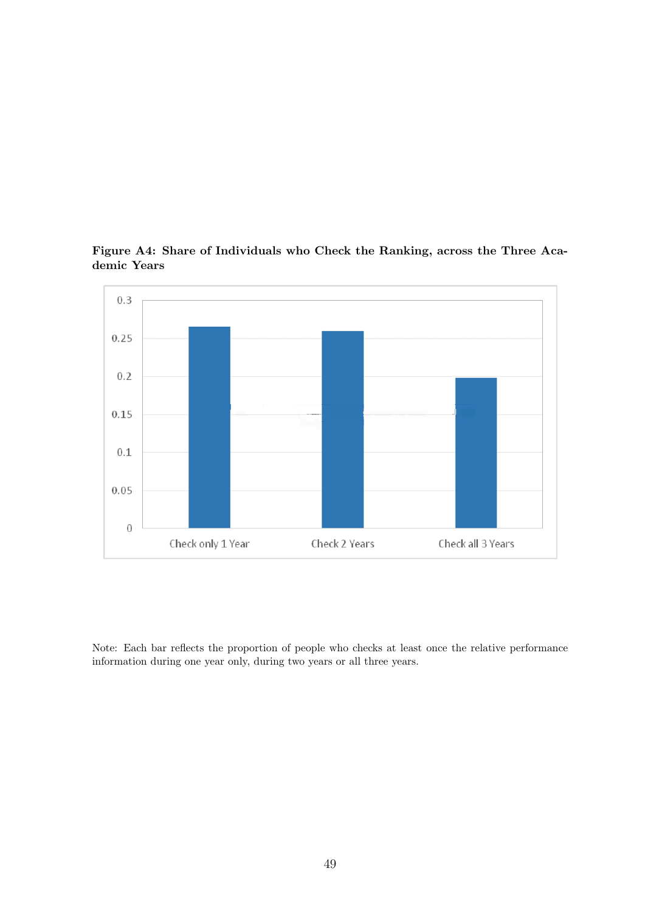**Figure A4: Share of Individuals who Check the Ranking, across the Three Academic Years**

Note: Each bar reflects the proportion of people who checks at least once the relative performance information during one year only, during two years or all three years.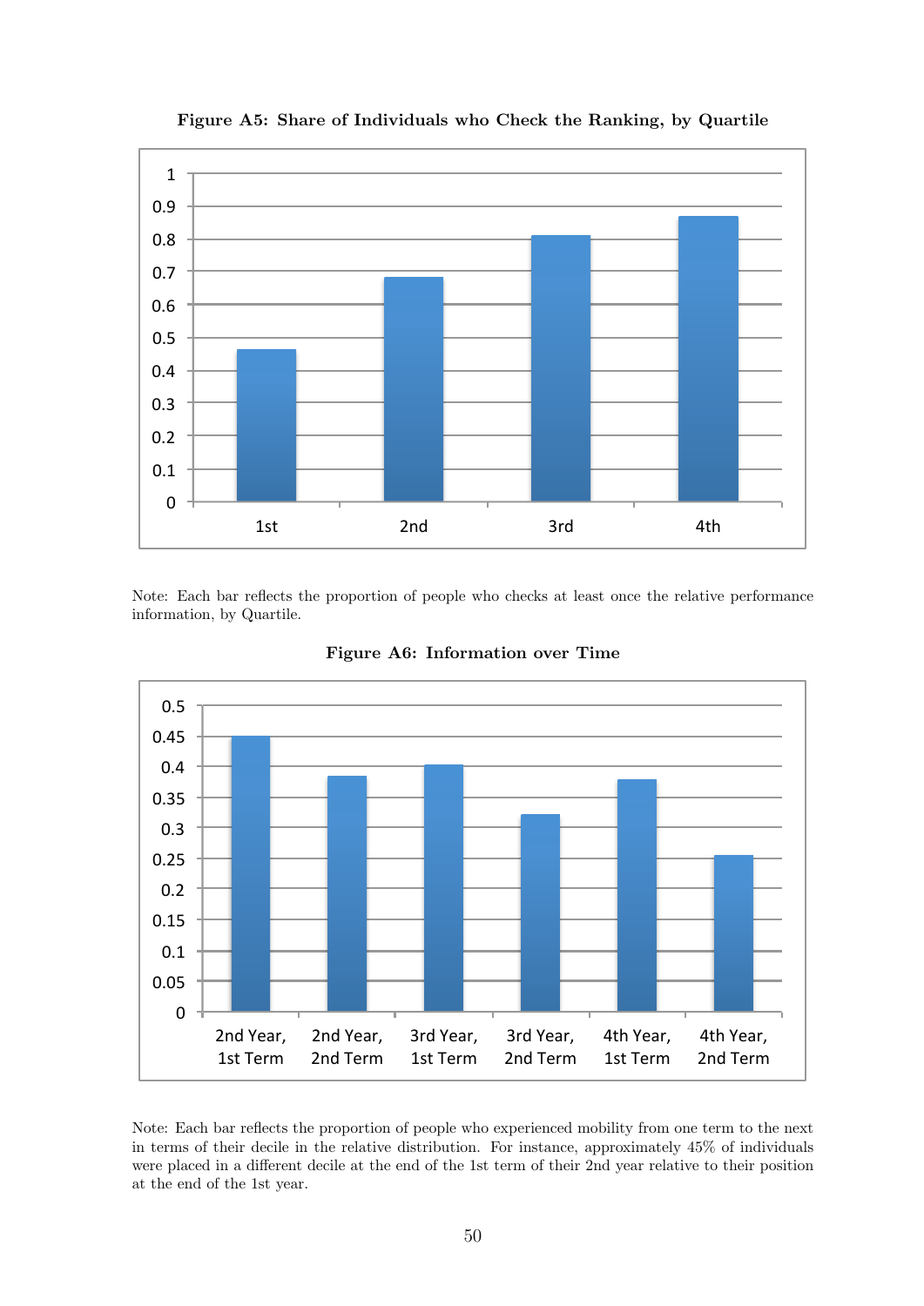**Figure A5: Share of Individuals who Check the Ranking, by Quartile**

Note: Each bar reflects the proportion of people who checks at least once the relative performance information, by Quartile.

**Figure A6: Information over Time**

Note: Each bar reflects the proportion of people who experienced mobility from one term to the next in terms of their decile in the relative distribution. For instance, approximately 45% of individuals were placed in a different decile at the end of the 1st term of their 2nd year relative to their position at the end of the 1st year.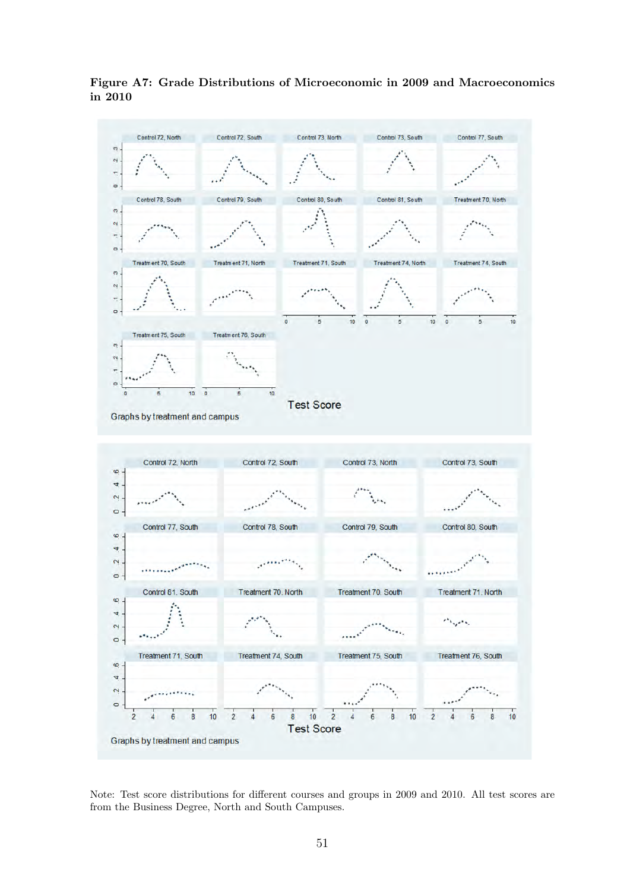**Figure A7: Grade Distributions of Microeconomic in 2009 and Macroeconomics in 2010**

Note: Test score distributions for different courses and groups in 2009 and 2010. All test scores are from the Business Degree, North and South Campuses.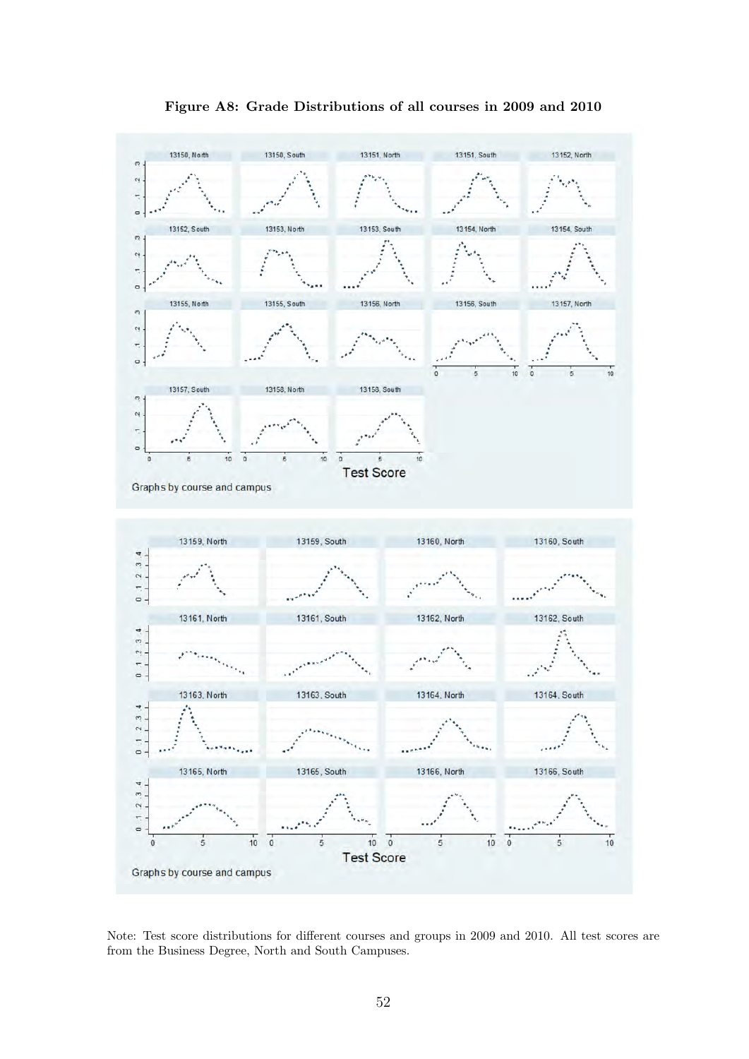**Figure A8: Grade Distributions of all courses in 2009 and 2010**

Note: Test score distributions for different courses and groups in 2009 and 2010. All test scores are from the Business Degree, North and South Campuses.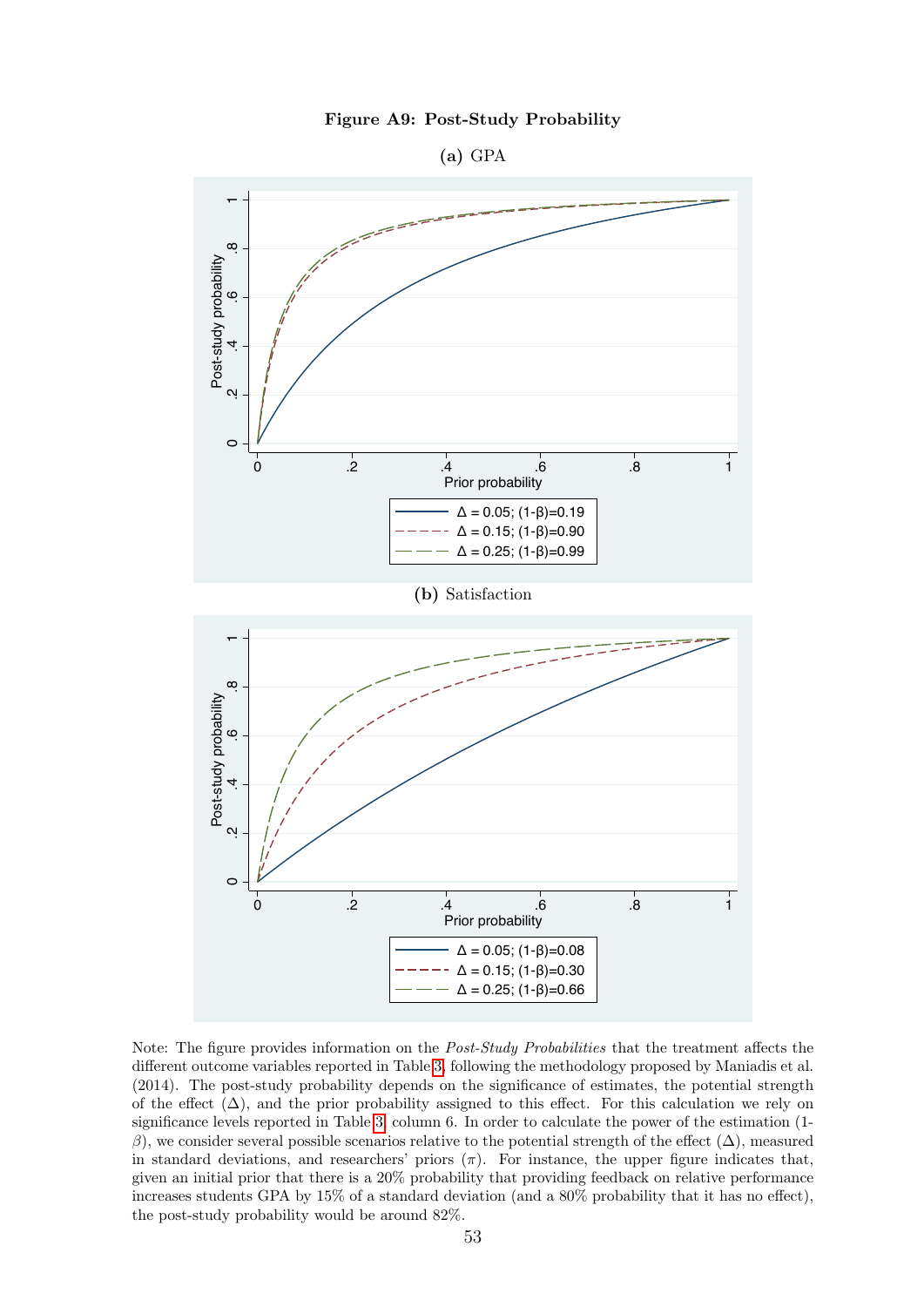**Figure A9: Post-Study Probability**

**(a)** GPA

Post-study probability

Prior probability

$\Delta$ = 0.05; (1-β)=0.19

$\Delta$ = 0.15; (1-β)=0.90

$\Delta$ = 0.25; (1-β)=0.99

**(b)** Satisfaction

Post-study probability

Prior probability

$\Delta$ = 0.05; (1-β)=0.08

$\Delta$ = 0.15; (1-β)=0.30

$\Delta$ = 0.25; (1-β)=0.66

Note: The figure provides information on the *Post-Study Probabilities* that the treatment affects the different outcome variables reported in Table 3, following the methodology proposed by Maniadis et al. (2014). The post-study probability depends on the significance of estimates, the potential strength of the effect ($\Delta$), and the prior probability assigned to this effect. For this calculation we rely on significance levels reported in Table 3, column 6. In order to calculate the power of the estimation (1-$\beta$), we consider several possible scenarios relative to the potential strength of the effect ($\Delta$), measured in standard deviations, and researchers' priors ($\pi$). For instance, the upper figure indicates that, given an initial prior that there is a 20% probability that providing feedback on relative performance increases students GPA by 15% of a standard deviation (and a 80% probability that it has no effect), the post-study probability would be around 82%.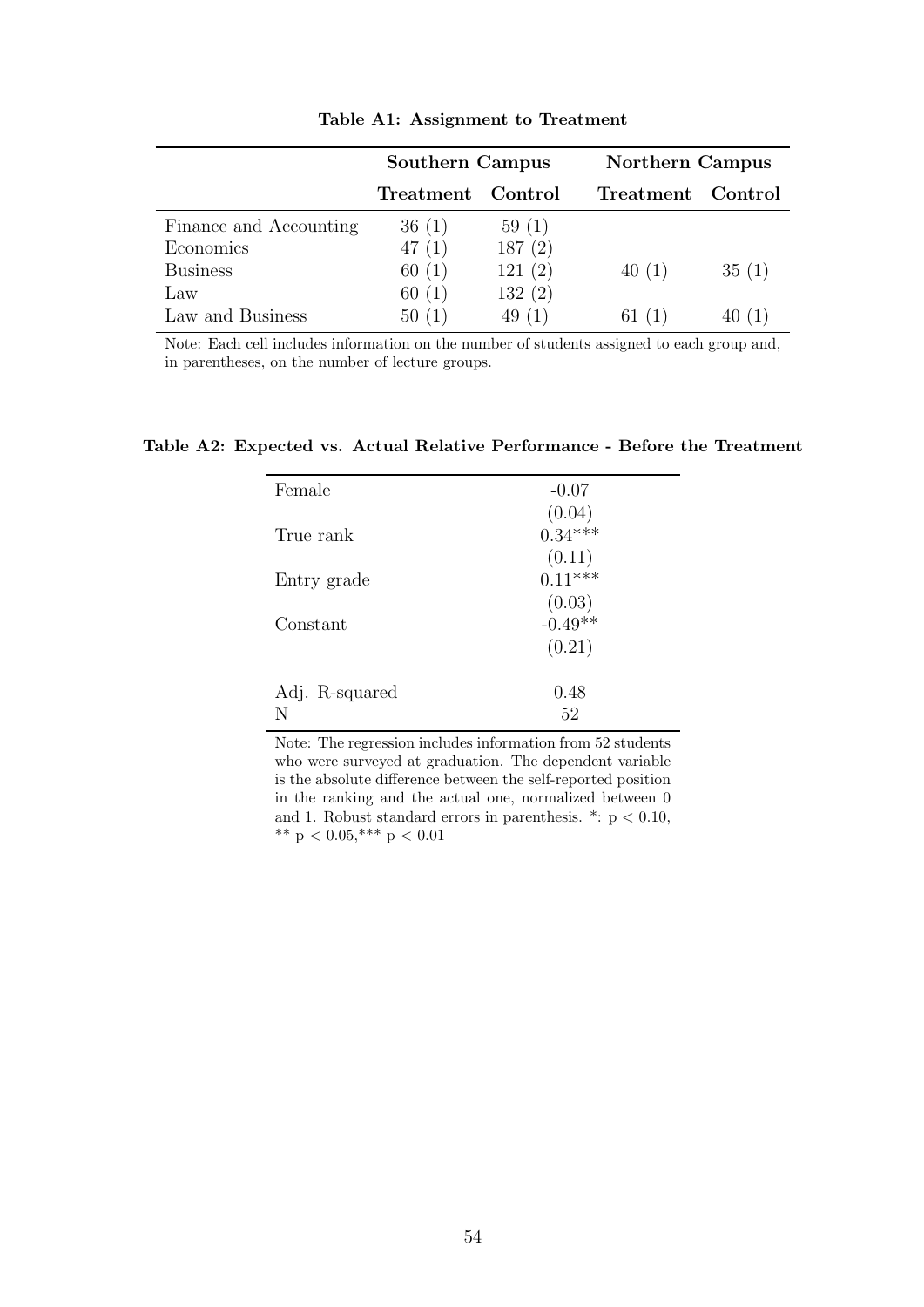**Table A1: Assignment to Treatment**

| | Southern Campus | | Northern Campus | |
|---|---|---|---|---|
| | **Treatment** | **Control** | **Treatment** | **Control** |
| Finance and Accounting | 36 (1) | 59 (1) | | |
| Economics | 47 (1) | 187 (2) | | |
| Business | 60 (1) | 121 (2) | 40 (1) | 35 (1) |
| Law | 60 (1) | 132 (2) | | |
| Law and Business | 50 (1) | 49 (1) | 61 (1) | 40 (1) |

Note: Each cell includes information on the number of students assigned to each group and, in parentheses, on the number of lecture groups.

**Table A2: Expected vs. Actual Relative Performance - Before the Treatment**

| | |
|---|---|
| Female | -0.07 |
| | (0.04) |
| True rank | 0.34*** |
| | (0.11) |
| Entry grade | 0.11*** |
| | (0.03) |
| Constant | -0.49** |
| | (0.21) |
| | |
| Adj. R-squared | 0.48 |
| N | 52 |

Note: The regression includes information from 52 students who were surveyed at graduation. The dependent variable is the absolute difference between the self-reported position in the ranking and the actual one, normalized between 0 and 1. Robust standard errors in parenthesis. *: $p < 0.10$, ** $p < 0.05$,*** $p < 0.01$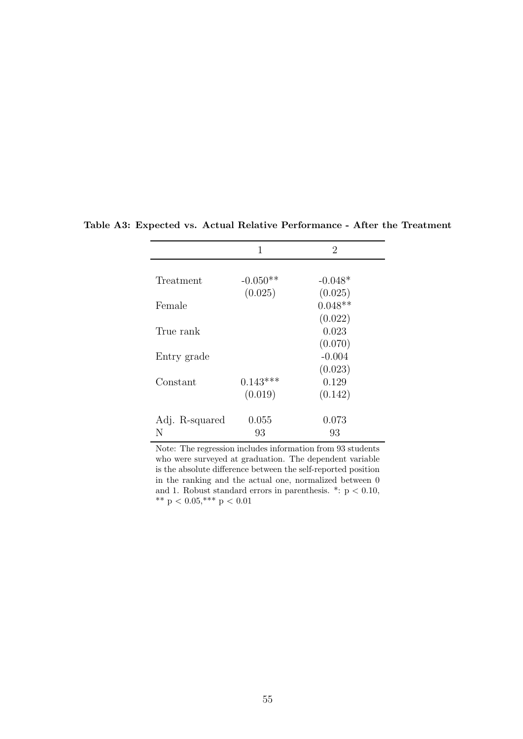**Table A3: Expected vs. Actual Relative Performance - After the Treatment**

| | 1 | 2 |
|---|---|---|
| Treatment | -0.050** | -0.048* |
| | (0.025) | (0.025) |
| Female | | 0.048** |
| | | (0.022) |
| True rank | | 0.023 |
| | | (0.070) |
| Entry grade | | -0.004 |
| | | (0.023) |
| Constant | 0.143*** | 0.129 |
| | (0.019) | (0.142) |
| Adj. R-squared | 0.055 | 0.073 |
| N | 93 | 93 |

Note: The regression includes information from 93 students who were surveyed at graduation. The dependent variable is the absolute difference between the self-reported position in the ranking and the actual one, normalized between 0 and 1. Robust standard errors in parenthesis. *: $p < 0.10$, ** $p < 0.05$,*** $p < 0.01$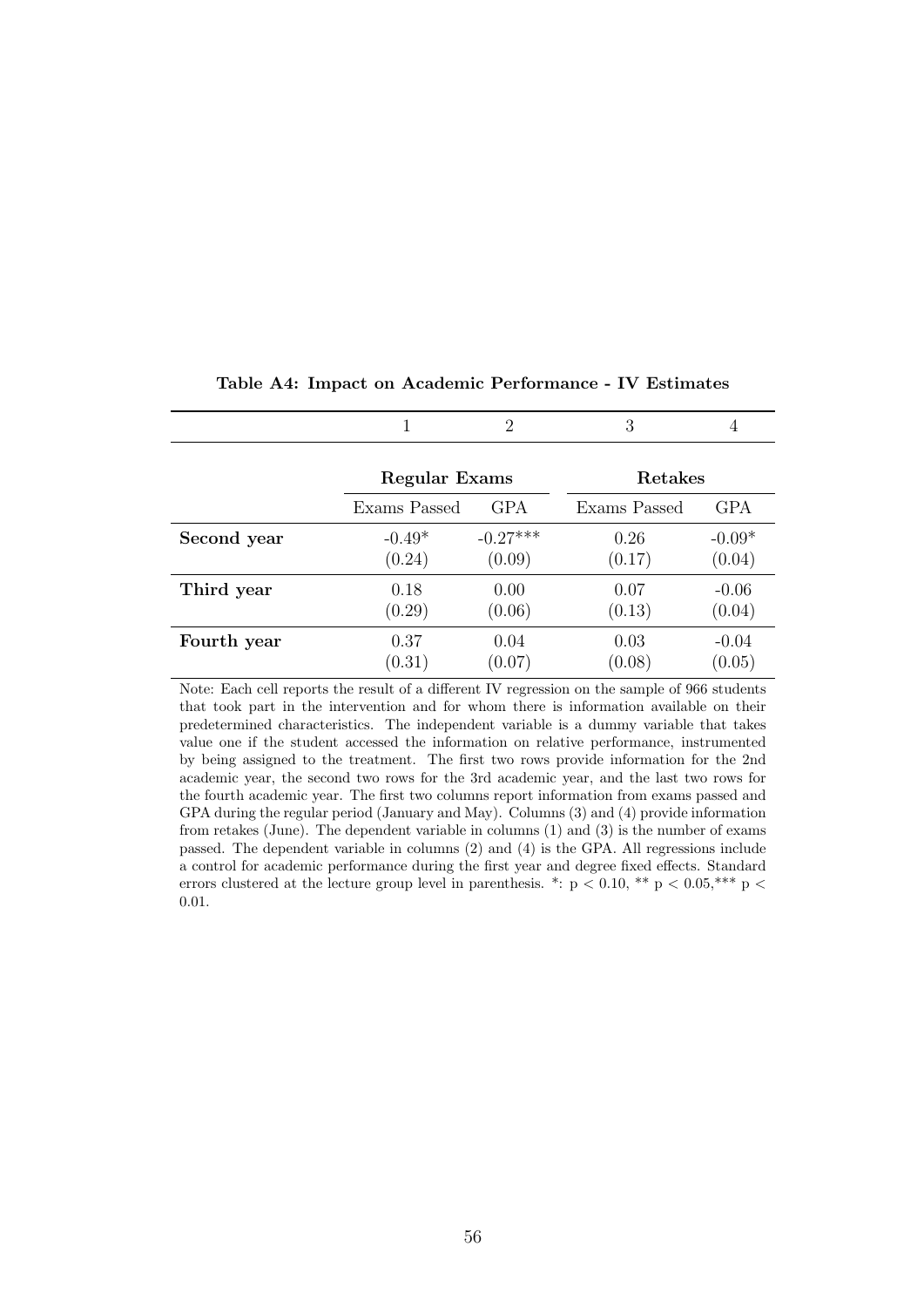**Table A4: Impact on Academic Performance - IV Estimates**

| | 1 | 2 | 3 | 4 |
|---|---|---|---|---|
| | **Regular Exams** | | **Retakes** | |
| | Exams Passed | GPA | Exams Passed | GPA |
| **Second year** | -0.49* | -0.27*** | 0.26 | -0.09* |
| | (0.24) | (0.09) | (0.17) | (0.04) |
| **Third year** | 0.18 | 0.00 | 0.07 | -0.06 |
| | (0.29) | (0.06) | (0.13) | (0.04) |
| **Fourth year** | 0.37 | 0.04 | 0.03 | -0.04 |
| | (0.31) | (0.07) | (0.08) | (0.05) |

Note: Each cell reports the result of a different IV regression on the sample of 966 students that took part in the intervention and for whom there is information available on their predetermined characteristics. The independent variable is a dummy variable that takes value one if the student accessed the information on relative performance, instrumented by being assigned to the treatment. The first two rows provide information for the 2nd academic year, the second two rows for the 3rd academic year, and the last two rows for the fourth academic year. The first two columns report information from exams passed and GPA during the regular period (January and May). Columns (3) and (4) provide information from retakes (June). The dependent variable in columns (1) and (3) is the number of exams passed. The dependent variable in columns (2) and (4) is the GPA. All regressions include a control for academic performance during the first year and degree fixed effects. Standard errors clustered at the lecture group level in parenthesis. *: $p < 0.10$, ** $p < 0.05$,*** $p < 0.01$.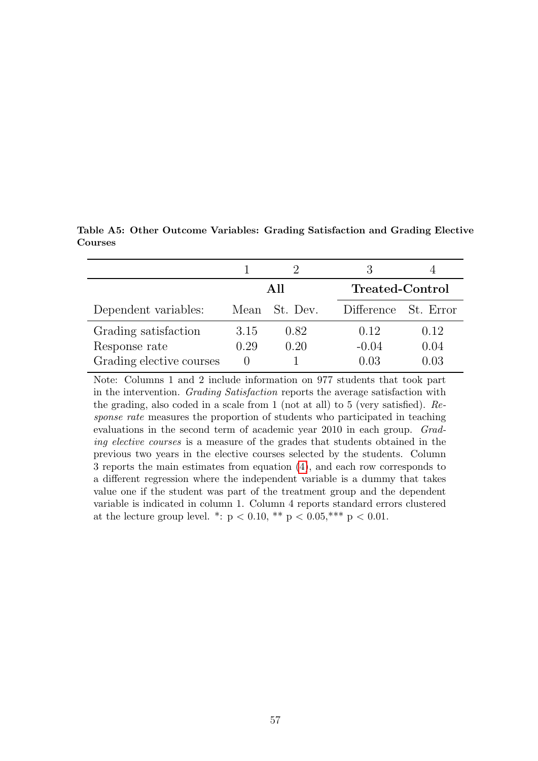**Table A5: Other Outcome Variables: Grading Satisfaction and Grading Elective Courses**

| | 1 | 2 | 3 | 4 |
|---|---|---|---|---|
| | **All** | | **Treated-Control** | |
| Dependent variables: | Mean | St. Dev. | Difference | St. Error |
| Grading satisfaction | 3.15 | 0.82 | 0.12 | 0.12 |
| Response rate | 0.29 | 0.20 | -0.04 | 0.04 |
| Grading elective courses | 0 | 1 | 0.03 | 0.03 |

Note: Columns 1 and 2 include information on 977 students that took part in the intervention. *Grading Satisfaction* reports the average satisfaction with the grading, also coded in a scale from 1 (not at all) to 5 (very satisfied). *Response rate* measures the proportion of students who participated in teaching evaluations in the second term of academic year 2010 in each group. *Grading elective courses* is a measure of the grades that students obtained in the previous two years in the elective courses selected by the students. Column 3 reports the main estimates from equation (4), and each row corresponds to a different regression where the independent variable is a dummy that takes value one if the student was part of the treatment group and the dependent variable is indicated in column 1. Column 4 reports standard errors clustered at the lecture group level. *: $p < 0.10$, ** $p < 0.05$,*** $p < 0.01$.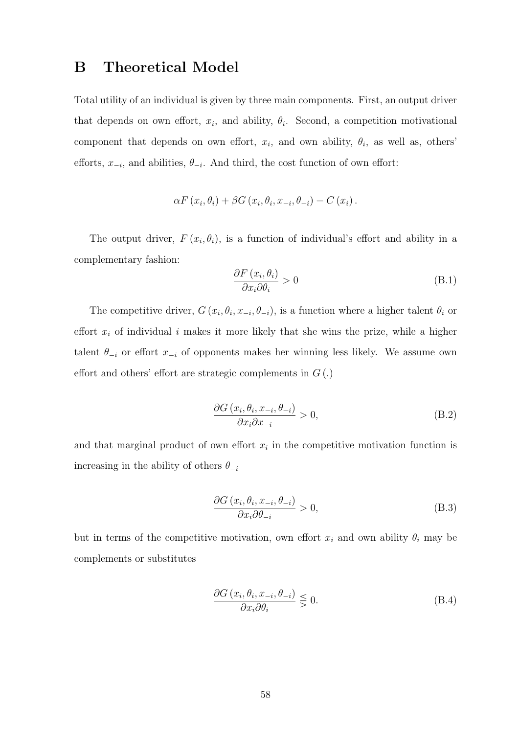# B Theoretical Model

Total utility of an individual is given by three main components. First, an output driver that depends on own effort, $x_i$, and ability, $\theta_i$. Second, a competition motivational component that depends on own effort, $x_i$, and own ability, $\theta_i$, as well as, others' efforts, $x_{-i}$, and abilities, $\theta_{-i}$. And third, the cost function of own effort:

$$\alpha F(x_i, \theta_i) + \beta G(x_i, \theta_i, x_{-i}, \theta_{-i}) - C(x_i).$$

The output driver, $F(x_i, \theta_i)$, is a function of individual's effort and ability in a complementary fashion:

$$\frac{\partial F(x_i, \theta_i)}{\partial x_i \partial \theta_i} > 0 \tag{B.1}$$

The competitive driver, $G(x_i, \theta_i, x_{-i}, \theta_{-i})$, is a function where a higher talent $\theta_i$ or effort $x_i$ of individual $i$ makes it more likely that she wins the prize, while a higher talent $\theta_{-i}$ or effort $x_{-i}$ of opponents makes her winning less likely. We assume own effort and others' effort are strategic complements in $G(.)$

$$\frac{\partial G(x_i, \theta_i, x_{-i}, \theta_{-i})}{\partial x_i \partial x_{-i}} > 0, \tag{B.2}$$

and that marginal product of own effort $x_i$ in the competitive motivation function is increasing in the ability of others $\theta_{-i}$

$$\frac{\partial G(x_i, \theta_i, x_{-i}, \theta_{-i})}{\partial x_i \partial \theta_{-i}} > 0, \tag{B.3}$$

but in terms of the competitive motivation, own effort $x_i$ and own ability $\theta_i$ may be complements or substitutes

$$\frac{\partial G(x_i, \theta_i, x_{-i}, \theta_{-i})}{\partial x_i \partial \theta_i} \lesseqgtr 0. \tag{B.4}$$